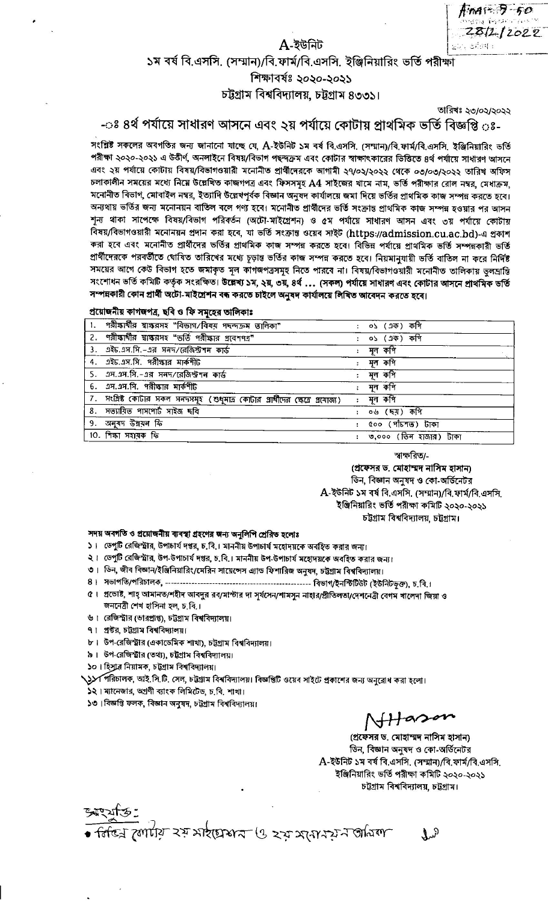A-ইউনিট

১ম বর্ষ বি.এসসি. (সম্মান)/বি.ফার্ম/বি.এসসি. ইঞ্জিনিয়ারিং ভর্তি পরীক্ষা

শিক্ষাবর্ষঃ ২০২০-২০২১

চট্টগ্রাম বিশ্ববিদ্যালয়, চট্টগ্রাম ৪৩৩১।

তারিখঃ ২৩/০২/২০২২

## -ঃ ৪র্থ পর্যায়ে সাধারণ আসনে এবং ২য় পর্যায়ে কোটায় প্রাথমিক ভর্তি বিজ্ঞপ্তি ঃ-

সংশ্লিষ্ট সকলের অবগতির জন্য জানানো যাচ্ছে যে, A-ইউনিট ১ম বর্ষ বি.এসসি. (সম্মান)/বি.ফার্ম/বি.এসসি. ইঞ্জিনিয়ারিং ভর্তি পরীক্ষা ২০২০-২০২১ এ উত্তীর্ণ, অনলাইনে বিষয়/বিভাগ পছন্দক্রম এবং কোটার স্বাক্ষাৎকারের ভিত্তিতে ৪র্থ পর্যায়ে সাধারণ আসনে এবং ২য় পর্যায়ে কোটায় বিষয়/বিভাগওয়ারী মনোনীত প্রার্থীদেরকে আগামী ২৭/০২/২০২২ থেকে ০৩/০৩/২০২২ তারিখ অফিস চলাকালীন সময়ের মধ্যে নিম্নে উল্লেখিত কাগজপত্র এবং ফিসসমূহ A4 সাইজের খামে নাম, ভর্তি পরীক্ষার রোল নম্বর, মেধাক্রম, মনোনীত বিভাগ, মোবাইল নম্বর, ইত্যাদি উল্লেখপূর্বক বিজ্ঞান অনুষদ কার্যালয়ে জমা দিয়ে ভর্তির প্রাথমিক কাজ সম্পন্ন করতে হবে। অন্যথায় ভর্তির জন্য মনোনয়ন বাতিল বলে গণ্য হবে। মনোনীত প্রার্থীদের ভর্তি সংক্রান্ত প্রাথমিক কাজ সম্পন্ন হওয়ার পর আসন শূন্য থাকা সাপেক্ষে বিষয়/বিভাগ পরিবর্তন (অটো-মাইগ্রেশন) ও ৫ম পর্যায়ে সাধারণ আসন এবং ৩য় পর্যায়ে কোটায় বিষয়/বিভাগওয়ারী মনোনয়ন প্রদান করা হবে, যা ভর্তি সংক্রান্ত ওয়েব সাইট (https://admission.cu.ac.bd)-এ প্রকাশ করা হবে এবং মনোনীত প্রার্থীদের ভর্তির প্রাথমিক কাজ সম্পন্ন করতে হবে। বিভিন্ন পর্যায়ে প্রাথমিক ভর্তি সম্পন্নকারী ভর্তি প্রার্থীদেরকে পরবর্তীতে ঘোষিত তারিখের মধ্যে চূড়ান্ত ভর্তির কাজ সম্পন্ন করতে হবে। নিয়মানুযায়ী ভর্তি বাতিল না করে নির্দিষ্ট সময়ের আগে কেউ বিভাগ হতে জমাকৃত মূল কাগজপত্রসমূহ নিতে পারবে না। বিষয়/বিভাগওয়ারী মনোনীত তালিকায় ভুলভ্রান্তি সংশোধন ভর্তি কমিটি কর্তৃক সংরক্ষিত। **উল্লেখ্য ১ম, ২য়, ৩য়, ৪র্থ ... (সকল) পর্যায়ে সাধারণ এবং কোটার আসনে প্রাথমিক ভর্তি সম্পন্নকারী কোন প্রার্থী অটো-মাইগ্রেশন বন্ধ করতে চাইলে অনুষদ কার্যালয়ে লিখিত আবেদন করতে হবে।**

**প্রয়োজনীয় কাগজপত্র, ছবি ও ফি সমূহের তালিকাঃ**

| | | | |
|---|---|---|---|
| 1. | পরীক্ষার্থীর স্বাক্ষরসহ "বিভাগ/বিষয় পছন্দক্রম তালিকা" | : | ০১ (এক) কপি |
| 2. | পরীক্ষার্থীর স্বাক্ষরসহ "ভর্তি পরীক্ষার প্রবেশপত্র" | : | ০১ (এক) কপি |
| 3. | এইচ.এস.সি.-এর সনদ/রেজিস্ট্রেশন কার্ড | : | মূল কপি |
| 4. | এইচ.এস.সি. পরীক্ষার মার্কশীট | : | মূল কপি |
| 5. | এস.এস.সি.-এর সনদ/রেজিস্ট্রেশন কার্ড | : | মূল কপি |
| 6. | এস.এস.সি. পরীক্ষার মার্কশীট | : | মূল কপি |
| 7. | সংশ্লিষ্ট কোটার সকল সনদসমূহ (শুধুমাত্র কোটার প্রার্থীদের ক্ষেত্রে প্রযোজ্য) | : | মূল কপি |
| 8. | সত্যায়িত পাসপোর্ট সাইজ ছবি | : | ০৬ (ছয়) কপি |
| 9. | অনুষদ উন্নয়ন ফি | : | ৫০০ (পাঁচশত) টাকা |
| 10. | শিক্ষা সহায়ক ফি | : | ৩,০০০ (তিন হাজার) টাকা |

স্বাক্ষরিত/-

**(প্রফেসর ড. মোহাম্মদ নাসিম হাসান)**
ডিন, বিজ্ঞান অনুষদ ও কো-অর্ডিনেটর
A-ইউনিট ১ম বর্ষ বি.এসসি. (সম্মান)/বি.ফার্ম/বি.এসসি.
ইঞ্জিনিয়ারিং ভর্তি পরীক্ষা কমিটি ২০২০-২০২১
চট্টগ্রাম বিশ্ববিদ্যালয়, চট্টগ্রাম।

**সদয় অবগতি ও প্রয়োজনীয় ব্যবস্থা গ্রহণের জন্য অনুলিপি প্রেরিত হলোঃ**

১। ডেপুটি রেজিস্ট্রার, উপাচার্য দপ্তর, চ.বি.। মাননীয় উপাচার্য মহোদয়কে অবহিত করার জন্য।
২। ডেপুটি রেজিস্ট্রার, উপ-উপাচার্য দপ্তর, চ.বি.। মাননীয় উপ-উপাচার্য মহোদয়কে অবহিত করার জন্য।
৩। ডিন, জীব বিজ্ঞান/ইঞ্জিনিয়ারিং/মেরিন সায়েন্সেস এ্যান্ড ফিশারিজ অনুষদ, চট্টগ্রাম বিশ্ববিদ্যালয়।
৪। সভাপতি/পরিচালক, ------------------------------------------------ বিভাগ/ইনস্টিটিউট (ইউনিটভুক্ত), চ.বি.।
৫। প্রভোষ্ট, শাহ্ আমানত/শহীদ আবদুর রব/মাস্টার দা সূর্যসেন/শামসুন নাহার/প্রীতিলতা/দেশনেত্রী বেগম খালেদা জিয়া ও জননেত্রী শেখ হাসিনা হল, চ.বি.।
৬। রেজিস্ট্রার (ভারপ্রাপ্ত), চট্টগ্রাম বিশ্ববিদ্যালয়।
৭। প্রক্টর, চট্টগ্রাম বিশ্ববিদ্যালয়।
৮। উপ-রেজিস্ট্রার (একাডেমিক শাখা), চট্টগ্রাম বিশ্ববিদ্যালয়।
৯। উপ-রেজিস্ট্রার (তথ্য), চট্টগ্রাম বিশ্ববিদ্যালয়।
১০। হিসাব নিয়ামক, চট্টগ্রাম বিশ্ববিদ্যালয়।
১১। পরিচালক, আই.সি.টি. সেল, চট্টগ্রাম বিশ্ববিদ্যালয়। বিজ্ঞপ্তিটি ওয়েব সাইটে প্রকাশের জন্য অনুরোধ করা হলো।
১২। ম্যানেজার, অগ্রণী ব্যাংক লিমিটেড, চ.বি. শাখা।
১৩। বিজ্ঞপ্তি ফলক, বিজ্ঞান অনুষদ, চট্টগ্রাম বিশ্ববিদ্যালয়।

NHasan

**(প্রফেসর ড. মোহাম্মদ নাসিম হাসান)**
ডিন, বিজ্ঞান অনুষদ ও কো-অর্ডিনেটর
A-ইউনিট ১ম বর্ষ বি.এসসি. (সম্মান)/বি.ফার্ম/বি.এসসি.
ইঞ্জিনিয়ারিং ভর্তি পরীক্ষা কমিটি ২০২০-২০২১
চট্টগ্রাম বিশ্ববিদ্যালয়, চট্টগ্রাম।

সংযুক্তি:
- বিভিন্ন কোটায় ২য় মাইগ্রেশন ও ২য় মনোনয়ন তালিকা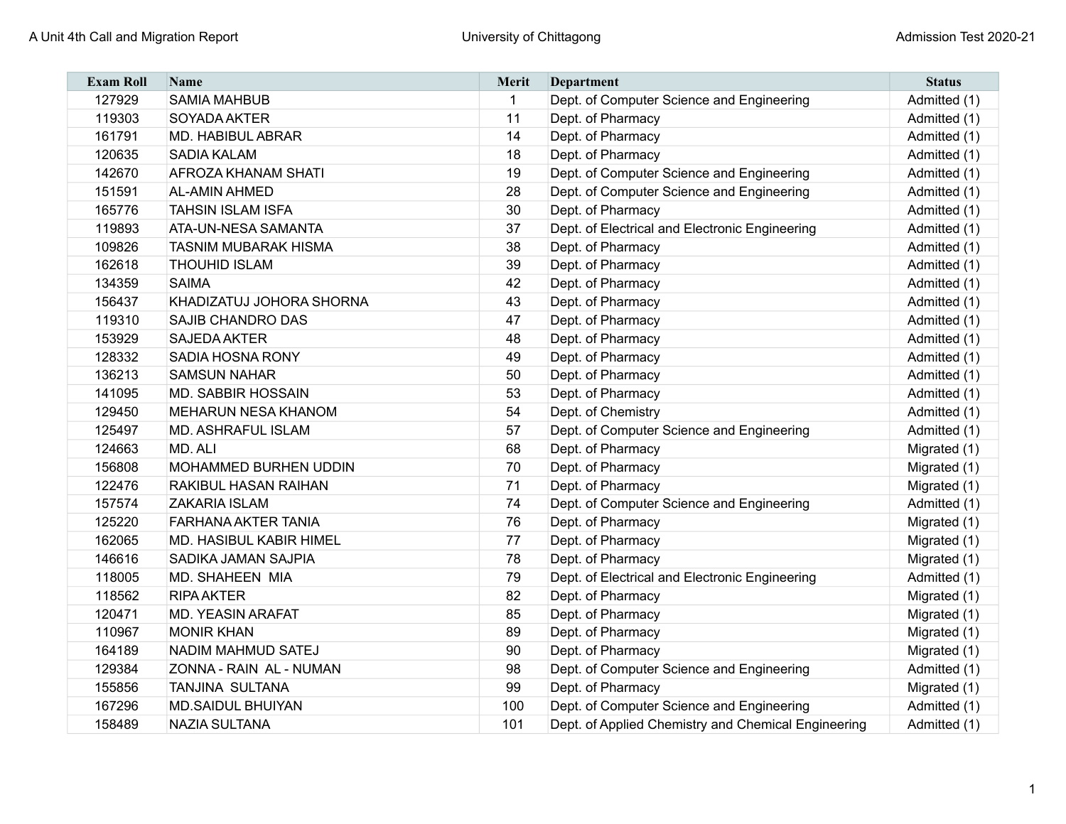| Exam Roll | Name | Merit | Department | Status |
|---|---|---|---|---|
| 127929 | SAMIA MAHBUB | 1 | Dept. of Computer Science and Engineering | Admitted (1) |
| 119303 | SOYADA AKTER | 11 | Dept. of Pharmacy | Admitted (1) |
| 161791 | MD. HABIBUL ABRAR | 14 | Dept. of Pharmacy | Admitted (1) |
| 120635 | SADIA KALAM | 18 | Dept. of Pharmacy | Admitted (1) |
| 142670 | AFROZA KHANAM SHATI | 19 | Dept. of Computer Science and Engineering | Admitted (1) |
| 151591 | AL-AMIN AHMED | 28 | Dept. of Computer Science and Engineering | Admitted (1) |
| 165776 | TAHSIN ISLAM ISFA | 30 | Dept. of Pharmacy | Admitted (1) |
| 119893 | ATA-UN-NESA SAMANTA | 37 | Dept. of Electrical and Electronic Engineering | Admitted (1) |
| 109826 | TASNIM MUBARAK HISMA | 38 | Dept. of Pharmacy | Admitted (1) |
| 162618 | THOUHID ISLAM | 39 | Dept. of Pharmacy | Admitted (1) |
| 134359 | SAIMA | 42 | Dept. of Pharmacy | Admitted (1) |
| 156437 | KHADIZATUJ JOHORA SHORNA | 43 | Dept. of Pharmacy | Admitted (1) |
| 119310 | SAJIB CHANDRO DAS | 47 | Dept. of Pharmacy | Admitted (1) |
| 153929 | SAJEDA AKTER | 48 | Dept. of Pharmacy | Admitted (1) |
| 128332 | SADIA HOSNA RONY | 49 | Dept. of Pharmacy | Admitted (1) |
| 136213 | SAMSUN NAHAR | 50 | Dept. of Pharmacy | Admitted (1) |
| 141095 | MD. SABBIR HOSSAIN | 53 | Dept. of Pharmacy | Admitted (1) |
| 129450 | MEHARUN NESA KHANOM | 54 | Dept. of Chemistry | Admitted (1) |
| 125497 | MD. ASHRAFUL ISLAM | 57 | Dept. of Computer Science and Engineering | Admitted (1) |
| 124663 | MD. ALI | 68 | Dept. of Pharmacy | Migrated (1) |
| 156808 | MOHAMMED BURHEN UDDIN | 70 | Dept. of Pharmacy | Migrated (1) |
| 122476 | RAKIBUL HASAN RAIHAN | 71 | Dept. of Pharmacy | Migrated (1) |
| 157574 | ZAKARIA ISLAM | 74 | Dept. of Computer Science and Engineering | Admitted (1) |
| 125220 | FARHANA AKTER TANIA | 76 | Dept. of Pharmacy | Migrated (1) |
| 162065 | MD. HASIBUL KABIR HIMEL | 77 | Dept. of Pharmacy | Migrated (1) |
| 146616 | SADIKA JAMAN SAJPIA | 78 | Dept. of Pharmacy | Migrated (1) |
| 118005 | MD. SHAHEEN MIA | 79 | Dept. of Electrical and Electronic Engineering | Admitted (1) |
| 118562 | RIPA AKTER | 82 | Dept. of Pharmacy | Migrated (1) |
| 120471 | MD. YEASIN ARAFAT | 85 | Dept. of Pharmacy | Migrated (1) |
| 110967 | MONIR KHAN | 89 | Dept. of Pharmacy | Migrated (1) |
| 164189 | NADIM MAHMUD SATEJ | 90 | Dept. of Pharmacy | Migrated (1) |
| 129384 | ZONNA - RAIN AL - NUMAN | 98 | Dept. of Computer Science and Engineering | Admitted (1) |
| 155856 | TANJINA SULTANA | 99 | Dept. of Pharmacy | Migrated (1) |
| 167296 | MD.SAIDUL BHUIYAN | 100 | Dept. of Computer Science and Engineering | Admitted (1) |
| 158489 | NAZIA SULTANA | 101 | Dept. of Applied Chemistry and Chemical Engineering | Admitted (1) |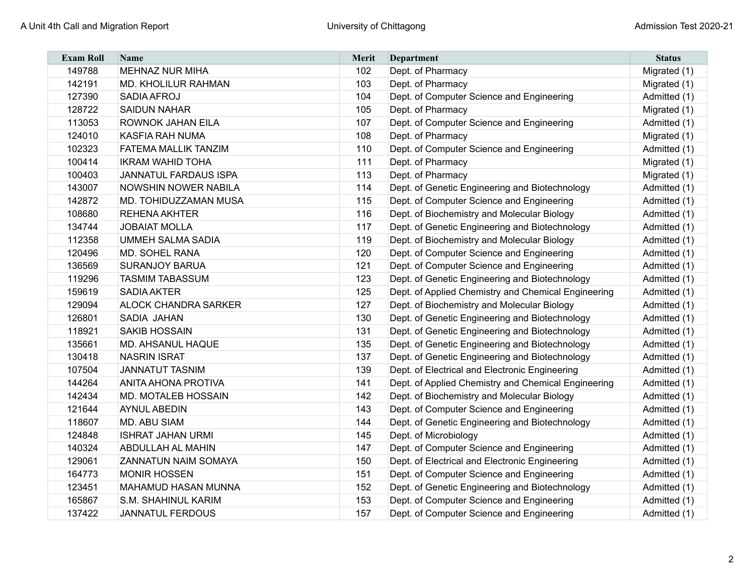| Exam Roll | Name | Merit | Department | Status |
|---|---|---|---|---|
| 149788 | MEHNAZ NUR MIHA | 102 | Dept. of Pharmacy | Migrated (1) |
| 142191 | MD. KHOLILUR RAHMAN | 103 | Dept. of Pharmacy | Migrated (1) |
| 127390 | SADIA AFROJ | 104 | Dept. of Computer Science and Engineering | Admitted (1) |
| 128722 | SAIDUN NAHAR | 105 | Dept. of Pharmacy | Migrated (1) |
| 113053 | ROWNOK JAHAN EILA | 107 | Dept. of Computer Science and Engineering | Admitted (1) |
| 124010 | KASFIA RAH NUMA | 108 | Dept. of Pharmacy | Migrated (1) |
| 102323 | FATEMA MALLIK TANZIM | 110 | Dept. of Computer Science and Engineering | Admitted (1) |
| 100414 | IKRAM WAHID TOHA | 111 | Dept. of Pharmacy | Migrated (1) |
| 100403 | JANNATUL FARDAUS ISPA | 113 | Dept. of Pharmacy | Migrated (1) |
| 143007 | NOWSHIN NOWER NABILA | 114 | Dept. of Genetic Engineering and Biotechnology | Admitted (1) |
| 142872 | MD. TOHIDUZZAMAN MUSA | 115 | Dept. of Computer Science and Engineering | Admitted (1) |
| 108680 | REHENA AKHTER | 116 | Dept. of Biochemistry and Molecular Biology | Admitted (1) |
| 134744 | JOBAIAT MOLLA | 117 | Dept. of Genetic Engineering and Biotechnology | Admitted (1) |
| 112358 | UMMEH SALMA SADIA | 119 | Dept. of Biochemistry and Molecular Biology | Admitted (1) |
| 120496 | MD. SOHEL RANA | 120 | Dept. of Computer Science and Engineering | Admitted (1) |
| 136569 | SURANJOY BARUA | 121 | Dept. of Computer Science and Engineering | Admitted (1) |
| 119296 | TASMIM TABASSUM | 123 | Dept. of Genetic Engineering and Biotechnology | Admitted (1) |
| 159619 | SADIA AKTER | 125 | Dept. of Applied Chemistry and Chemical Engineering | Admitted (1) |
| 129094 | ALOCK CHANDRA SARKER | 127 | Dept. of Biochemistry and Molecular Biology | Admitted (1) |
| 126801 | SADIA JAHAN | 130 | Dept. of Genetic Engineering and Biotechnology | Admitted (1) |
| 118921 | SAKIB HOSSAIN | 131 | Dept. of Genetic Engineering and Biotechnology | Admitted (1) |
| 135661 | MD. AHSANUL HAQUE | 135 | Dept. of Genetic Engineering and Biotechnology | Admitted (1) |
| 130418 | NASRIN ISRAT | 137 | Dept. of Genetic Engineering and Biotechnology | Admitted (1) |
| 107504 | JANNATUT TASNIM | 139 | Dept. of Electrical and Electronic Engineering | Admitted (1) |
| 144264 | ANITA AHONA PROTIVA | 141 | Dept. of Applied Chemistry and Chemical Engineering | Admitted (1) |
| 142434 | MD. MOTALEB HOSSAIN | 142 | Dept. of Biochemistry and Molecular Biology | Admitted (1) |
| 121644 | AYNUL ABEDIN | 143 | Dept. of Computer Science and Engineering | Admitted (1) |
| 118607 | MD. ABU SIAM | 144 | Dept. of Genetic Engineering and Biotechnology | Admitted (1) |
| 124848 | ISHRAT JAHAN URMI | 145 | Dept. of Microbiology | Admitted (1) |
| 140324 | ABDULLAH AL MAHIN | 147 | Dept. of Computer Science and Engineering | Admitted (1) |
| 129061 | ZANNATUN NAIM SOMAYA | 150 | Dept. of Electrical and Electronic Engineering | Admitted (1) |
| 164773 | MONIR HOSSEN | 151 | Dept. of Computer Science and Engineering | Admitted (1) |
| 123451 | MAHAMUD HASAN MUNNA | 152 | Dept. of Genetic Engineering and Biotechnology | Admitted (1) |
| 165867 | S.M. SHAHINUL KARIM | 153 | Dept. of Computer Science and Engineering | Admitted (1) |
| 137422 | JANNATUL FERDOUS | 157 | Dept. of Computer Science and Engineering | Admitted (1) |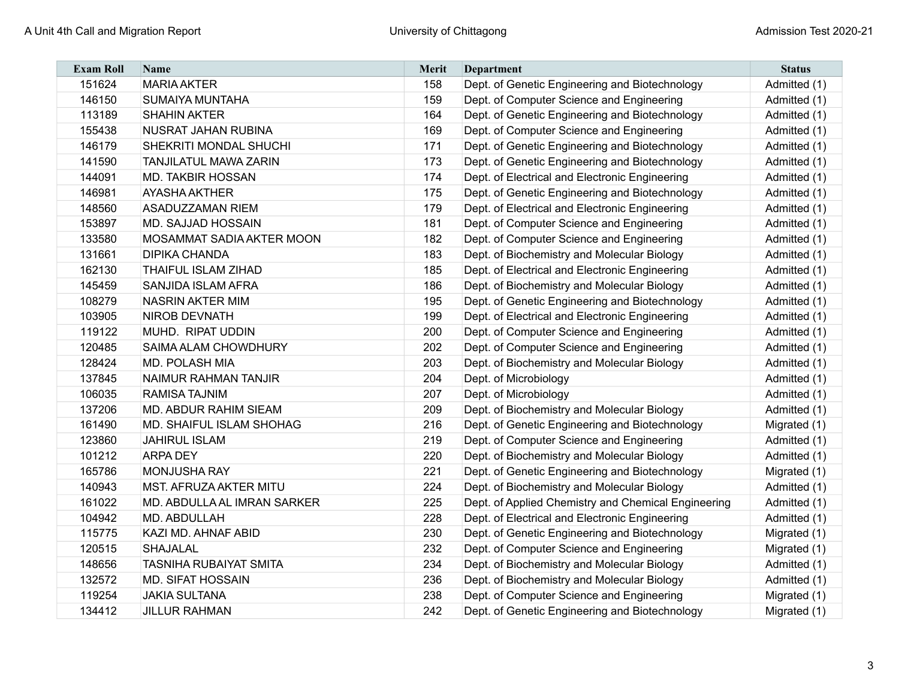| Exam Roll | Name | Merit | Department | Status |
|---|---|---|---|---|
| 151624 | MARIA AKTER | 158 | Dept. of Genetic Engineering and Biotechnology | Admitted (1) |
| 146150 | SUMAIYA MUNTAHA | 159 | Dept. of Computer Science and Engineering | Admitted (1) |
| 113189 | SHAHIN AKTER | 164 | Dept. of Genetic Engineering and Biotechnology | Admitted (1) |
| 155438 | NUSRAT JAHAN RUBINA | 169 | Dept. of Computer Science and Engineering | Admitted (1) |
| 146179 | SHEKRITI MONDAL SHUCHI | 171 | Dept. of Genetic Engineering and Biotechnology | Admitted (1) |
| 141590 | TANJILATUL MAWA ZARIN | 173 | Dept. of Genetic Engineering and Biotechnology | Admitted (1) |
| 144091 | MD. TAKBIR HOSSAN | 174 | Dept. of Electrical and Electronic Engineering | Admitted (1) |
| 146981 | AYASHA AKTHER | 175 | Dept. of Genetic Engineering and Biotechnology | Admitted (1) |
| 148560 | ASADUZZAMAN RIEM | 179 | Dept. of Electrical and Electronic Engineering | Admitted (1) |
| 153897 | MD. SAJJAD HOSSAIN | 181 | Dept. of Computer Science and Engineering | Admitted (1) |
| 133580 | MOSAMMAT SADIA AKTER MOON | 182 | Dept. of Computer Science and Engineering | Admitted (1) |
| 131661 | DIPIKA CHANDA | 183 | Dept. of Biochemistry and Molecular Biology | Admitted (1) |
| 162130 | THAIFUL ISLAM ZIHAD | 185 | Dept. of Electrical and Electronic Engineering | Admitted (1) |
| 145459 | SANJIDA ISLAM AFRA | 186 | Dept. of Biochemistry and Molecular Biology | Admitted (1) |
| 108279 | NASRIN AKTER MIM | 195 | Dept. of Genetic Engineering and Biotechnology | Admitted (1) |
| 103905 | NIROB DEVNATH | 199 | Dept. of Electrical and Electronic Engineering | Admitted (1) |
| 119122 | MUHD.  RIPAT UDDIN | 200 | Dept. of Computer Science and Engineering | Admitted (1) |
| 120485 | SAIMA ALAM CHOWDHURY | 202 | Dept. of Computer Science and Engineering | Admitted (1) |
| 128424 | MD. POLASH MIA | 203 | Dept. of Biochemistry and Molecular Biology | Admitted (1) |
| 137845 | NAIMUR RAHMAN TANJIR | 204 | Dept. of Microbiology | Admitted (1) |
| 106035 | RAMISA TAJNIM | 207 | Dept. of Microbiology | Admitted (1) |
| 137206 | MD. ABDUR RAHIM SIEAM | 209 | Dept. of Biochemistry and Molecular Biology | Admitted (1) |
| 161490 | MD. SHAIFUL ISLAM SHOHAG | 216 | Dept. of Genetic Engineering and Biotechnology | Migrated (1) |
| 123860 | JAHIRUL ISLAM | 219 | Dept. of Computer Science and Engineering | Admitted (1) |
| 101212 | ARPA DEY | 220 | Dept. of Biochemistry and Molecular Biology | Admitted (1) |
| 165786 | MONJUSHA RAY | 221 | Dept. of Genetic Engineering and Biotechnology | Migrated (1) |
| 140943 | MST. AFRUZA AKTER MITU | 224 | Dept. of Biochemistry and Molecular Biology | Admitted (1) |
| 161022 | MD. ABDULLA AL IMRAN SARKER | 225 | Dept. of Applied Chemistry and Chemical Engineering | Admitted (1) |
| 104942 | MD. ABDULLAH | 228 | Dept. of Electrical and Electronic Engineering | Admitted (1) |
| 115775 | KAZI MD. AHNAF ABID | 230 | Dept. of Genetic Engineering and Biotechnology | Migrated (1) |
| 120515 | SHAJALAL | 232 | Dept. of Computer Science and Engineering | Migrated (1) |
| 148656 | TASNIHA RUBAIYAT SMITA | 234 | Dept. of Biochemistry and Molecular Biology | Admitted (1) |
| 132572 | MD. SIFAT HOSSAIN | 236 | Dept. of Biochemistry and Molecular Biology | Admitted (1) |
| 119254 | JAKIA SULTANA | 238 | Dept. of Computer Science and Engineering | Migrated (1) |
| 134412 | JILLUR RAHMAN | 242 | Dept. of Genetic Engineering and Biotechnology | Migrated (1) |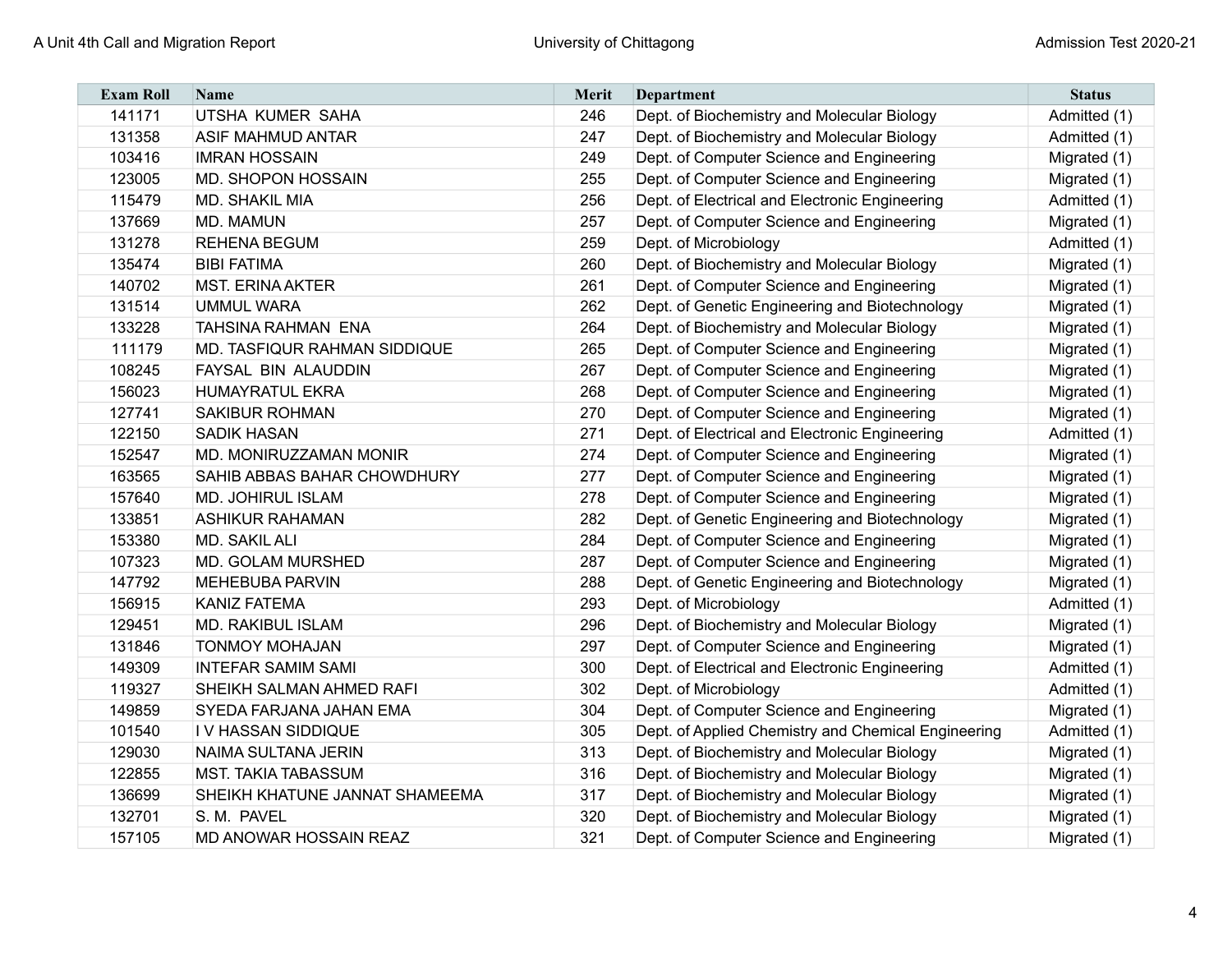| Exam Roll | Name | Merit | Department | Status |
|---|---|---|---|---|
| 141171 | UTSHA KUMER SAHA | 246 | Dept. of Biochemistry and Molecular Biology | Admitted (1) |
| 131358 | ASIF MAHMUD ANTAR | 247 | Dept. of Biochemistry and Molecular Biology | Admitted (1) |
| 103416 | IMRAN HOSSAIN | 249 | Dept. of Computer Science and Engineering | Migrated (1) |
| 123005 | MD. SHOPON HOSSAIN | 255 | Dept. of Computer Science and Engineering | Migrated (1) |
| 115479 | MD. SHAKIL MIA | 256 | Dept. of Electrical and Electronic Engineering | Admitted (1) |
| 137669 | MD. MAMUN | 257 | Dept. of Computer Science and Engineering | Migrated (1) |
| 131278 | REHENA BEGUM | 259 | Dept. of Microbiology | Admitted (1) |
| 135474 | BIBI FATIMA | 260 | Dept. of Biochemistry and Molecular Biology | Migrated (1) |
| 140702 | MST. ERINA AKTER | 261 | Dept. of Computer Science and Engineering | Migrated (1) |
| 131514 | UMMUL WARA | 262 | Dept. of Genetic Engineering and Biotechnology | Migrated (1) |
| 133228 | TAHSINA RAHMAN ENA | 264 | Dept. of Biochemistry and Molecular Biology | Migrated (1) |
| 111179 | MD. TASFIQUR RAHMAN SIDDIQUE | 265 | Dept. of Computer Science and Engineering | Migrated (1) |
| 108245 | FAYSAL BIN ALAUDDIN | 267 | Dept. of Computer Science and Engineering | Migrated (1) |
| 156023 | HUMAYRATUL EKRA | 268 | Dept. of Computer Science and Engineering | Migrated (1) |
| 127741 | SAKIBUR ROHMAN | 270 | Dept. of Computer Science and Engineering | Migrated (1) |
| 122150 | SADIK HASAN | 271 | Dept. of Electrical and Electronic Engineering | Admitted (1) |
| 152547 | MD. MONIRUZZAMAN MONIR | 274 | Dept. of Computer Science and Engineering | Migrated (1) |
| 163565 | SAHIB ABBAS BAHAR CHOWDHURY | 277 | Dept. of Computer Science and Engineering | Migrated (1) |
| 157640 | MD. JOHIRUL ISLAM | 278 | Dept. of Computer Science and Engineering | Migrated (1) |
| 133851 | ASHIKUR RAHAMAN | 282 | Dept. of Genetic Engineering and Biotechnology | Migrated (1) |
| 153380 | MD. SAKIL ALI | 284 | Dept. of Computer Science and Engineering | Migrated (1) |
| 107323 | MD. GOLAM MURSHED | 287 | Dept. of Computer Science and Engineering | Migrated (1) |
| 147792 | MEHEBUBA PARVIN | 288 | Dept. of Genetic Engineering and Biotechnology | Migrated (1) |
| 156915 | KANIZ FATEMA | 293 | Dept. of Microbiology | Admitted (1) |
| 129451 | MD. RAKIBUL ISLAM | 296 | Dept. of Biochemistry and Molecular Biology | Migrated (1) |
| 131846 | TONMOY MOHAJAN | 297 | Dept. of Computer Science and Engineering | Migrated (1) |
| 149309 | INTEFAR SAMIM SAMI | 300 | Dept. of Electrical and Electronic Engineering | Admitted (1) |
| 119327 | SHEIKH SALMAN AHMED RAFI | 302 | Dept. of Microbiology | Admitted (1) |
| 149859 | SYEDA FARJANA JAHAN EMA | 304 | Dept. of Computer Science and Engineering | Migrated (1) |
| 101540 | I V HASSAN SIDDIQUE | 305 | Dept. of Applied Chemistry and Chemical Engineering | Admitted (1) |
| 129030 | NAIMA SULTANA JERIN | 313 | Dept. of Biochemistry and Molecular Biology | Migrated (1) |
| 122855 | MST. TAKIA TABASSUM | 316 | Dept. of Biochemistry and Molecular Biology | Migrated (1) |
| 136699 | SHEIKH KHATUNE JANNAT SHAMEEMA | 317 | Dept. of Biochemistry and Molecular Biology | Migrated (1) |
| 132701 | S. M. PAVEL | 320 | Dept. of Biochemistry and Molecular Biology | Migrated (1) |
| 157105 | MD ANOWAR HOSSAIN REAZ | 321 | Dept. of Computer Science and Engineering | Migrated (1) |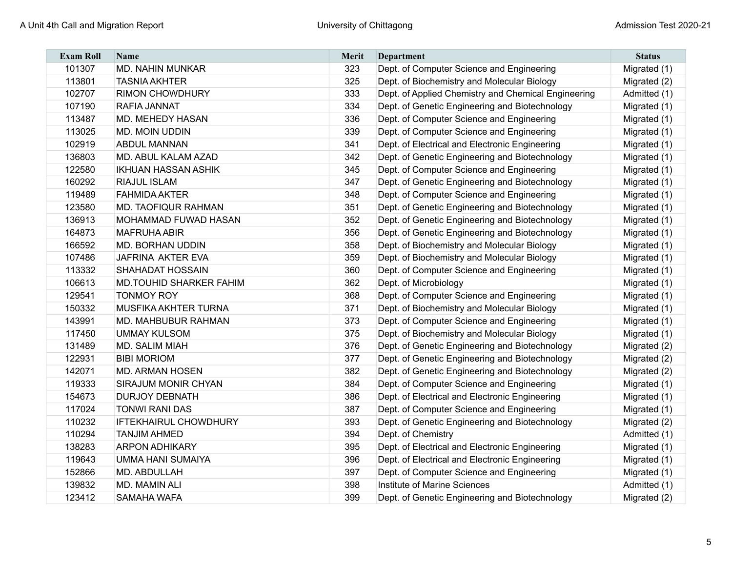| Exam Roll | Name | Merit | Department | Status |
|---|---|---|---|---|
| 101307 | MD. NAHIN MUNKAR | 323 | Dept. of Computer Science and Engineering | Migrated (1) |
| 113801 | TASNIA AKHTER | 325 | Dept. of Biochemistry and Molecular Biology | Migrated (2) |
| 102707 | RIMON CHOWDHURY | 333 | Dept. of Applied Chemistry and Chemical Engineering | Admitted (1) |
| 107190 | RAFIA JANNAT | 334 | Dept. of Genetic Engineering and Biotechnology | Migrated (1) |
| 113487 | MD. MEHEDY HASAN | 336 | Dept. of Computer Science and Engineering | Migrated (1) |
| 113025 | MD. MOIN UDDIN | 339 | Dept. of Computer Science and Engineering | Migrated (1) |
| 102919 | ABDUL MANNAN | 341 | Dept. of Electrical and Electronic Engineering | Migrated (1) |
| 136803 | MD. ABUL KALAM AZAD | 342 | Dept. of Genetic Engineering and Biotechnology | Migrated (1) |
| 122580 | IKHUAN HASSAN ASHIK | 345 | Dept. of Computer Science and Engineering | Migrated (1) |
| 160292 | RIAJUL ISLAM | 347 | Dept. of Genetic Engineering and Biotechnology | Migrated (1) |
| 119489 | FAHMIDA AKTER | 348 | Dept. of Computer Science and Engineering | Migrated (1) |
| 123580 | MD. TAOFIQUR RAHMAN | 351 | Dept. of Genetic Engineering and Biotechnology | Migrated (1) |
| 136913 | MOHAMMAD FUWAD HASAN | 352 | Dept. of Genetic Engineering and Biotechnology | Migrated (1) |
| 164873 | MAFRUHA ABIR | 356 | Dept. of Genetic Engineering and Biotechnology | Migrated (1) |
| 166592 | MD. BORHAN UDDIN | 358 | Dept. of Biochemistry and Molecular Biology | Migrated (1) |
| 107486 | JAFRINA AKTER EVA | 359 | Dept. of Biochemistry and Molecular Biology | Migrated (1) |
| 113332 | SHAHADAT HOSSAIN | 360 | Dept. of Computer Science and Engineering | Migrated (1) |
| 106613 | MD.TOUHID SHARKER FAHIM | 362 | Dept. of Microbiology | Migrated (1) |
| 129541 | TONMOY ROY | 368 | Dept. of Computer Science and Engineering | Migrated (1) |
| 150332 | MUSFIKA AKHTER TURNA | 371 | Dept. of Biochemistry and Molecular Biology | Migrated (1) |
| 143991 | MD. MAHBUBUR RAHMAN | 373 | Dept. of Computer Science and Engineering | Migrated (1) |
| 117450 | UMMAY KULSOM | 375 | Dept. of Biochemistry and Molecular Biology | Migrated (1) |
| 131489 | MD. SALIM MIAH | 376 | Dept. of Genetic Engineering and Biotechnology | Migrated (2) |
| 122931 | BIBI MORIOM | 377 | Dept. of Genetic Engineering and Biotechnology | Migrated (2) |
| 142071 | MD. ARMAN HOSEN | 382 | Dept. of Genetic Engineering and Biotechnology | Migrated (2) |
| 119333 | SIRAJUM MONIR CHYAN | 384 | Dept. of Computer Science and Engineering | Migrated (1) |
| 154673 | DURJOY DEBNATH | 386 | Dept. of Electrical and Electronic Engineering | Migrated (1) |
| 117024 | TONWI RANI DAS | 387 | Dept. of Computer Science and Engineering | Migrated (1) |
| 110232 | IFTEKHAIRUL CHOWDHURY | 393 | Dept. of Genetic Engineering and Biotechnology | Migrated (2) |
| 110294 | TANJIM AHMED | 394 | Dept. of Chemistry | Admitted (1) |
| 138283 | ARPON ADHIKARY | 395 | Dept. of Electrical and Electronic Engineering | Migrated (1) |
| 119643 | UMMA HANI SUMAIYA | 396 | Dept. of Electrical and Electronic Engineering | Migrated (1) |
| 152866 | MD. ABDULLAH | 397 | Dept. of Computer Science and Engineering | Migrated (1) |
| 139832 | MD. MAMIN ALI | 398 | Institute of Marine Sciences | Admitted (1) |
| 123412 | SAMAHA WAFA | 399 | Dept. of Genetic Engineering and Biotechnology | Migrated (2) |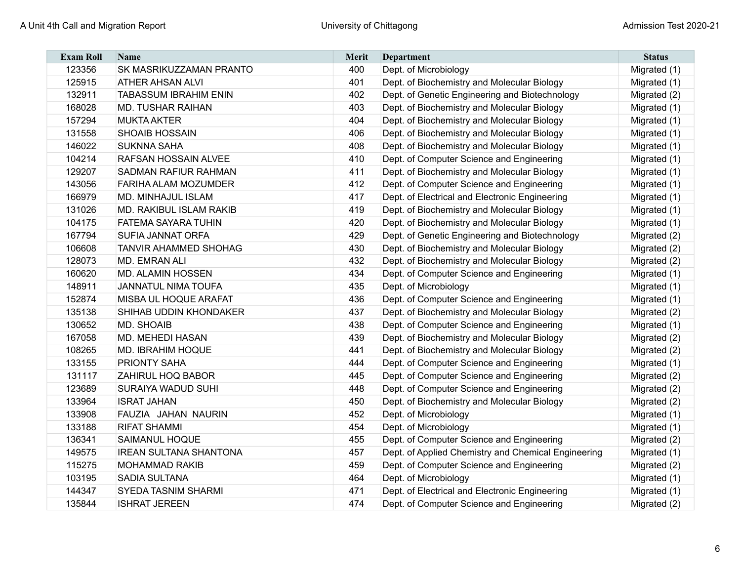| Exam Roll | Name | Merit | Department | Status |
|---|---|---|---|---|
| 123356 | SK MASRIKUZZAMAN PRANTO | 400 | Dept. of Microbiology | Migrated (1) |
| 125915 | ATHER AHSAN ALVI | 401 | Dept. of Biochemistry and Molecular Biology | Migrated (1) |
| 132911 | TABASSUM IBRAHIM ENIN | 402 | Dept. of Genetic Engineering and Biotechnology | Migrated (2) |
| 168028 | MD. TUSHAR RAIHAN | 403 | Dept. of Biochemistry and Molecular Biology | Migrated (1) |
| 157294 | MUKTA AKTER | 404 | Dept. of Biochemistry and Molecular Biology | Migrated (1) |
| 131558 | SHOAIB HOSSAIN | 406 | Dept. of Biochemistry and Molecular Biology | Migrated (1) |
| 146022 | SUKNNA SAHA | 408 | Dept. of Biochemistry and Molecular Biology | Migrated (1) |
| 104214 | RAFSAN HOSSAIN ALVEE | 410 | Dept. of Computer Science and Engineering | Migrated (1) |
| 129207 | SADMAN RAFIUR RAHMAN | 411 | Dept. of Biochemistry and Molecular Biology | Migrated (1) |
| 143056 | FARIHA ALAM MOZUMDER | 412 | Dept. of Computer Science and Engineering | Migrated (1) |
| 166979 | MD. MINHAJUL ISLAM | 417 | Dept. of Electrical and Electronic Engineering | Migrated (1) |
| 131026 | MD. RAKIBUL ISLAM RAKIB | 419 | Dept. of Biochemistry and Molecular Biology | Migrated (1) |
| 104175 | FATEMA SAYARA TUHIN | 420 | Dept. of Biochemistry and Molecular Biology | Migrated (1) |
| 167794 | SUFIA JANNAT ORFA | 429 | Dept. of Genetic Engineering and Biotechnology | Migrated (2) |
| 106608 | TANVIR AHAMMED SHOHAG | 430 | Dept. of Biochemistry and Molecular Biology | Migrated (2) |
| 128073 | MD. EMRAN ALI | 432 | Dept. of Biochemistry and Molecular Biology | Migrated (2) |
| 160620 | MD. ALAMIN HOSSEN | 434 | Dept. of Computer Science and Engineering | Migrated (1) |
| 148911 | JANNATUL NIMA TOUFA | 435 | Dept. of Microbiology | Migrated (1) |
| 152874 | MISBA UL HOQUE ARAFAT | 436 | Dept. of Computer Science and Engineering | Migrated (1) |
| 135138 | SHIHAB UDDIN KHONDAKER | 437 | Dept. of Biochemistry and Molecular Biology | Migrated (2) |
| 130652 | MD. SHOAIB | 438 | Dept. of Computer Science and Engineering | Migrated (1) |
| 167058 | MD. MEHEDI HASAN | 439 | Dept. of Biochemistry and Molecular Biology | Migrated (2) |
| 108265 | MD. IBRAHIM HOQUE | 441 | Dept. of Biochemistry and Molecular Biology | Migrated (2) |
| 133155 | PRIONTY SAHA | 444 | Dept. of Computer Science and Engineering | Migrated (1) |
| 131117 | ZAHIRUL HOQ BABOR | 445 | Dept. of Computer Science and Engineering | Migrated (2) |
| 123689 | SURAIYA WADUD SUHI | 448 | Dept. of Computer Science and Engineering | Migrated (2) |
| 133964 | ISRAT JAHAN | 450 | Dept. of Biochemistry and Molecular Biology | Migrated (2) |
| 133908 | FAUZIA JAHAN NAURIN | 452 | Dept. of Microbiology | Migrated (1) |
| 133188 | RIFAT SHAMMI | 454 | Dept. of Microbiology | Migrated (1) |
| 136341 | SAIMANUL HOQUE | 455 | Dept. of Computer Science and Engineering | Migrated (2) |
| 149575 | IREAN SULTANA SHANTONA | 457 | Dept. of Applied Chemistry and Chemical Engineering | Migrated (1) |
| 115275 | MOHAMMAD RAKIB | 459 | Dept. of Computer Science and Engineering | Migrated (2) |
| 103195 | SADIA SULTANA | 464 | Dept. of Microbiology | Migrated (1) |
| 144347 | SYEDA TASNIM SHARMI | 471 | Dept. of Electrical and Electronic Engineering | Migrated (1) |
| 135844 | ISHRAT JEREEN | 474 | Dept. of Computer Science and Engineering | Migrated (2) |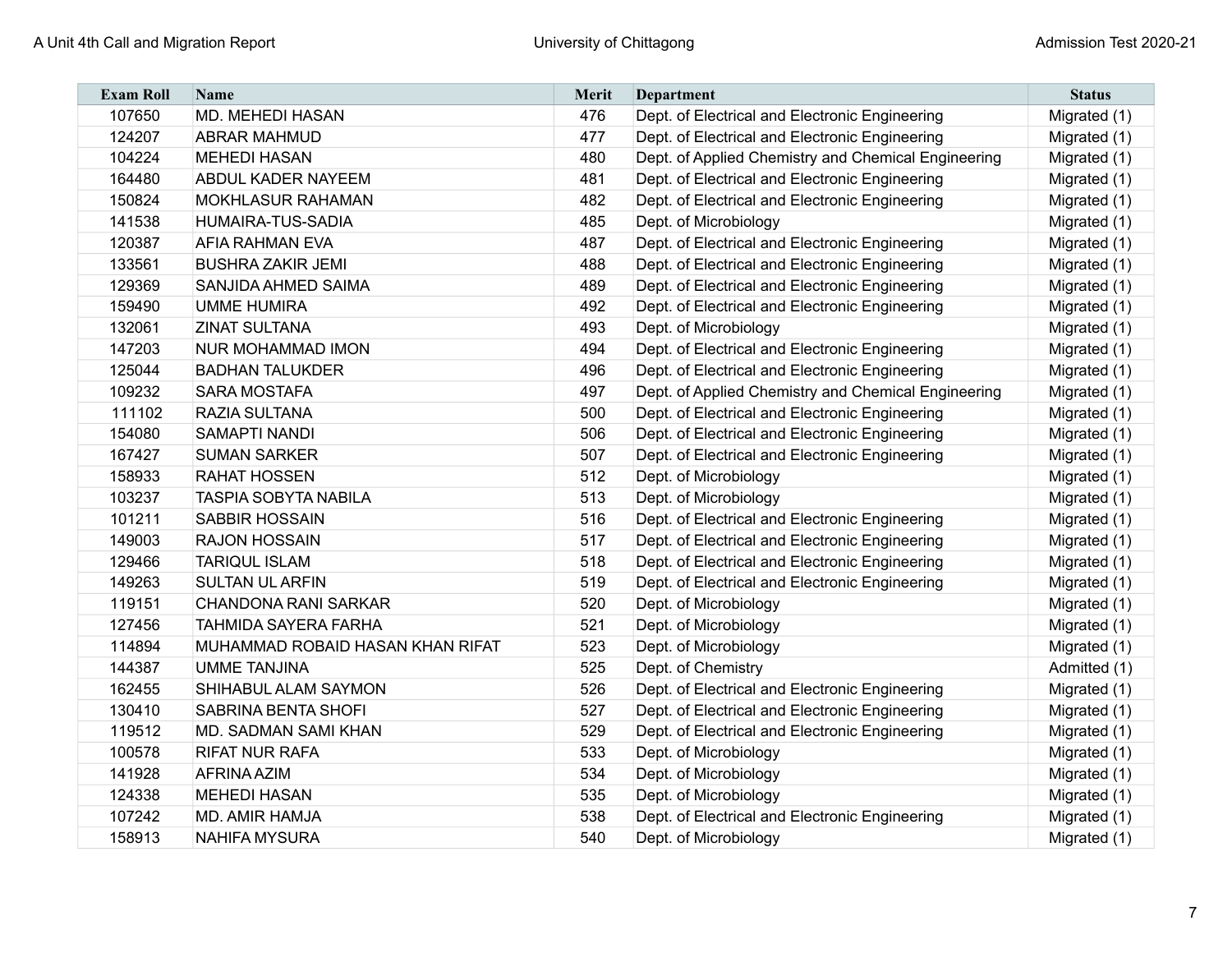| Exam Roll | Name | Merit | Department | Status |
|---|---|---|---|---|
| 107650 | MD. MEHEDI HASAN | 476 | Dept. of Electrical and Electronic Engineering | Migrated (1) |
| 124207 | ABRAR MAHMUD | 477 | Dept. of Electrical and Electronic Engineering | Migrated (1) |
| 104224 | MEHEDI HASAN | 480 | Dept. of Applied Chemistry and Chemical Engineering | Migrated (1) |
| 164480 | ABDUL KADER NAYEEM | 481 | Dept. of Electrical and Electronic Engineering | Migrated (1) |
| 150824 | MOKHLASUR RAHAMAN | 482 | Dept. of Electrical and Electronic Engineering | Migrated (1) |
| 141538 | HUMAIRA-TUS-SADIA | 485 | Dept. of Microbiology | Migrated (1) |
| 120387 | AFIA RAHMAN EVA | 487 | Dept. of Electrical and Electronic Engineering | Migrated (1) |
| 133561 | BUSHRA ZAKIR JEMI | 488 | Dept. of Electrical and Electronic Engineering | Migrated (1) |
| 129369 | SANJIDA AHMED SAIMA | 489 | Dept. of Electrical and Electronic Engineering | Migrated (1) |
| 159490 | UMME HUMIRA | 492 | Dept. of Electrical and Electronic Engineering | Migrated (1) |
| 132061 | ZINAT SULTANA | 493 | Dept. of Microbiology | Migrated (1) |
| 147203 | NUR MOHAMMAD IMON | 494 | Dept. of Electrical and Electronic Engineering | Migrated (1) |
| 125044 | BADHAN TALUKDER | 496 | Dept. of Electrical and Electronic Engineering | Migrated (1) |
| 109232 | SARA MOSTAFA | 497 | Dept. of Applied Chemistry and Chemical Engineering | Migrated (1) |
| 111102 | RAZIA SULTANA | 500 | Dept. of Electrical and Electronic Engineering | Migrated (1) |
| 154080 | SAMAPTI NANDI | 506 | Dept. of Electrical and Electronic Engineering | Migrated (1) |
| 167427 | SUMAN SARKER | 507 | Dept. of Electrical and Electronic Engineering | Migrated (1) |
| 158933 | RAHAT HOSSEN | 512 | Dept. of Microbiology | Migrated (1) |
| 103237 | TASPIA SOBYTA NABILA | 513 | Dept. of Microbiology | Migrated (1) |
| 101211 | SABBIR HOSSAIN | 516 | Dept. of Electrical and Electronic Engineering | Migrated (1) |
| 149003 | RAJON HOSSAIN | 517 | Dept. of Electrical and Electronic Engineering | Migrated (1) |
| 129466 | TARIQUL ISLAM | 518 | Dept. of Electrical and Electronic Engineering | Migrated (1) |
| 149263 | SULTAN UL ARFIN | 519 | Dept. of Electrical and Electronic Engineering | Migrated (1) |
| 119151 | CHANDONA RANI SARKAR | 520 | Dept. of Microbiology | Migrated (1) |
| 127456 | TAHMIDA SAYERA FARHA | 521 | Dept. of Microbiology | Migrated (1) |
| 114894 | MUHAMMAD ROBAID HASAN KHAN RIFAT | 523 | Dept. of Microbiology | Migrated (1) |
| 144387 | UMME TANJINA | 525 | Dept. of Chemistry | Admitted (1) |
| 162455 | SHIHABUL ALAM SAYMON | 526 | Dept. of Electrical and Electronic Engineering | Migrated (1) |
| 130410 | SABRINA BENTA SHOFI | 527 | Dept. of Electrical and Electronic Engineering | Migrated (1) |
| 119512 | MD. SADMAN SAMI KHAN | 529 | Dept. of Electrical and Electronic Engineering | Migrated (1) |
| 100578 | RIFAT NUR RAFA | 533 | Dept. of Microbiology | Migrated (1) |
| 141928 | AFRINA AZIM | 534 | Dept. of Microbiology | Migrated (1) |
| 124338 | MEHEDI HASAN | 535 | Dept. of Microbiology | Migrated (1) |
| 107242 | MD. AMIR HAMJA | 538 | Dept. of Electrical and Electronic Engineering | Migrated (1) |
| 158913 | NAHIFA MYSURA | 540 | Dept. of Microbiology | Migrated (1) |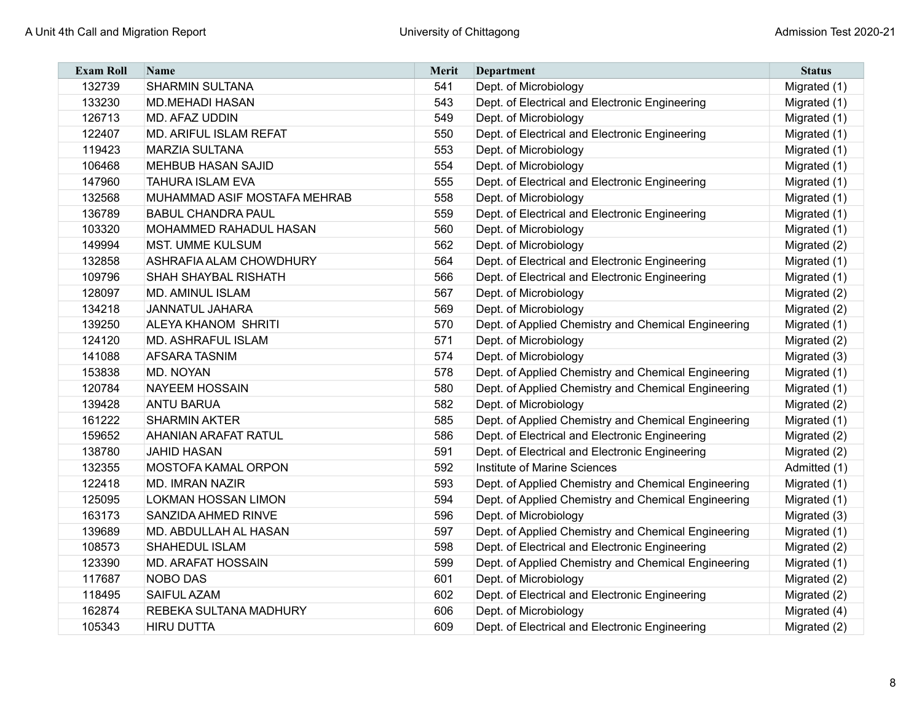| Exam Roll | Name | Merit | Department | Status |
|---|---|---|---|---|
| 132739 | SHARMIN SULTANA | 541 | Dept. of Microbiology | Migrated (1) |
| 133230 | MD.MEHADI HASAN | 543 | Dept. of Electrical and Electronic Engineering | Migrated (1) |
| 126713 | MD. AFAZ UDDIN | 549 | Dept. of Microbiology | Migrated (1) |
| 122407 | MD. ARIFUL ISLAM REFAT | 550 | Dept. of Electrical and Electronic Engineering | Migrated (1) |
| 119423 | MARZIA SULTANA | 553 | Dept. of Microbiology | Migrated (1) |
| 106468 | MEHBUB HASAN SAJID | 554 | Dept. of Microbiology | Migrated (1) |
| 147960 | TAHURA ISLAM EVA | 555 | Dept. of Electrical and Electronic Engineering | Migrated (1) |
| 132568 | MUHAMMAD ASIF MOSTAFA MEHRAB | 558 | Dept. of Microbiology | Migrated (1) |
| 136789 | BABUL CHANDRA PAUL | 559 | Dept. of Electrical and Electronic Engineering | Migrated (1) |
| 103320 | MOHAMMED RAHADUL HASAN | 560 | Dept. of Microbiology | Migrated (1) |
| 149994 | MST. UMME KULSUM | 562 | Dept. of Microbiology | Migrated (2) |
| 132858 | ASHRAFIA ALAM CHOWDHURY | 564 | Dept. of Electrical and Electronic Engineering | Migrated (1) |
| 109796 | SHAH SHAYBAL RISHATH | 566 | Dept. of Electrical and Electronic Engineering | Migrated (1) |
| 128097 | MD. AMINUL ISLAM | 567 | Dept. of Microbiology | Migrated (2) |
| 134218 | JANNATUL JAHARA | 569 | Dept. of Microbiology | Migrated (2) |
| 139250 | ALEYA KHANOM SHRITI | 570 | Dept. of Applied Chemistry and Chemical Engineering | Migrated (1) |
| 124120 | MD. ASHRAFUL ISLAM | 571 | Dept. of Microbiology | Migrated (2) |
| 141088 | AFSARA TASNIM | 574 | Dept. of Microbiology | Migrated (3) |
| 153838 | MD. NOYAN | 578 | Dept. of Applied Chemistry and Chemical Engineering | Migrated (1) |
| 120784 | NAYEEM HOSSAIN | 580 | Dept. of Applied Chemistry and Chemical Engineering | Migrated (1) |
| 139428 | ANTU BARUA | 582 | Dept. of Microbiology | Migrated (2) |
| 161222 | SHARMIN AKTER | 585 | Dept. of Applied Chemistry and Chemical Engineering | Migrated (1) |
| 159652 | AHANIAN ARAFAT RATUL | 586 | Dept. of Electrical and Electronic Engineering | Migrated (2) |
| 138780 | JAHID HASAN | 591 | Dept. of Electrical and Electronic Engineering | Migrated (2) |
| 132355 | MOSTOFA KAMAL ORPON | 592 | Institute of Marine Sciences | Admitted (1) |
| 122418 | MD. IMRAN NAZIR | 593 | Dept. of Applied Chemistry and Chemical Engineering | Migrated (1) |
| 125095 | LOKMAN HOSSAN LIMON | 594 | Dept. of Applied Chemistry and Chemical Engineering | Migrated (1) |
| 163173 | SANZIDA AHMED RINVE | 596 | Dept. of Microbiology | Migrated (3) |
| 139689 | MD. ABDULLAH AL HASAN | 597 | Dept. of Applied Chemistry and Chemical Engineering | Migrated (1) |
| 108573 | SHAHEDUL ISLAM | 598 | Dept. of Electrical and Electronic Engineering | Migrated (2) |
| 123390 | MD. ARAFAT HOSSAIN | 599 | Dept. of Applied Chemistry and Chemical Engineering | Migrated (1) |
| 117687 | NOBO DAS | 601 | Dept. of Microbiology | Migrated (2) |
| 118495 | SAIFUL AZAM | 602 | Dept. of Electrical and Electronic Engineering | Migrated (2) |
| 162874 | REBEKA SULTANA MADHURY | 606 | Dept. of Microbiology | Migrated (4) |
| 105343 | HIRU DUTTA | 609 | Dept. of Electrical and Electronic Engineering | Migrated (2) |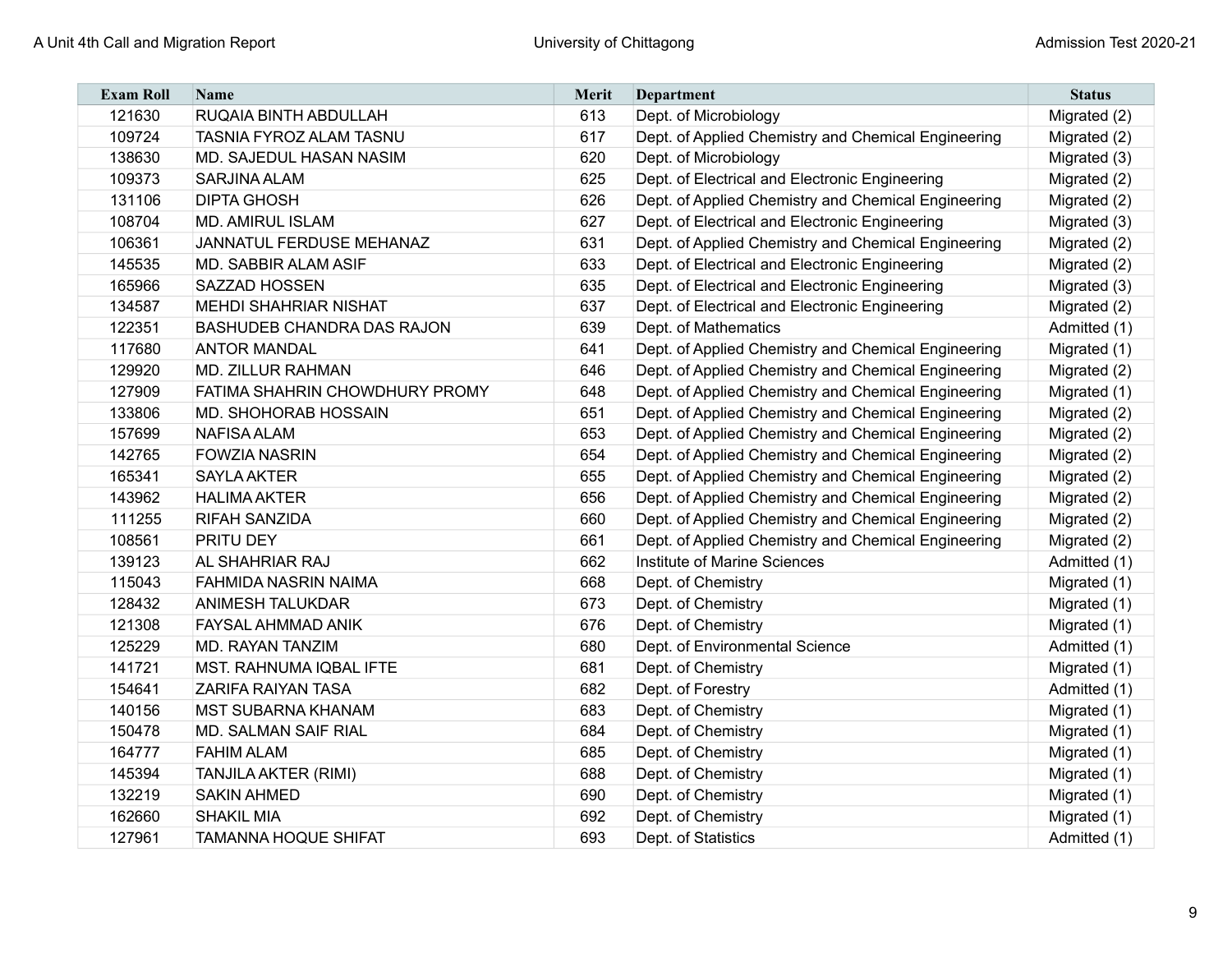| Exam Roll | Name | Merit | Department | Status |
|---|---|---|---|---|
| 121630 | RUQAIA BINTH ABDULLAH | 613 | Dept. of Microbiology | Migrated (2) |
| 109724 | TASNIA FYROZ ALAM TASNU | 617 | Dept. of Applied Chemistry and Chemical Engineering | Migrated (2) |
| 138630 | MD. SAJEDUL HASAN NASIM | 620 | Dept. of Microbiology | Migrated (3) |
| 109373 | SARJINA ALAM | 625 | Dept. of Electrical and Electronic Engineering | Migrated (2) |
| 131106 | DIPTA GHOSH | 626 | Dept. of Applied Chemistry and Chemical Engineering | Migrated (2) |
| 108704 | MD. AMIRUL ISLAM | 627 | Dept. of Electrical and Electronic Engineering | Migrated (3) |
| 106361 | JANNATUL FERDUSE MEHANAZ | 631 | Dept. of Applied Chemistry and Chemical Engineering | Migrated (2) |
| 145535 | MD. SABBIR ALAM ASIF | 633 | Dept. of Electrical and Electronic Engineering | Migrated (2) |
| 165966 | SAZZAD HOSSEN | 635 | Dept. of Electrical and Electronic Engineering | Migrated (3) |
| 134587 | MEHDI SHAHRIAR NISHAT | 637 | Dept. of Electrical and Electronic Engineering | Migrated (2) |
| 122351 | BASHUDEB CHANDRA DAS RAJON | 639 | Dept. of Mathematics | Admitted (1) |
| 117680 | ANTOR MANDAL | 641 | Dept. of Applied Chemistry and Chemical Engineering | Migrated (1) |
| 129920 | MD. ZILLUR RAHMAN | 646 | Dept. of Applied Chemistry and Chemical Engineering | Migrated (2) |
| 127909 | FATIMA SHAHRIN CHOWDHURY PROMY | 648 | Dept. of Applied Chemistry and Chemical Engineering | Migrated (1) |
| 133806 | MD. SHOHORAB HOSSAIN | 651 | Dept. of Applied Chemistry and Chemical Engineering | Migrated (2) |
| 157699 | NAFISA ALAM | 653 | Dept. of Applied Chemistry and Chemical Engineering | Migrated (2) |
| 142765 | FOWZIA NASRIN | 654 | Dept. of Applied Chemistry and Chemical Engineering | Migrated (2) |
| 165341 | SAYLA AKTER | 655 | Dept. of Applied Chemistry and Chemical Engineering | Migrated (2) |
| 143962 | HALIMA AKTER | 656 | Dept. of Applied Chemistry and Chemical Engineering | Migrated (2) |
| 111255 | RIFAH SANZIDA | 660 | Dept. of Applied Chemistry and Chemical Engineering | Migrated (2) |
| 108561 | PRITU DEY | 661 | Dept. of Applied Chemistry and Chemical Engineering | Migrated (2) |
| 139123 | AL SHAHRIAR RAJ | 662 | Institute of Marine Sciences | Admitted (1) |
| 115043 | FAHMIDA NASRIN NAIMA | 668 | Dept. of Chemistry | Migrated (1) |
| 128432 | ANIMESH TALUKDAR | 673 | Dept. of Chemistry | Migrated (1) |
| 121308 | FAYSAL AHMMAD ANIK | 676 | Dept. of Chemistry | Migrated (1) |
| 125229 | MD. RAYAN TANZIM | 680 | Dept. of Environmental Science | Admitted (1) |
| 141721 | MST. RAHNUMA IQBAL IFTE | 681 | Dept. of Chemistry | Migrated (1) |
| 154641 | ZARIFA RAIYAN TASA | 682 | Dept. of Forestry | Admitted (1) |
| 140156 | MST SUBARNA KHANAM | 683 | Dept. of Chemistry | Migrated (1) |
| 150478 | MD. SALMAN SAIF RIAL | 684 | Dept. of Chemistry | Migrated (1) |
| 164777 | FAHIM ALAM | 685 | Dept. of Chemistry | Migrated (1) |
| 145394 | TANJILA AKTER (RIMI) | 688 | Dept. of Chemistry | Migrated (1) |
| 132219 | SAKIN AHMED | 690 | Dept. of Chemistry | Migrated (1) |
| 162660 | SHAKIL MIA | 692 | Dept. of Chemistry | Migrated (1) |
| 127961 | TAMANNA HOQUE SHIFAT | 693 | Dept. of Statistics | Admitted (1) |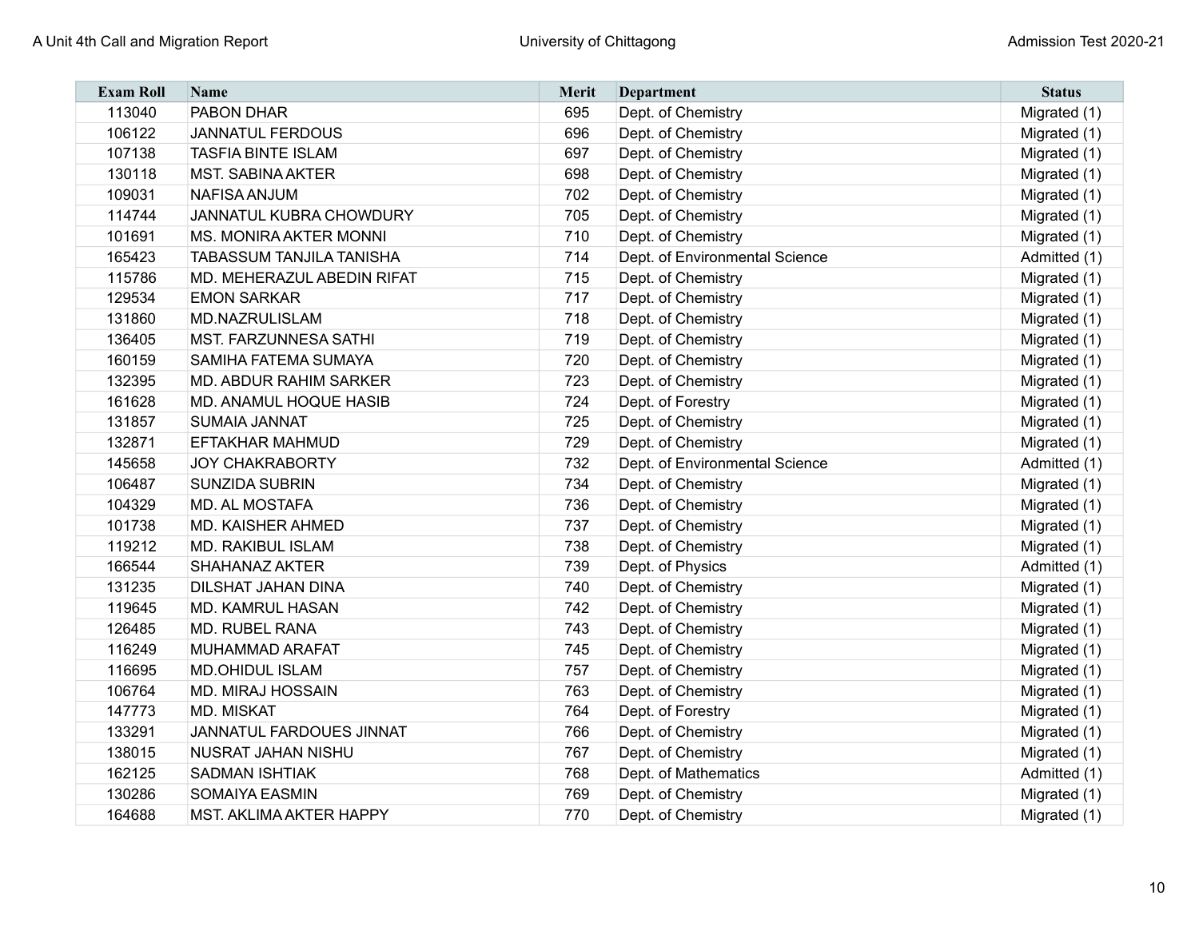| Exam Roll | Name | Merit | Department | Status |
|---|---|---|---|---|
| 113040 | PABON DHAR | 695 | Dept. of Chemistry | Migrated (1) |
| 106122 | JANNATUL FERDOUS | 696 | Dept. of Chemistry | Migrated (1) |
| 107138 | TASFIA BINTE ISLAM | 697 | Dept. of Chemistry | Migrated (1) |
| 130118 | MST. SABINA AKTER | 698 | Dept. of Chemistry | Migrated (1) |
| 109031 | NAFISA ANJUM | 702 | Dept. of Chemistry | Migrated (1) |
| 114744 | JANNATUL KUBRA CHOWDURY | 705 | Dept. of Chemistry | Migrated (1) |
| 101691 | MS. MONIRA AKTER MONNI | 710 | Dept. of Chemistry | Migrated (1) |
| 165423 | TABASSUM TANJILA TANISHA | 714 | Dept. of Environmental Science | Admitted (1) |
| 115786 | MD. MEHERAZUL ABEDIN RIFAT | 715 | Dept. of Chemistry | Migrated (1) |
| 129534 | EMON SARKAR | 717 | Dept. of Chemistry | Migrated (1) |
| 131860 | MD.NAZRULISLAM | 718 | Dept. of Chemistry | Migrated (1) |
| 136405 | MST. FARZUNNESA SATHI | 719 | Dept. of Chemistry | Migrated (1) |
| 160159 | SAMIHA FATEMA SUMAYA | 720 | Dept. of Chemistry | Migrated (1) |
| 132395 | MD. ABDUR RAHIM SARKER | 723 | Dept. of Chemistry | Migrated (1) |
| 161628 | MD. ANAMUL HOQUE HASIB | 724 | Dept. of Forestry | Migrated (1) |
| 131857 | SUMAIA JANNAT | 725 | Dept. of Chemistry | Migrated (1) |
| 132871 | EFTAKHAR MAHMUD | 729 | Dept. of Chemistry | Migrated (1) |
| 145658 | JOY CHAKRABORTY | 732 | Dept. of Environmental Science | Admitted (1) |
| 106487 | SUNZIDA SUBRIN | 734 | Dept. of Chemistry | Migrated (1) |
| 104329 | MD. AL MOSTAFA | 736 | Dept. of Chemistry | Migrated (1) |
| 101738 | MD. KAISHER AHMED | 737 | Dept. of Chemistry | Migrated (1) |
| 119212 | MD. RAKIBUL ISLAM | 738 | Dept. of Chemistry | Migrated (1) |
| 166544 | SHAHANAZ AKTER | 739 | Dept. of Physics | Admitted (1) |
| 131235 | DILSHAT JAHAN DINA | 740 | Dept. of Chemistry | Migrated (1) |
| 119645 | MD. KAMRUL HASAN | 742 | Dept. of Chemistry | Migrated (1) |
| 126485 | MD. RUBEL RANA | 743 | Dept. of Chemistry | Migrated (1) |
| 116249 | MUHAMMAD ARAFAT | 745 | Dept. of Chemistry | Migrated (1) |
| 116695 | MD.OHIDUL ISLAM | 757 | Dept. of Chemistry | Migrated (1) |
| 106764 | MD. MIRAJ HOSSAIN | 763 | Dept. of Chemistry | Migrated (1) |
| 147773 | MD. MISKAT | 764 | Dept. of Forestry | Migrated (1) |
| 133291 | JANNATUL FARDOUES JINNAT | 766 | Dept. of Chemistry | Migrated (1) |
| 138015 | NUSRAT JAHAN NISHU | 767 | Dept. of Chemistry | Migrated (1) |
| 162125 | SADMAN ISHTIAK | 768 | Dept. of Mathematics | Admitted (1) |
| 130286 | SOMAIYA EASMIN | 769 | Dept. of Chemistry | Migrated (1) |
| 164688 | MST. AKLIMA AKTER HAPPY | 770 | Dept. of Chemistry | Migrated (1) |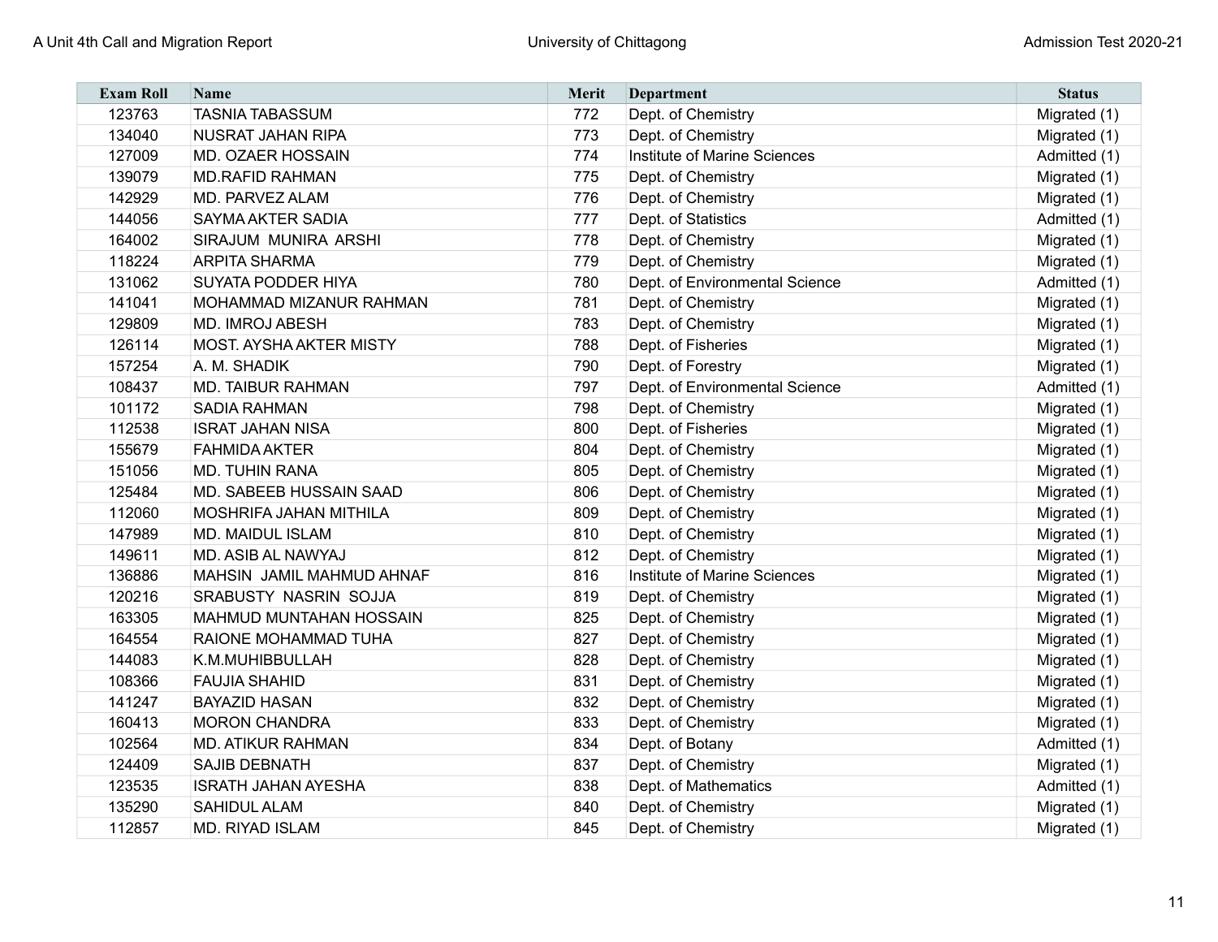| Exam Roll | Name | Merit | Department | Status |
|---|---|---|---|---|
| 123763 | TASNIA TABASSUM | 772 | Dept. of Chemistry | Migrated (1) |
| 134040 | NUSRAT JAHAN RIPA | 773 | Dept. of Chemistry | Migrated (1) |
| 127009 | MD. OZAER HOSSAIN | 774 | Institute of Marine Sciences | Admitted (1) |
| 139079 | MD.RAFID RAHMAN | 775 | Dept. of Chemistry | Migrated (1) |
| 142929 | MD. PARVEZ ALAM | 776 | Dept. of Chemistry | Migrated (1) |
| 144056 | SAYMA AKTER SADIA | 777 | Dept. of Statistics | Admitted (1) |
| 164002 | SIRAJUM MUNIRA ARSHI | 778 | Dept. of Chemistry | Migrated (1) |
| 118224 | ARPITA SHARMA | 779 | Dept. of Chemistry | Migrated (1) |
| 131062 | SUYATA PODDER HIYA | 780 | Dept. of Environmental Science | Admitted (1) |
| 141041 | MOHAMMAD MIZANUR RAHMAN | 781 | Dept. of Chemistry | Migrated (1) |
| 129809 | MD. IMROJ ABESH | 783 | Dept. of Chemistry | Migrated (1) |
| 126114 | MOST. AYSHA AKTER MISTY | 788 | Dept. of Fisheries | Migrated (1) |
| 157254 | A. M. SHADIK | 790 | Dept. of Forestry | Migrated (1) |
| 108437 | MD. TAIBUR RAHMAN | 797 | Dept. of Environmental Science | Admitted (1) |
| 101172 | SADIA RAHMAN | 798 | Dept. of Chemistry | Migrated (1) |
| 112538 | ISRAT JAHAN NISA | 800 | Dept. of Fisheries | Migrated (1) |
| 155679 | FAHMIDA AKTER | 804 | Dept. of Chemistry | Migrated (1) |
| 151056 | MD. TUHIN RANA | 805 | Dept. of Chemistry | Migrated (1) |
| 125484 | MD. SABEEB HUSSAIN SAAD | 806 | Dept. of Chemistry | Migrated (1) |
| 112060 | MOSHRIFA JAHAN MITHILA | 809 | Dept. of Chemistry | Migrated (1) |
| 147989 | MD. MAIDUL ISLAM | 810 | Dept. of Chemistry | Migrated (1) |
| 149611 | MD. ASIB AL NAWYAJ | 812 | Dept. of Chemistry | Migrated (1) |
| 136886 | MAHSIN JAMIL MAHMUD AHNAF | 816 | Institute of Marine Sciences | Migrated (1) |
| 120216 | SRABUSTY NASRIN SOJJA | 819 | Dept. of Chemistry | Migrated (1) |
| 163305 | MAHMUD MUNTAHAN HOSSAIN | 825 | Dept. of Chemistry | Migrated (1) |
| 164554 | RAIONE MOHAMMAD TUHA | 827 | Dept. of Chemistry | Migrated (1) |
| 144083 | K.M.MUHIBBULLAH | 828 | Dept. of Chemistry | Migrated (1) |
| 108366 | FAUJIA SHAHID | 831 | Dept. of Chemistry | Migrated (1) |
| 141247 | BAYAZID HASAN | 832 | Dept. of Chemistry | Migrated (1) |
| 160413 | MORON CHANDRA | 833 | Dept. of Chemistry | Migrated (1) |
| 102564 | MD. ATIKUR RAHMAN | 834 | Dept. of Botany | Admitted (1) |
| 124409 | SAJIB DEBNATH | 837 | Dept. of Chemistry | Migrated (1) |
| 123535 | ISRATH JAHAN AYESHA | 838 | Dept. of Mathematics | Admitted (1) |
| 135290 | SAHIDUL ALAM | 840 | Dept. of Chemistry | Migrated (1) |
| 112857 | MD. RIYAD ISLAM | 845 | Dept. of Chemistry | Migrated (1) |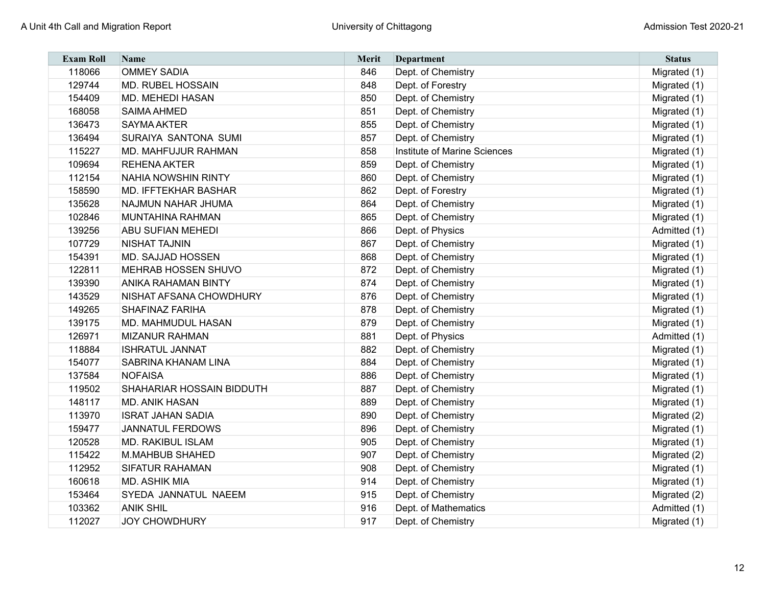| Exam Roll | Name | Merit | Department | Status |
|---|---|---|---|---|
| 118066 | OMMEY SADIA | 846 | Dept. of Chemistry | Migrated (1) |
| 129744 | MD. RUBEL HOSSAIN | 848 | Dept. of Forestry | Migrated (1) |
| 154409 | MD. MEHEDI HASAN | 850 | Dept. of Chemistry | Migrated (1) |
| 168058 | SAIMA AHMED | 851 | Dept. of Chemistry | Migrated (1) |
| 136473 | SAYMA AKTER | 855 | Dept. of Chemistry | Migrated (1) |
| 136494 | SURAIYA SANTONA SUMI | 857 | Dept. of Chemistry | Migrated (1) |
| 115227 | MD. MAHFUJUR RAHMAN | 858 | Institute of Marine Sciences | Migrated (1) |
| 109694 | REHENA AKTER | 859 | Dept. of Chemistry | Migrated (1) |
| 112154 | NAHIA NOWSHIN RINTY | 860 | Dept. of Chemistry | Migrated (1) |
| 158590 | MD. IFFTEKHAR BASHAR | 862 | Dept. of Forestry | Migrated (1) |
| 135628 | NAJMUN NAHAR JHUMA | 864 | Dept. of Chemistry | Migrated (1) |
| 102846 | MUNTAHINA RAHMAN | 865 | Dept. of Chemistry | Migrated (1) |
| 139256 | ABU SUFIAN MEHEDI | 866 | Dept. of Physics | Admitted (1) |
| 107729 | NISHAT TAJNIN | 867 | Dept. of Chemistry | Migrated (1) |
| 154391 | MD. SAJJAD HOSSEN | 868 | Dept. of Chemistry | Migrated (1) |
| 122811 | MEHRAB HOSSEN SHUVO | 872 | Dept. of Chemistry | Migrated (1) |
| 139390 | ANIKA RAHAMAN BINTY | 874 | Dept. of Chemistry | Migrated (1) |
| 143529 | NISHAT AFSANA CHOWDHURY | 876 | Dept. of Chemistry | Migrated (1) |
| 149265 | SHAFINAZ FARIHA | 878 | Dept. of Chemistry | Migrated (1) |
| 139175 | MD. MAHMUDUL HASAN | 879 | Dept. of Chemistry | Migrated (1) |
| 126971 | MIZANUR RAHMAN | 881 | Dept. of Physics | Admitted (1) |
| 118884 | ISHRATUL JANNAT | 882 | Dept. of Chemistry | Migrated (1) |
| 154077 | SABRINA KHANAM LINA | 884 | Dept. of Chemistry | Migrated (1) |
| 137584 | NOFAISA | 886 | Dept. of Chemistry | Migrated (1) |
| 119502 | SHAHARIAR HOSSAIN BIDDUTH | 887 | Dept. of Chemistry | Migrated (1) |
| 148117 | MD. ANIK HASAN | 889 | Dept. of Chemistry | Migrated (1) |
| 113970 | ISRAT JAHAN SADIA | 890 | Dept. of Chemistry | Migrated (2) |
| 159477 | JANNATUL FERDOWS | 896 | Dept. of Chemistry | Migrated (1) |
| 120528 | MD. RAKIBUL ISLAM | 905 | Dept. of Chemistry | Migrated (1) |
| 115422 | M.MAHBUB SHAHED | 907 | Dept. of Chemistry | Migrated (2) |
| 112952 | SIFATUR RAHAMAN | 908 | Dept. of Chemistry | Migrated (1) |
| 160618 | MD. ASHIK MIA | 914 | Dept. of Chemistry | Migrated (1) |
| 153464 | SYEDA JANNATUL NAEEM | 915 | Dept. of Chemistry | Migrated (2) |
| 103362 | ANIK SHIL | 916 | Dept. of Mathematics | Admitted (1) |
| 112027 | JOY CHOWDHURY | 917 | Dept. of Chemistry | Migrated (1) |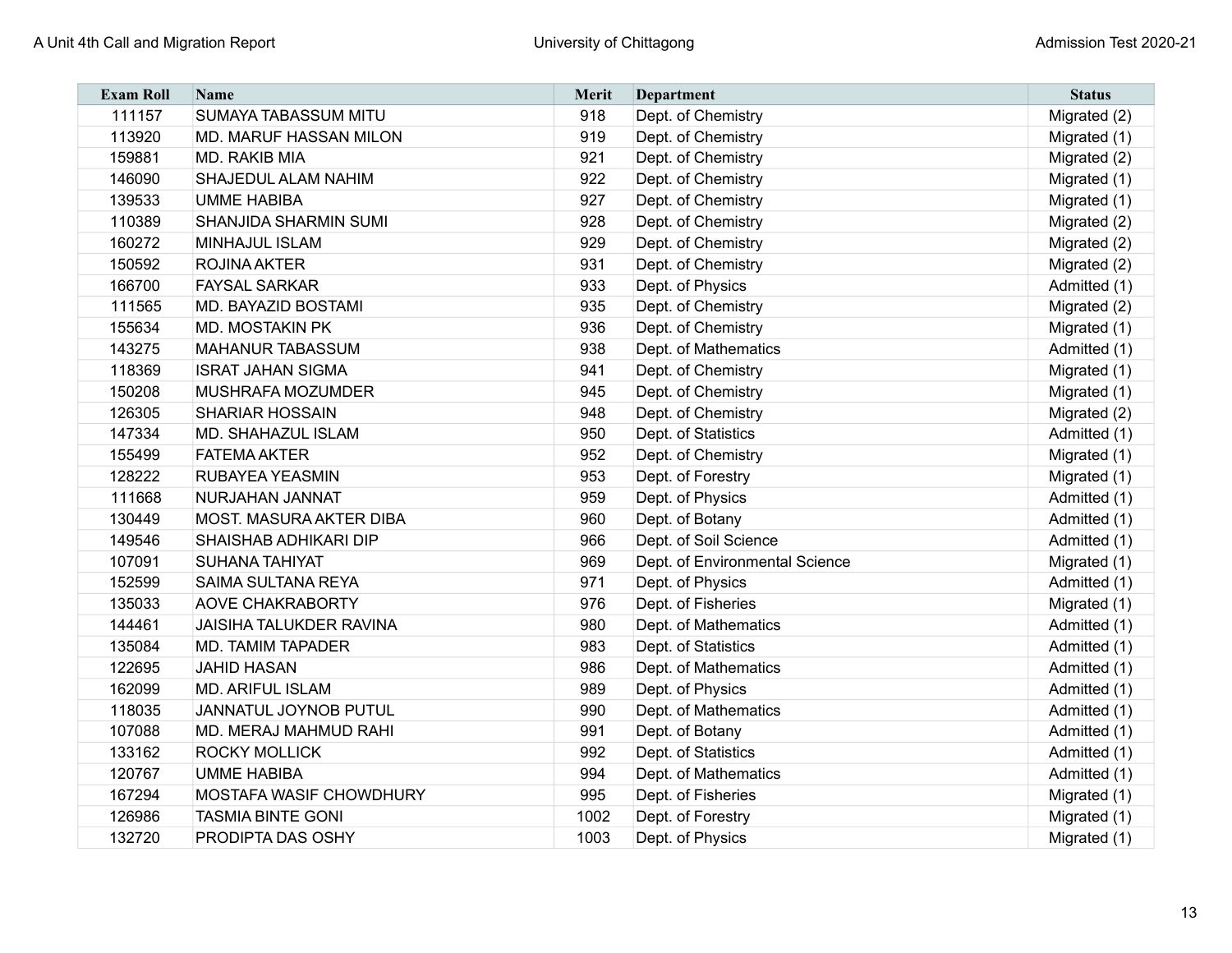| Exam Roll | Name | Merit | Department | Status |
|---|---|---|---|---|
| 111157 | SUMAYA TABASSUM MITU | 918 | Dept. of Chemistry | Migrated (2) |
| 113920 | MD. MARUF HASSAN MILON | 919 | Dept. of Chemistry | Migrated (1) |
| 159881 | MD. RAKIB MIA | 921 | Dept. of Chemistry | Migrated (2) |
| 146090 | SHAJEDUL ALAM NAHIM | 922 | Dept. of Chemistry | Migrated (1) |
| 139533 | UMME HABIBA | 927 | Dept. of Chemistry | Migrated (1) |
| 110389 | SHANJIDA SHARMIN SUMI | 928 | Dept. of Chemistry | Migrated (2) |
| 160272 | MINHAJUL ISLAM | 929 | Dept. of Chemistry | Migrated (2) |
| 150592 | ROJINA AKTER | 931 | Dept. of Chemistry | Migrated (2) |
| 166700 | FAYSAL SARKAR | 933 | Dept. of Physics | Admitted (1) |
| 111565 | MD. BAYAZID BOSTAMI | 935 | Dept. of Chemistry | Migrated (2) |
| 155634 | MD. MOSTAKIN PK | 936 | Dept. of Chemistry | Migrated (1) |
| 143275 | MAHANUR TABASSUM | 938 | Dept. of Mathematics | Admitted (1) |
| 118369 | ISRAT JAHAN SIGMA | 941 | Dept. of Chemistry | Migrated (1) |
| 150208 | MUSHRAFA MOZUMDER | 945 | Dept. of Chemistry | Migrated (1) |
| 126305 | SHARIAR HOSSAIN | 948 | Dept. of Chemistry | Migrated (2) |
| 147334 | MD. SHAHAZUL ISLAM | 950 | Dept. of Statistics | Admitted (1) |
| 155499 | FATEMA AKTER | 952 | Dept. of Chemistry | Migrated (1) |
| 128222 | RUBAYEA YEASMIN | 953 | Dept. of Forestry | Migrated (1) |
| 111668 | NURJAHAN JANNAT | 959 | Dept. of Physics | Admitted (1) |
| 130449 | MOST. MASURA AKTER DIBA | 960 | Dept. of Botany | Admitted (1) |
| 149546 | SHAISHAB ADHIKARI DIP | 966 | Dept. of Soil Science | Admitted (1) |
| 107091 | SUHANA TAHIYAT | 969 | Dept. of Environmental Science | Migrated (1) |
| 152599 | SAIMA SULTANA REYA | 971 | Dept. of Physics | Admitted (1) |
| 135033 | AOVE CHAKRABORTY | 976 | Dept. of Fisheries | Migrated (1) |
| 144461 | JAISIHA TALUKDER RAVINA | 980 | Dept. of Mathematics | Admitted (1) |
| 135084 | MD. TAMIM TAPADER | 983 | Dept. of Statistics | Admitted (1) |
| 122695 | JAHID HASAN | 986 | Dept. of Mathematics | Admitted (1) |
| 162099 | MD. ARIFUL ISLAM | 989 | Dept. of Physics | Admitted (1) |
| 118035 | JANNATUL JOYNOB PUTUL | 990 | Dept. of Mathematics | Admitted (1) |
| 107088 | MD. MERAJ MAHMUD RAHI | 991 | Dept. of Botany | Admitted (1) |
| 133162 | ROCKY MOLLICK | 992 | Dept. of Statistics | Admitted (1) |
| 120767 | UMME HABIBA | 994 | Dept. of Mathematics | Admitted (1) |
| 167294 | MOSTAFA WASIF CHOWDHURY | 995 | Dept. of Fisheries | Migrated (1) |
| 126986 | TASMIA BINTE GONI | 1002 | Dept. of Forestry | Migrated (1) |
| 132720 | PRODIPTA DAS OSHY | 1003 | Dept. of Physics | Migrated (1) |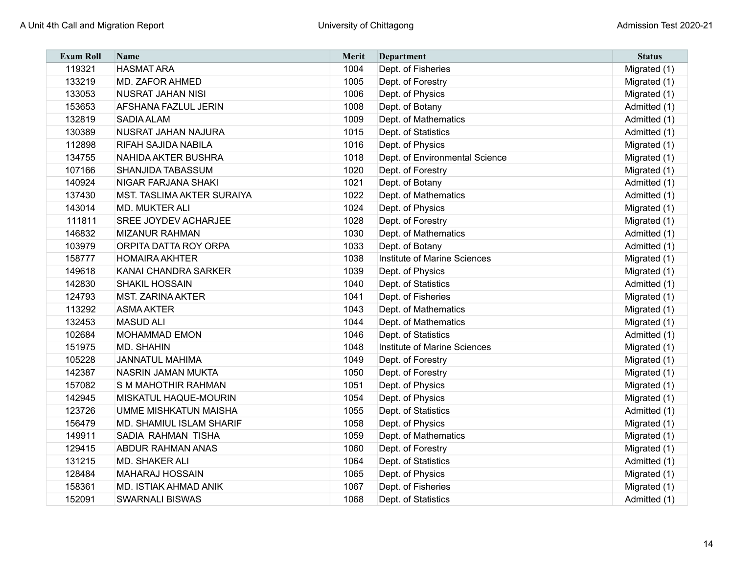| Exam Roll | Name | Merit | Department | Status |
|---|---|---|---|---|
| 119321 | HASMAT ARA | 1004 | Dept. of Fisheries | Migrated (1) |
| 133219 | MD. ZAFOR AHMED | 1005 | Dept. of Forestry | Migrated (1) |
| 133053 | NUSRAT JAHAN NISI | 1006 | Dept. of Physics | Migrated (1) |
| 153653 | AFSHANA FAZLUL JERIN | 1008 | Dept. of Botany | Admitted (1) |
| 132819 | SADIA ALAM | 1009 | Dept. of Mathematics | Admitted (1) |
| 130389 | NUSRAT JAHAN NAJURA | 1015 | Dept. of Statistics | Admitted (1) |
| 112898 | RIFAH SAJIDA NABILA | 1016 | Dept. of Physics | Migrated (1) |
| 134755 | NAHIDA AKTER BUSHRA | 1018 | Dept. of Environmental Science | Migrated (1) |
| 107166 | SHANJIDA TABASSUM | 1020 | Dept. of Forestry | Migrated (1) |
| 140924 | NIGAR FARJANA SHAKI | 1021 | Dept. of Botany | Admitted (1) |
| 137430 | MST. TASLIMA AKTER SURAIYA | 1022 | Dept. of Mathematics | Admitted (1) |
| 143014 | MD. MUKTER ALI | 1024 | Dept. of Physics | Migrated (1) |
| 111811 | SREE JOYDEV ACHARJEE | 1028 | Dept. of Forestry | Migrated (1) |
| 146832 | MIZANUR RAHMAN | 1030 | Dept. of Mathematics | Admitted (1) |
| 103979 | ORPITA DATTA ROY ORPA | 1033 | Dept. of Botany | Admitted (1) |
| 158777 | HOMAIRA AKHTER | 1038 | Institute of Marine Sciences | Migrated (1) |
| 149618 | KANAI CHANDRA SARKER | 1039 | Dept. of Physics | Migrated (1) |
| 142830 | SHAKIL HOSSAIN | 1040 | Dept. of Statistics | Admitted (1) |
| 124793 | MST. ZARINA AKTER | 1041 | Dept. of Fisheries | Migrated (1) |
| 113292 | ASMA AKTER | 1043 | Dept. of Mathematics | Migrated (1) |
| 132453 | MASUD ALI | 1044 | Dept. of Mathematics | Migrated (1) |
| 102684 | MOHAMMAD EMON | 1046 | Dept. of Statistics | Admitted (1) |
| 151975 | MD. SHAHIN | 1048 | Institute of Marine Sciences | Migrated (1) |
| 105228 | JANNATUL MAHIMA | 1049 | Dept. of Forestry | Migrated (1) |
| 142387 | NASRIN JAMAN MUKTA | 1050 | Dept. of Forestry | Migrated (1) |
| 157082 | S M MAHOTHIR RAHMAN | 1051 | Dept. of Physics | Migrated (1) |
| 142945 | MISKATUL HAQUE-MOURIN | 1054 | Dept. of Physics | Migrated (1) |
| 123726 | UMME MISHKATUN MAISHA | 1055 | Dept. of Statistics | Admitted (1) |
| 156479 | MD. SHAMIUL ISLAM SHARIF | 1058 | Dept. of Physics | Migrated (1) |
| 149911 | SADIA RAHMAN TISHA | 1059 | Dept. of Mathematics | Migrated (1) |
| 129415 | ABDUR RAHMAN ANAS | 1060 | Dept. of Forestry | Migrated (1) |
| 131215 | MD. SHAKER ALI | 1064 | Dept. of Statistics | Admitted (1) |
| 128484 | MAHARAJ HOSSAIN | 1065 | Dept. of Physics | Migrated (1) |
| 158361 | MD. ISTIAK AHMAD ANIK | 1067 | Dept. of Fisheries | Migrated (1) |
| 152091 | SWARNALI BISWAS | 1068 | Dept. of Statistics | Admitted (1) |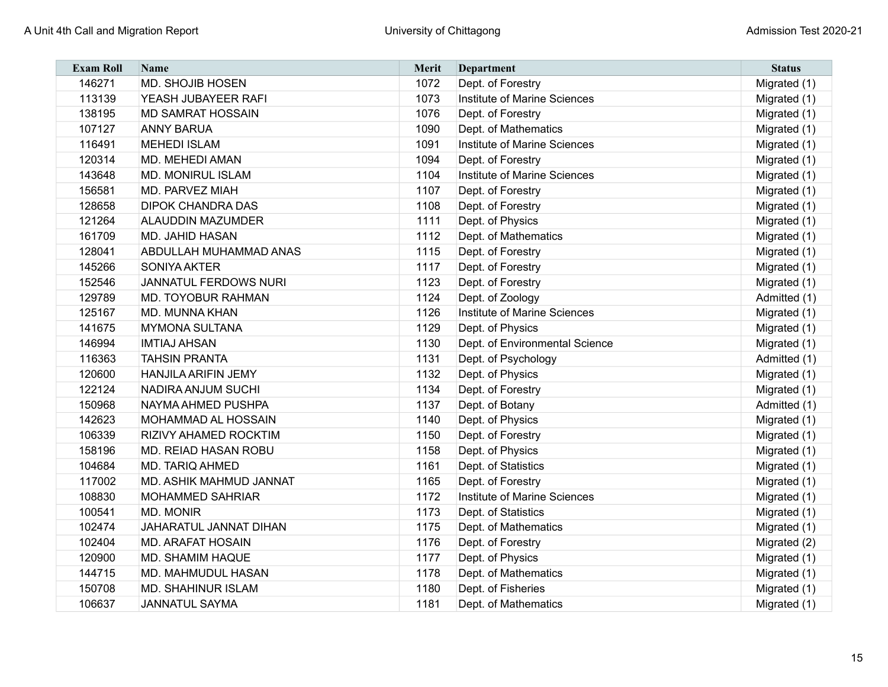| Exam Roll | Name | Merit | Department | Status |
|---|---|---|---|---|
| 146271 | MD. SHOJIB HOSEN | 1072 | Dept. of Forestry | Migrated (1) |
| 113139 | YEASH JUBAYEER RAFI | 1073 | Institute of Marine Sciences | Migrated (1) |
| 138195 | MD SAMRAT HOSSAIN | 1076 | Dept. of Forestry | Migrated (1) |
| 107127 | ANNY BARUA | 1090 | Dept. of Mathematics | Migrated (1) |
| 116491 | MEHEDI ISLAM | 1091 | Institute of Marine Sciences | Migrated (1) |
| 120314 | MD. MEHEDI AMAN | 1094 | Dept. of Forestry | Migrated (1) |
| 143648 | MD. MONIRUL ISLAM | 1104 | Institute of Marine Sciences | Migrated (1) |
| 156581 | MD. PARVEZ MIAH | 1107 | Dept. of Forestry | Migrated (1) |
| 128658 | DIPOK CHANDRA DAS | 1108 | Dept. of Forestry | Migrated (1) |
| 121264 | ALAUDDIN MAZUMDER | 1111 | Dept. of Physics | Migrated (1) |
| 161709 | MD. JAHID HASAN | 1112 | Dept. of Mathematics | Migrated (1) |
| 128041 | ABDULLAH MUHAMMAD ANAS | 1115 | Dept. of Forestry | Migrated (1) |
| 145266 | SONIYA AKTER | 1117 | Dept. of Forestry | Migrated (1) |
| 152546 | JANNATUL FERDOWS NURI | 1123 | Dept. of Forestry | Migrated (1) |
| 129789 | MD. TOYOBUR RAHMAN | 1124 | Dept. of Zoology | Admitted (1) |
| 125167 | MD. MUNNA KHAN | 1126 | Institute of Marine Sciences | Migrated (1) |
| 141675 | MYMONA SULTANA | 1129 | Dept. of Physics | Migrated (1) |
| 146994 | IMTIAJ AHSAN | 1130 | Dept. of Environmental Science | Migrated (1) |
| 116363 | TAHSIN PRANTA | 1131 | Dept. of Psychology | Admitted (1) |
| 120600 | HANJILA ARIFIN JEMY | 1132 | Dept. of Physics | Migrated (1) |
| 122124 | NADIRA ANJUM SUCHI | 1134 | Dept. of Forestry | Migrated (1) |
| 150968 | NAYMA AHMED PUSHPA | 1137 | Dept. of Botany | Admitted (1) |
| 142623 | MOHAMMAD AL HOSSAIN | 1140 | Dept. of Physics | Migrated (1) |
| 106339 | RIZIVY AHAMED ROCKTIM | 1150 | Dept. of Forestry | Migrated (1) |
| 158196 | MD. REIAD HASAN ROBU | 1158 | Dept. of Physics | Migrated (1) |
| 104684 | MD. TARIQ AHMED | 1161 | Dept. of Statistics | Migrated (1) |
| 117002 | MD. ASHIK MAHMUD JANNAT | 1165 | Dept. of Forestry | Migrated (1) |
| 108830 | MOHAMMED SAHRIAR | 1172 | Institute of Marine Sciences | Migrated (1) |
| 100541 | MD. MONIR | 1173 | Dept. of Statistics | Migrated (1) |
| 102474 | JAHARATUL JANNAT DIHAN | 1175 | Dept. of Mathematics | Migrated (1) |
| 102404 | MD. ARAFAT HOSAIN | 1176 | Dept. of Forestry | Migrated (2) |
| 120900 | MD. SHAMIM HAQUE | 1177 | Dept. of Physics | Migrated (1) |
| 144715 | MD. MAHMUDUL HASAN | 1178 | Dept. of Mathematics | Migrated (1) |
| 150708 | MD. SHAHINUR ISLAM | 1180 | Dept. of Fisheries | Migrated (1) |
| 106637 | JANNATUL SAYMA | 1181 | Dept. of Mathematics | Migrated (1) |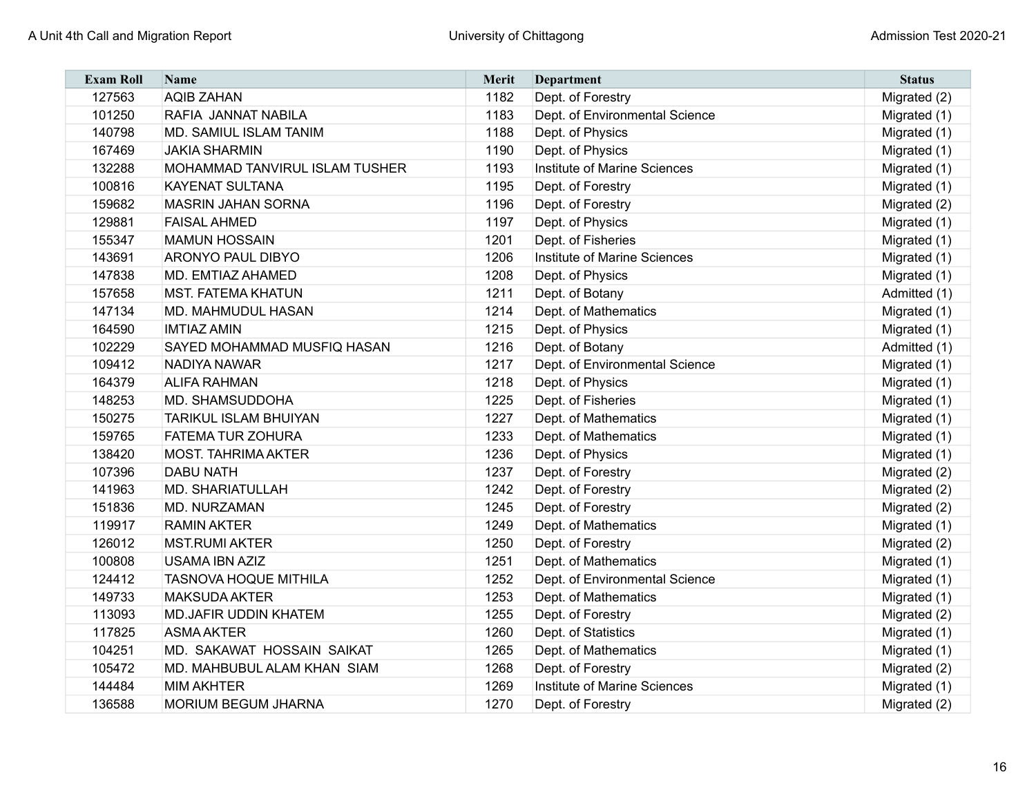| Exam Roll | Name | Merit | Department | Status |
|---|---|---|---|---|
| 127563 | AQIB ZAHAN | 1182 | Dept. of Forestry | Migrated (2) |
| 101250 | RAFIA JANNAT NABILA | 1183 | Dept. of Environmental Science | Migrated (1) |
| 140798 | MD. SAMIUL ISLAM TANIM | 1188 | Dept. of Physics | Migrated (1) |
| 167469 | JAKIA SHARMIN | 1190 | Dept. of Physics | Migrated (1) |
| 132288 | MOHAMMAD TANVIRUL ISLAM TUSHER | 1193 | Institute of Marine Sciences | Migrated (1) |
| 100816 | KAYENAT SULTANA | 1195 | Dept. of Forestry | Migrated (1) |
| 159682 | MASRIN JAHAN SORNA | 1196 | Dept. of Forestry | Migrated (2) |
| 129881 | FAISAL AHMED | 1197 | Dept. of Physics | Migrated (1) |
| 155347 | MAMUN HOSSAIN | 1201 | Dept. of Fisheries | Migrated (1) |
| 143691 | ARONYO PAUL DIBYO | 1206 | Institute of Marine Sciences | Migrated (1) |
| 147838 | MD. EMTIAZ AHAMED | 1208 | Dept. of Physics | Migrated (1) |
| 157658 | MST. FATEMA KHATUN | 1211 | Dept. of Botany | Admitted (1) |
| 147134 | MD. MAHMUDUL HASAN | 1214 | Dept. of Mathematics | Migrated (1) |
| 164590 | IMTIAZ AMIN | 1215 | Dept. of Physics | Migrated (1) |
| 102229 | SAYED MOHAMMAD MUSFIQ HASAN | 1216 | Dept. of Botany | Admitted (1) |
| 109412 | NADIYA NAWAR | 1217 | Dept. of Environmental Science | Migrated (1) |
| 164379 | ALIFA RAHMAN | 1218 | Dept. of Physics | Migrated (1) |
| 148253 | MD. SHAMSUDDOHA | 1225 | Dept. of Fisheries | Migrated (1) |
| 150275 | TARIKUL ISLAM BHUIYAN | 1227 | Dept. of Mathematics | Migrated (1) |
| 159765 | FATEMA TUR ZOHURA | 1233 | Dept. of Mathematics | Migrated (1) |
| 138420 | MOST. TAHRIMA AKTER | 1236 | Dept. of Physics | Migrated (1) |
| 107396 | DABU NATH | 1237 | Dept. of Forestry | Migrated (2) |
| 141963 | MD. SHARIATULLAH | 1242 | Dept. of Forestry | Migrated (2) |
| 151836 | MD. NURZAMAN | 1245 | Dept. of Forestry | Migrated (2) |
| 119917 | RAMIN AKTER | 1249 | Dept. of Mathematics | Migrated (1) |
| 126012 | MST.RUMI AKTER | 1250 | Dept. of Forestry | Migrated (2) |
| 100808 | USAMA IBN AZIZ | 1251 | Dept. of Mathematics | Migrated (1) |
| 124412 | TASNOVA HOQUE MITHILA | 1252 | Dept. of Environmental Science | Migrated (1) |
| 149733 | MAKSUDA AKTER | 1253 | Dept. of Mathematics | Migrated (1) |
| 113093 | MD.JAFIR UDDIN KHATEM | 1255 | Dept. of Forestry | Migrated (2) |
| 117825 | ASMA AKTER | 1260 | Dept. of Statistics | Migrated (1) |
| 104251 | MD. SAKAWAT HOSSAIN SAIKAT | 1265 | Dept. of Mathematics | Migrated (1) |
| 105472 | MD. MAHBUBUL ALAM KHAN SIAM | 1268 | Dept. of Forestry | Migrated (2) |
| 144484 | MIM AKHTER | 1269 | Institute of Marine Sciences | Migrated (1) |
| 136588 | MORIUM BEGUM JHARNA | 1270 | Dept. of Forestry | Migrated (2) |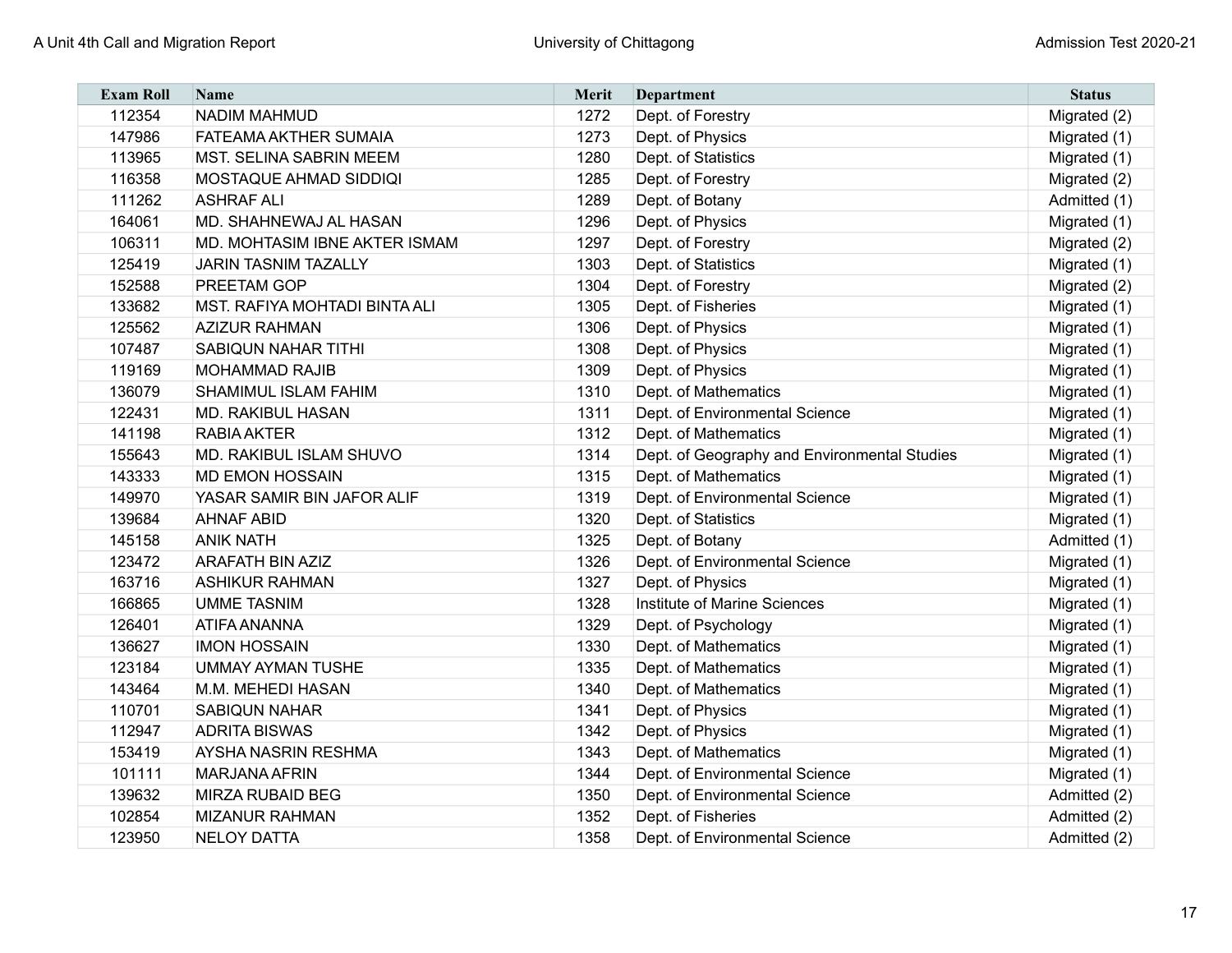| Exam Roll | Name | Merit | Department | Status |
|---|---|---|---|---|
| 112354 | NADIM MAHMUD | 1272 | Dept. of Forestry | Migrated (2) |
| 147986 | FATEAMA AKTHER SUMAIA | 1273 | Dept. of Physics | Migrated (1) |
| 113965 | MST. SELINA SABRIN MEEM | 1280 | Dept. of Statistics | Migrated (1) |
| 116358 | MOSTAQUE AHMAD SIDDIQI | 1285 | Dept. of Forestry | Migrated (2) |
| 111262 | ASHRAF ALI | 1289 | Dept. of Botany | Admitted (1) |
| 164061 | MD. SHAHNEWAJ AL HASAN | 1296 | Dept. of Physics | Migrated (1) |
| 106311 | MD. MOHTASIM IBNE AKTER ISMAM | 1297 | Dept. of Forestry | Migrated (2) |
| 125419 | JARIN TASNIM TAZALLY | 1303 | Dept. of Statistics | Migrated (1) |
| 152588 | PREETAM GOP | 1304 | Dept. of Forestry | Migrated (2) |
| 133682 | MST. RAFIYA MOHTADI BINTA ALI | 1305 | Dept. of Fisheries | Migrated (1) |
| 125562 | AZIZUR RAHMAN | 1306 | Dept. of Physics | Migrated (1) |
| 107487 | SABIQUN NAHAR TITHI | 1308 | Dept. of Physics | Migrated (1) |
| 119169 | MOHAMMAD RAJIB | 1309 | Dept. of Physics | Migrated (1) |
| 136079 | SHAMIMUL ISLAM FAHIM | 1310 | Dept. of Mathematics | Migrated (1) |
| 122431 | MD. RAKIBUL HASAN | 1311 | Dept. of Environmental Science | Migrated (1) |
| 141198 | RABIA AKTER | 1312 | Dept. of Mathematics | Migrated (1) |
| 155643 | MD. RAKIBUL ISLAM SHUVO | 1314 | Dept. of Geography and Environmental Studies | Migrated (1) |
| 143333 | MD EMON HOSSAIN | 1315 | Dept. of Mathematics | Migrated (1) |
| 149970 | YASAR SAMIR BIN JAFOR ALIF | 1319 | Dept. of Environmental Science | Migrated (1) |
| 139684 | AHNAF ABID | 1320 | Dept. of Statistics | Migrated (1) |
| 145158 | ANIK NATH | 1325 | Dept. of Botany | Admitted (1) |
| 123472 | ARAFATH BIN AZIZ | 1326 | Dept. of Environmental Science | Migrated (1) |
| 163716 | ASHIKUR RAHMAN | 1327 | Dept. of Physics | Migrated (1) |
| 166865 | UMME TASNIM | 1328 | Institute of Marine Sciences | Migrated (1) |
| 126401 | ATIFA ANANNA | 1329 | Dept. of Psychology | Migrated (1) |
| 136627 | IMON HOSSAIN | 1330 | Dept. of Mathematics | Migrated (1) |
| 123184 | UMMAY AYMAN TUSHE | 1335 | Dept. of Mathematics | Migrated (1) |
| 143464 | M.M. MEHEDI HASAN | 1340 | Dept. of Mathematics | Migrated (1) |
| 110701 | SABIQUN NAHAR | 1341 | Dept. of Physics | Migrated (1) |
| 112947 | ADRITA BISWAS | 1342 | Dept. of Physics | Migrated (1) |
| 153419 | AYSHA NASRIN RESHMA | 1343 | Dept. of Mathematics | Migrated (1) |
| 101111 | MARJANA AFRIN | 1344 | Dept. of Environmental Science | Migrated (1) |
| 139632 | MIRZA RUBAID BEG | 1350 | Dept. of Environmental Science | Admitted (2) |
| 102854 | MIZANUR RAHMAN | 1352 | Dept. of Fisheries | Admitted (2) |
| 123950 | NELOY DATTA | 1358 | Dept. of Environmental Science | Admitted (2) |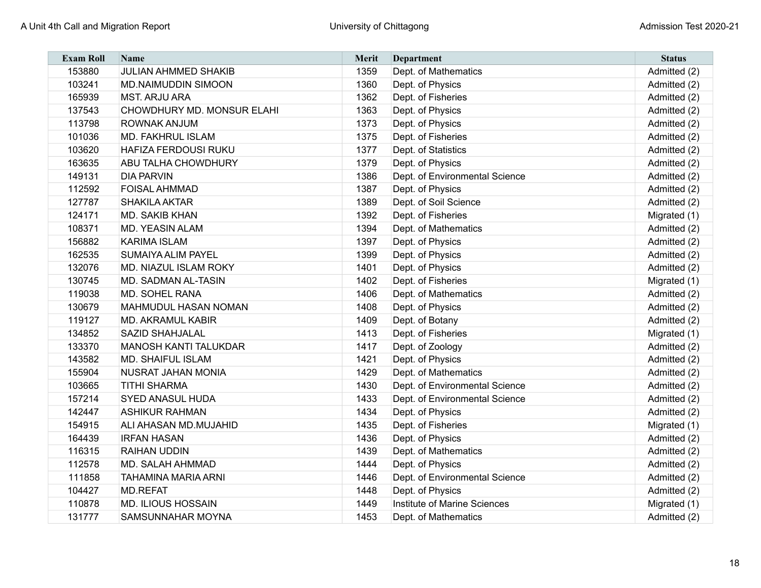| Exam Roll | Name | Merit | Department | Status |
|---|---|---|---|---|
| 153880 | JULIAN AHMMED SHAKIB | 1359 | Dept. of Mathematics | Admitted (2) |
| 103241 | MD.NAIMUDDIN SIMOON | 1360 | Dept. of Physics | Admitted (2) |
| 165939 | MST. ARJU ARA | 1362 | Dept. of Fisheries | Admitted (2) |
| 137543 | CHOWDHURY MD. MONSUR ELAHI | 1363 | Dept. of Physics | Admitted (2) |
| 113798 | ROWNAK ANJUM | 1373 | Dept. of Physics | Admitted (2) |
| 101036 | MD. FAKHRUL ISLAM | 1375 | Dept. of Fisheries | Admitted (2) |
| 103620 | HAFIZA FERDOUSI RUKU | 1377 | Dept. of Statistics | Admitted (2) |
| 163635 | ABU TALHA CHOWDHURY | 1379 | Dept. of Physics | Admitted (2) |
| 149131 | DIA PARVIN | 1386 | Dept. of Environmental Science | Admitted (2) |
| 112592 | FOISAL AHMMAD | 1387 | Dept. of Physics | Admitted (2) |
| 127787 | SHAKILA AKTAR | 1389 | Dept. of Soil Science | Admitted (2) |
| 124171 | MD. SAKIB KHAN | 1392 | Dept. of Fisheries | Migrated (1) |
| 108371 | MD. YEASIN ALAM | 1394 | Dept. of Mathematics | Admitted (2) |
| 156882 | KARIMA ISLAM | 1397 | Dept. of Physics | Admitted (2) |
| 162535 | SUMAIYA ALIM PAYEL | 1399 | Dept. of Physics | Admitted (2) |
| 132076 | MD. NIAZUL ISLAM ROKY | 1401 | Dept. of Physics | Admitted (2) |
| 130745 | MD. SADMAN AL-TASIN | 1402 | Dept. of Fisheries | Migrated (1) |
| 119038 | MD. SOHEL RANA | 1406 | Dept. of Mathematics | Admitted (2) |
| 130679 | MAHMUDUL HASAN NOMAN | 1408 | Dept. of Physics | Admitted (2) |
| 119127 | MD. AKRAMUL KABIR | 1409 | Dept. of Botany | Admitted (2) |
| 134852 | SAZID SHAHJALAL | 1413 | Dept. of Fisheries | Migrated (1) |
| 133370 | MANOSH KANTI TALUKDAR | 1417 | Dept. of Zoology | Admitted (2) |
| 143582 | MD. SHAIFUL ISLAM | 1421 | Dept. of Physics | Admitted (2) |
| 155904 | NUSRAT JAHAN MONIA | 1429 | Dept. of Mathematics | Admitted (2) |
| 103665 | TITHI SHARMA | 1430 | Dept. of Environmental Science | Admitted (2) |
| 157214 | SYED ANASUL HUDA | 1433 | Dept. of Environmental Science | Admitted (2) |
| 142447 | ASHIKUR RAHMAN | 1434 | Dept. of Physics | Admitted (2) |
| 154915 | ALI AHASAN MD.MUJAHID | 1435 | Dept. of Fisheries | Migrated (1) |
| 164439 | IRFAN HASAN | 1436 | Dept. of Physics | Admitted (2) |
| 116315 | RAIHAN UDDIN | 1439 | Dept. of Mathematics | Admitted (2) |
| 112578 | MD. SALAH AHMMAD | 1444 | Dept. of Physics | Admitted (2) |
| 111858 | TAHAMINA MARIA ARNI | 1446 | Dept. of Environmental Science | Admitted (2) |
| 104427 | MD.REFAT | 1448 | Dept. of Physics | Admitted (2) |
| 110878 | MD. ILIOUS HOSSAIN | 1449 | Institute of Marine Sciences | Migrated (1) |
| 131777 | SAMSUNNAHAR MOYNA | 1453 | Dept. of Mathematics | Admitted (2) |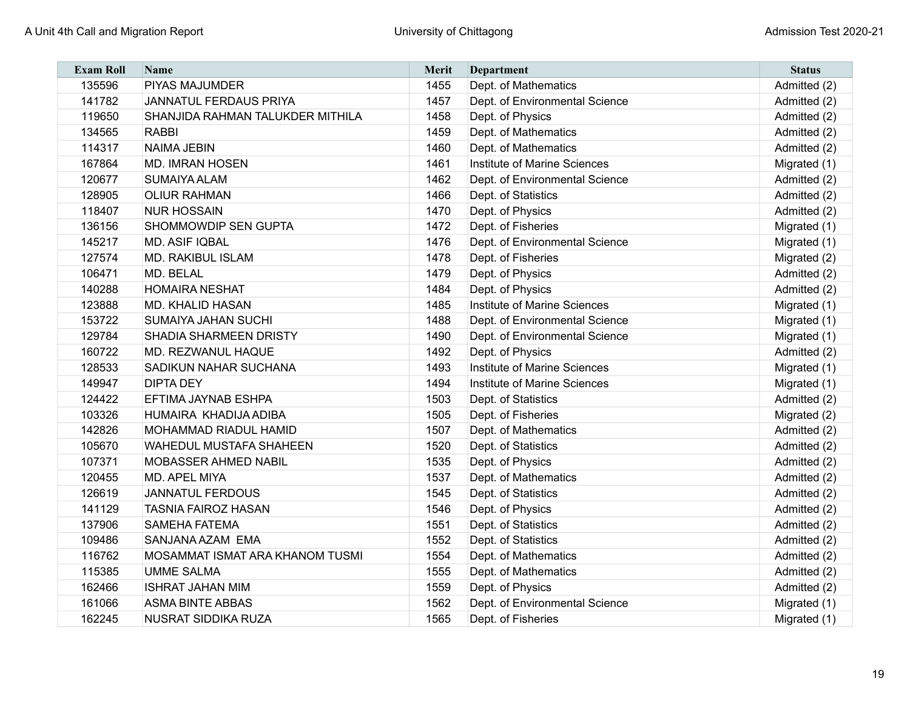| Exam Roll | Name | Merit | Department | Status |
| --- | --- | --- | --- | --- |
| 135596 | PIYAS MAJUMDER | 1455 | Dept. of Mathematics | Admitted (2) |
| 141782 | JANNATUL FERDAUS PRIYA | 1457 | Dept. of Environmental Science | Admitted (2) |
| 119650 | SHANJIDA RAHMAN TALUKDER MITHILA | 1458 | Dept. of Physics | Admitted (2) |
| 134565 | RABBI | 1459 | Dept. of Mathematics | Admitted (2) |
| 114317 | NAIMA JEBIN | 1460 | Dept. of Mathematics | Admitted (2) |
| 167864 | MD. IMRAN HOSEN | 1461 | Institute of Marine Sciences | Migrated (1) |
| 120677 | SUMAIYA ALAM | 1462 | Dept. of Environmental Science | Admitted (2) |
| 128905 | OLIUR RAHMAN | 1466 | Dept. of Statistics | Admitted (2) |
| 118407 | NUR HOSSAIN | 1470 | Dept. of Physics | Admitted (2) |
| 136156 | SHOMMOWDIP SEN GUPTA | 1472 | Dept. of Fisheries | Migrated (1) |
| 145217 | MD. ASIF IQBAL | 1476 | Dept. of Environmental Science | Migrated (1) |
| 127574 | MD. RAKIBUL ISLAM | 1478 | Dept. of Fisheries | Migrated (2) |
| 106471 | MD. BELAL | 1479 | Dept. of Physics | Admitted (2) |
| 140288 | HOMAIRA NESHAT | 1484 | Dept. of Physics | Admitted (2) |
| 123888 | MD. KHALID HASAN | 1485 | Institute of Marine Sciences | Migrated (1) |
| 153722 | SUMAIYA JAHAN SUCHI | 1488 | Dept. of Environmental Science | Migrated (1) |
| 129784 | SHADIA SHARMEEN DRISTY | 1490 | Dept. of Environmental Science | Migrated (1) |
| 160722 | MD. REZWANUL HAQUE | 1492 | Dept. of Physics | Admitted (2) |
| 128533 | SADIKUN NAHAR SUCHANA | 1493 | Institute of Marine Sciences | Migrated (1) |
| 149947 | DIPTA DEY | 1494 | Institute of Marine Sciences | Migrated (1) |
| 124422 | EFTIMA JAYNAB ESHPA | 1503 | Dept. of Statistics | Admitted (2) |
| 103326 | HUMAIRA KHADIJA ADIBA | 1505 | Dept. of Fisheries | Migrated (2) |
| 142826 | MOHAMMAD RIADUL HAMID | 1507 | Dept. of Mathematics | Admitted (2) |
| 105670 | WAHEDUL MUSTAFA SHAHEEN | 1520 | Dept. of Statistics | Admitted (2) |
| 107371 | MOBASSER AHMED NABIL | 1535 | Dept. of Physics | Admitted (2) |
| 120455 | MD. APEL MIYA | 1537 | Dept. of Mathematics | Admitted (2) |
| 126619 | JANNATUL FERDOUS | 1545 | Dept. of Statistics | Admitted (2) |
| 141129 | TASNIA FAIROZ HASAN | 1546 | Dept. of Physics | Admitted (2) |
| 137906 | SAMEHA FATEMA | 1551 | Dept. of Statistics | Admitted (2) |
| 109486 | SANJANA AZAM EMA | 1552 | Dept. of Statistics | Admitted (2) |
| 116762 | MOSAMMAT ISMAT ARA KHANOM TUSMI | 1554 | Dept. of Mathematics | Admitted (2) |
| 115385 | UMME SALMA | 1555 | Dept. of Mathematics | Admitted (2) |
| 162466 | ISHRAT JAHAN MIM | 1559 | Dept. of Physics | Admitted (2) |
| 161066 | ASMA BINTE ABBAS | 1562 | Dept. of Environmental Science | Migrated (1) |
| 162245 | NUSRAT SIDDIKA RUZA | 1565 | Dept. of Fisheries | Migrated (1) |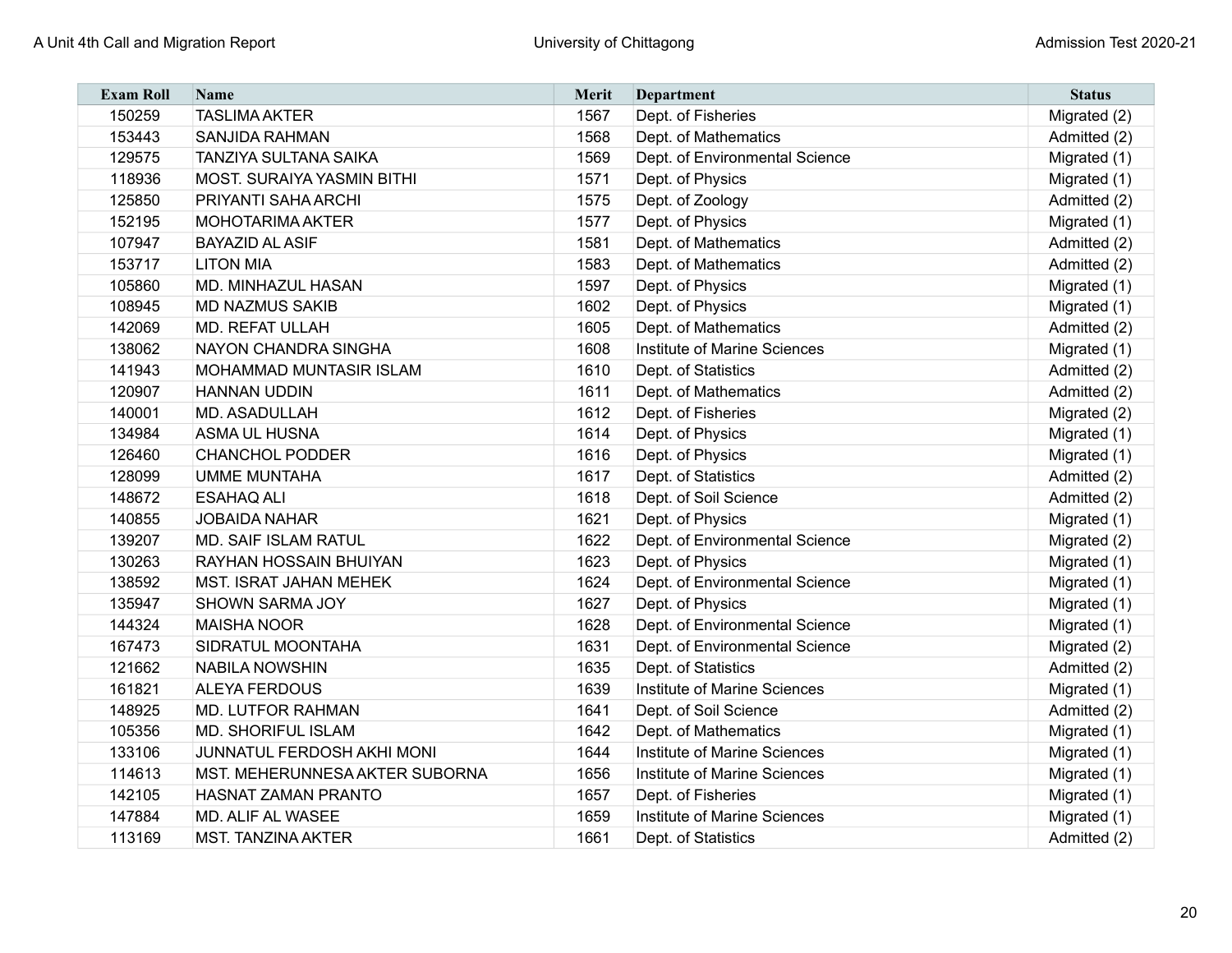| Exam Roll | Name | Merit | Department | Status |
|---|---|---|---|---|
| 150259 | TASLIMA AKTER | 1567 | Dept. of Fisheries | Migrated (2) |
| 153443 | SANJIDA RAHMAN | 1568 | Dept. of Mathematics | Admitted (2) |
| 129575 | TANZIYA SULTANA SAIKA | 1569 | Dept. of Environmental Science | Migrated (1) |
| 118936 | MOST. SURAIYA YASMIN BITHI | 1571 | Dept. of Physics | Migrated (1) |
| 125850 | PRIYANTI SAHA ARCHI | 1575 | Dept. of Zoology | Admitted (2) |
| 152195 | MOHOTARIMA AKTER | 1577 | Dept. of Physics | Migrated (1) |
| 107947 | BAYAZID AL ASIF | 1581 | Dept. of Mathematics | Admitted (2) |
| 153717 | LITON MIA | 1583 | Dept. of Mathematics | Admitted (2) |
| 105860 | MD. MINHAZUL HASAN | 1597 | Dept. of Physics | Migrated (1) |
| 108945 | MD NAZMUS SAKIB | 1602 | Dept. of Physics | Migrated (1) |
| 142069 | MD. REFAT ULLAH | 1605 | Dept. of Mathematics | Admitted (2) |
| 138062 | NAYON CHANDRA SINGHA | 1608 | Institute of Marine Sciences | Migrated (1) |
| 141943 | MOHAMMAD MUNTASIR ISLAM | 1610 | Dept. of Statistics | Admitted (2) |
| 120907 | HANNAN UDDIN | 1611 | Dept. of Mathematics | Admitted (2) |
| 140001 | MD. ASADULLAH | 1612 | Dept. of Fisheries | Migrated (2) |
| 134984 | ASMA UL HUSNA | 1614 | Dept. of Physics | Migrated (1) |
| 126460 | CHANCHOL PODDER | 1616 | Dept. of Physics | Migrated (1) |
| 128099 | UMME MUNTAHA | 1617 | Dept. of Statistics | Admitted (2) |
| 148672 | ESAHAQ ALI | 1618 | Dept. of Soil Science | Admitted (2) |
| 140855 | JOBAIDA NAHAR | 1621 | Dept. of Physics | Migrated (1) |
| 139207 | MD. SAIF ISLAM RATUL | 1622 | Dept. of Environmental Science | Migrated (2) |
| 130263 | RAYHAN HOSSAIN BHUIYAN | 1623 | Dept. of Physics | Migrated (1) |
| 138592 | MST. ISRAT JAHAN MEHEK | 1624 | Dept. of Environmental Science | Migrated (1) |
| 135947 | SHOWN SARMA JOY | 1627 | Dept. of Physics | Migrated (1) |
| 144324 | MAISHA NOOR | 1628 | Dept. of Environmental Science | Migrated (1) |
| 167473 | SIDRATUL MOONTAHA | 1631 | Dept. of Environmental Science | Migrated (2) |
| 121662 | NABILA NOWSHIN | 1635 | Dept. of Statistics | Admitted (2) |
| 161821 | ALEYA FERDOUS | 1639 | Institute of Marine Sciences | Migrated (1) |
| 148925 | MD. LUTFOR RAHMAN | 1641 | Dept. of Soil Science | Admitted (2) |
| 105356 | MD. SHORIFUL ISLAM | 1642 | Dept. of Mathematics | Migrated (1) |
| 133106 | JUNNATUL FERDOSH AKHI MONI | 1644 | Institute of Marine Sciences | Migrated (1) |
| 114613 | MST. MEHERUNNESA AKTER SUBORNA | 1656 | Institute of Marine Sciences | Migrated (1) |
| 142105 | HASNAT ZAMAN PRANTO | 1657 | Dept. of Fisheries | Migrated (1) |
| 147884 | MD. ALIF AL WASEE | 1659 | Institute of Marine Sciences | Migrated (1) |
| 113169 | MST. TANZINA AKTER | 1661 | Dept. of Statistics | Admitted (2) |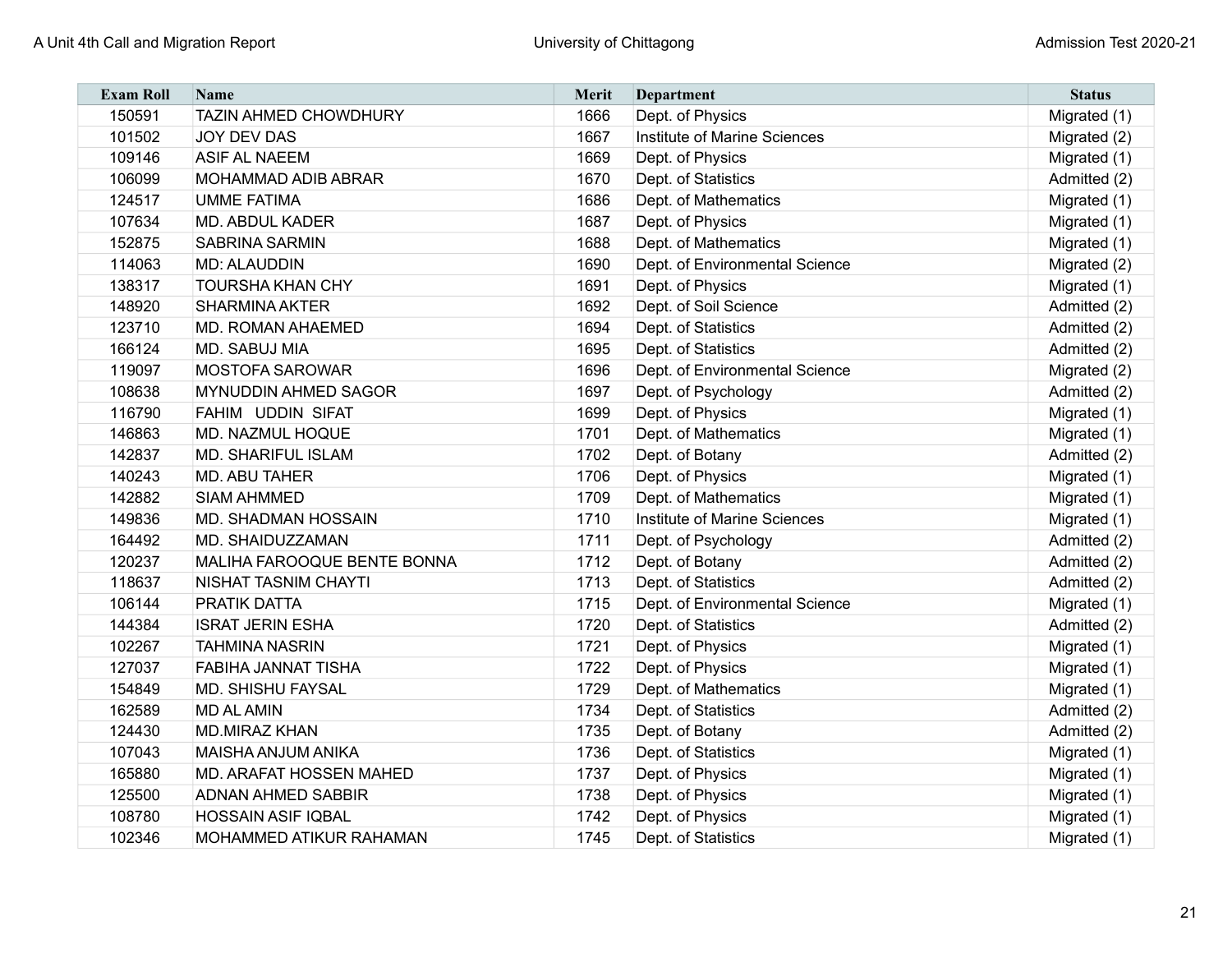| Exam Roll | Name | Merit | Department | Status |
| --- | --- | --- | --- | --- |
| 150591 | TAZIN AHMED CHOWDHURY | 1666 | Dept. of Physics | Migrated (1) |
| 101502 | JOY DEV DAS | 1667 | Institute of Marine Sciences | Migrated (2) |
| 109146 | ASIF AL NAEEM | 1669 | Dept. of Physics | Migrated (1) |
| 106099 | MOHAMMAD ADIB ABRAR | 1670 | Dept. of Statistics | Admitted (2) |
| 124517 | UMME FATIMA | 1686 | Dept. of Mathematics | Migrated (1) |
| 107634 | MD. ABDUL KADER | 1687 | Dept. of Physics | Migrated (1) |
| 152875 | SABRINA SARMIN | 1688 | Dept. of Mathematics | Migrated (1) |
| 114063 | MD: ALAUDDIN | 1690 | Dept. of Environmental Science | Migrated (2) |
| 138317 | TOURSHA KHAN CHY | 1691 | Dept. of Physics | Migrated (1) |
| 148920 | SHARMINA AKTER | 1692 | Dept. of Soil Science | Admitted (2) |
| 123710 | MD. ROMAN AHAEMED | 1694 | Dept. of Statistics | Admitted (2) |
| 166124 | MD. SABUJ MIA | 1695 | Dept. of Statistics | Admitted (2) |
| 119097 | MOSTOFA SAROWAR | 1696 | Dept. of Environmental Science | Migrated (2) |
| 108638 | MYNUDDIN AHMED SAGOR | 1697 | Dept. of Psychology | Admitted (2) |
| 116790 | FAHIM UDDIN SIFAT | 1699 | Dept. of Physics | Migrated (1) |
| 146863 | MD. NAZMUL HOQUE | 1701 | Dept. of Mathematics | Migrated (1) |
| 142837 | MD. SHARIFUL ISLAM | 1702 | Dept. of Botany | Admitted (2) |
| 140243 | MD. ABU TAHER | 1706 | Dept. of Physics | Migrated (1) |
| 142882 | SIAM AHMMED | 1709 | Dept. of Mathematics | Migrated (1) |
| 149836 | MD. SHADMAN HOSSAIN | 1710 | Institute of Marine Sciences | Migrated (1) |
| 164492 | MD. SHAIDUZZAMAN | 1711 | Dept. of Psychology | Admitted (2) |
| 120237 | MALIHA FAROOQUE BENTE BONNA | 1712 | Dept. of Botany | Admitted (2) |
| 118637 | NISHAT TASNIM CHAYTI | 1713 | Dept. of Statistics | Admitted (2) |
| 106144 | PRATIK DATTA | 1715 | Dept. of Environmental Science | Migrated (1) |
| 144384 | ISRAT JERIN ESHA | 1720 | Dept. of Statistics | Admitted (2) |
| 102267 | TAHMINA NASRIN | 1721 | Dept. of Physics | Migrated (1) |
| 127037 | FABIHA JANNAT TISHA | 1722 | Dept. of Physics | Migrated (1) |
| 154849 | MD. SHISHU FAYSAL | 1729 | Dept. of Mathematics | Migrated (1) |
| 162589 | MD AL AMIN | 1734 | Dept. of Statistics | Admitted (2) |
| 124430 | MD.MIRAZ KHAN | 1735 | Dept. of Botany | Admitted (2) |
| 107043 | MAISHA ANJUM ANIKA | 1736 | Dept. of Statistics | Migrated (1) |
| 165880 | MD. ARAFAT HOSSEN MAHED | 1737 | Dept. of Physics | Migrated (1) |
| 125500 | ADNAN AHMED SABBIR | 1738 | Dept. of Physics | Migrated (1) |
| 108780 | HOSSAIN ASIF IQBAL | 1742 | Dept. of Physics | Migrated (1) |
| 102346 | MOHAMMED ATIKUR RAHAMAN | 1745 | Dept. of Statistics | Migrated (1) |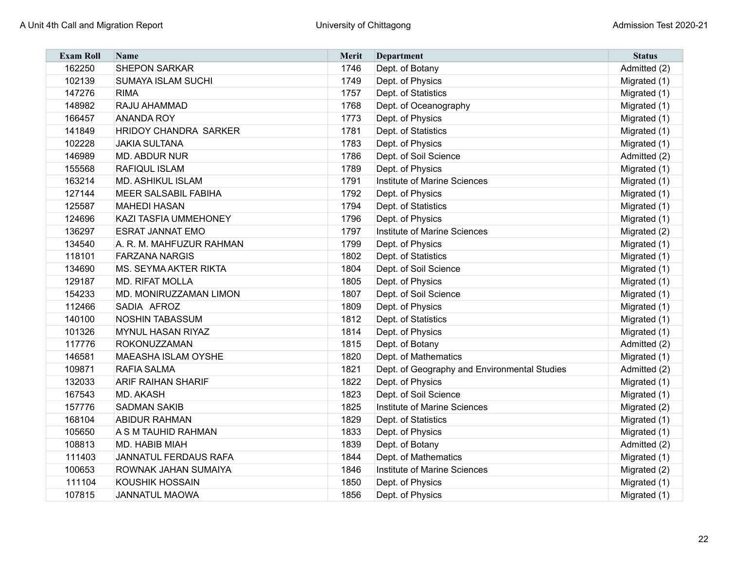| Exam Roll | Name | Merit | Department | Status |
|---|---|---|---|---|
| 162250 | SHEPON SARKAR | 1746 | Dept. of Botany | Admitted (2) |
| 102139 | SUMAYA ISLAM SUCHI | 1749 | Dept. of Physics | Migrated (1) |
| 147276 | RIMA | 1757 | Dept. of Statistics | Migrated (1) |
| 148982 | RAJU AHAMMAD | 1768 | Dept. of Oceanography | Migrated (1) |
| 166457 | ANANDA ROY | 1773 | Dept. of Physics | Migrated (1) |
| 141849 | HRIDOY CHANDRA SARKER | 1781 | Dept. of Statistics | Migrated (1) |
| 102228 | JAKIA SULTANA | 1783 | Dept. of Physics | Migrated (1) |
| 146989 | MD. ABDUR NUR | 1786 | Dept. of Soil Science | Admitted (2) |
| 155568 | RAFIQUL ISLAM | 1789 | Dept. of Physics | Migrated (1) |
| 163214 | MD. ASHIKUL ISLAM | 1791 | Institute of Marine Sciences | Migrated (1) |
| 127144 | MEER SALSABIL FABIHA | 1792 | Dept. of Physics | Migrated (1) |
| 125587 | MAHEDI HASAN | 1794 | Dept. of Statistics | Migrated (1) |
| 124696 | KAZI TASFIA UMMEHONEY | 1796 | Dept. of Physics | Migrated (1) |
| 136297 | ESRAT JANNAT EMO | 1797 | Institute of Marine Sciences | Migrated (2) |
| 134540 | A. R. M. MAHFUZUR RAHMAN | 1799 | Dept. of Physics | Migrated (1) |
| 118101 | FARZANA NARGIS | 1802 | Dept. of Statistics | Migrated (1) |
| 134690 | MS. SEYMA AKTER RIKTA | 1804 | Dept. of Soil Science | Migrated (1) |
| 129187 | MD. RIFAT MOLLA | 1805 | Dept. of Physics | Migrated (1) |
| 154233 | MD. MONIRUZZAMAN LIMON | 1807 | Dept. of Soil Science | Migrated (1) |
| 112466 | SADIA AFROZ | 1809 | Dept. of Physics | Migrated (1) |
| 140100 | NOSHIN TABASSUM | 1812 | Dept. of Statistics | Migrated (1) |
| 101326 | MYNUL HASAN RIYAZ | 1814 | Dept. of Physics | Migrated (1) |
| 117776 | ROKONUZZAMAN | 1815 | Dept. of Botany | Admitted (2) |
| 146581 | MAEASHA ISLAM OYSHE | 1820 | Dept. of Mathematics | Migrated (1) |
| 109871 | RAFIA SALMA | 1821 | Dept. of Geography and Environmental Studies | Admitted (2) |
| 132033 | ARIF RAIHAN SHARIF | 1822 | Dept. of Physics | Migrated (1) |
| 167543 | MD. AKASH | 1823 | Dept. of Soil Science | Migrated (1) |
| 157776 | SADMAN SAKIB | 1825 | Institute of Marine Sciences | Migrated (2) |
| 168104 | ABIDUR RAHMAN | 1829 | Dept. of Statistics | Migrated (1) |
| 105650 | A S M TAUHID RAHMAN | 1833 | Dept. of Physics | Migrated (1) |
| 108813 | MD. HABIB MIAH | 1839 | Dept. of Botany | Admitted (2) |
| 111403 | JANNATUL FERDAUS RAFA | 1844 | Dept. of Mathematics | Migrated (1) |
| 100653 | ROWNAK JAHAN SUMAIYA | 1846 | Institute of Marine Sciences | Migrated (2) |
| 111104 | KOUSHIK HOSSAIN | 1850 | Dept. of Physics | Migrated (1) |
| 107815 | JANNATUL MAOWA | 1856 | Dept. of Physics | Migrated (1) |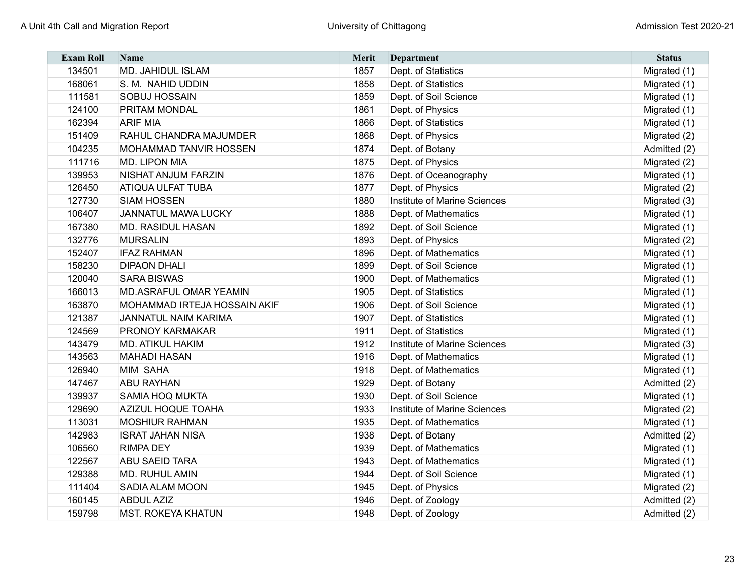| Exam Roll | Name | Merit | Department | Status |
|---|---|---|---|---|
| 134501 | MD. JAHIDUL ISLAM | 1857 | Dept. of Statistics | Migrated (1) |
| 168061 | S. M. NAHID UDDIN | 1858 | Dept. of Statistics | Migrated (1) |
| 111581 | SOBUJ HOSSAIN | 1859 | Dept. of Soil Science | Migrated (1) |
| 124100 | PRITAM MONDAL | 1861 | Dept. of Physics | Migrated (1) |
| 162394 | ARIF MIA | 1866 | Dept. of Statistics | Migrated (1) |
| 151409 | RAHUL CHANDRA MAJUMDER | 1868 | Dept. of Physics | Migrated (2) |
| 104235 | MOHAMMAD TANVIR HOSSEN | 1874 | Dept. of Botany | Admitted (2) |
| 111716 | MD. LIPON MIA | 1875 | Dept. of Physics | Migrated (2) |
| 139953 | NISHAT ANJUM FARZIN | 1876 | Dept. of Oceanography | Migrated (1) |
| 126450 | ATIQUA ULFAT TUBA | 1877 | Dept. of Physics | Migrated (2) |
| 127730 | SIAM HOSSEN | 1880 | Institute of Marine Sciences | Migrated (3) |
| 106407 | JANNATUL MAWA LUCKY | 1888 | Dept. of Mathematics | Migrated (1) |
| 167380 | MD. RASIDUL HASAN | 1892 | Dept. of Soil Science | Migrated (1) |
| 132776 | MURSALIN | 1893 | Dept. of Physics | Migrated (2) |
| 152407 | IFAZ RAHMAN | 1896 | Dept. of Mathematics | Migrated (1) |
| 158230 | DIPAON DHALI | 1899 | Dept. of Soil Science | Migrated (1) |
| 120040 | SARA BISWAS | 1900 | Dept. of Mathematics | Migrated (1) |
| 166013 | MD.ASRAFUL OMAR YEAMIN | 1905 | Dept. of Statistics | Migrated (1) |
| 163870 | MOHAMMAD IRTEJA HOSSAIN AKIF | 1906 | Dept. of Soil Science | Migrated (1) |
| 121387 | JANNATUL NAIM KARIMA | 1907 | Dept. of Statistics | Migrated (1) |
| 124569 | PRONOY KARMAKAR | 1911 | Dept. of Statistics | Migrated (1) |
| 143479 | MD. ATIKUL HAKIM | 1912 | Institute of Marine Sciences | Migrated (3) |
| 143563 | MAHADI HASAN | 1916 | Dept. of Mathematics | Migrated (1) |
| 126940 | MIM SAHA | 1918 | Dept. of Mathematics | Migrated (1) |
| 147467 | ABU RAYHAN | 1929 | Dept. of Botany | Admitted (2) |
| 139937 | SAMIA HOQ MUKTA | 1930 | Dept. of Soil Science | Migrated (1) |
| 129690 | AZIZUL HOQUE TOAHA | 1933 | Institute of Marine Sciences | Migrated (2) |
| 113031 | MOSHIUR RAHMAN | 1935 | Dept. of Mathematics | Migrated (1) |
| 142983 | ISRAT JAHAN NISA | 1938 | Dept. of Botany | Admitted (2) |
| 106560 | RIMPA DEY | 1939 | Dept. of Mathematics | Migrated (1) |
| 122567 | ABU SAEID TARA | 1943 | Dept. of Mathematics | Migrated (1) |
| 129388 | MD. RUHUL AMIN | 1944 | Dept. of Soil Science | Migrated (1) |
| 111404 | SADIA ALAM MOON | 1945 | Dept. of Physics | Migrated (2) |
| 160145 | ABDUL AZIZ | 1946 | Dept. of Zoology | Admitted (2) |
| 159798 | MST. ROKEYA KHATUN | 1948 | Dept. of Zoology | Admitted (2) |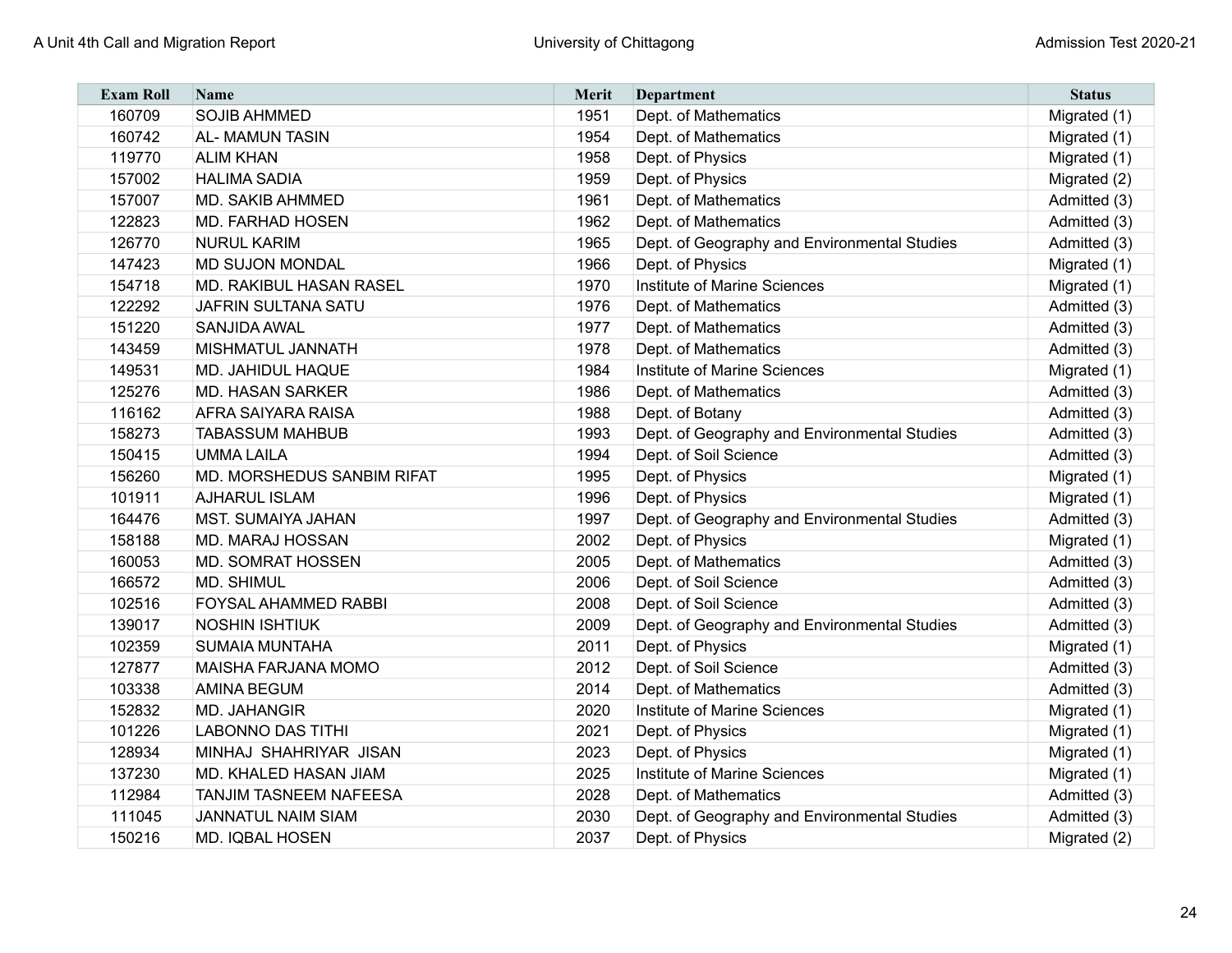| Exam Roll | Name | Merit | Department | Status |
|---|---|---|---|---|
| 160709 | SOJIB AHMMED | 1951 | Dept. of Mathematics | Migrated (1) |
| 160742 | AL- MAMUN TASIN | 1954 | Dept. of Mathematics | Migrated (1) |
| 119770 | ALIM KHAN | 1958 | Dept. of Physics | Migrated (1) |
| 157002 | HALIMA SADIA | 1959 | Dept. of Physics | Migrated (2) |
| 157007 | MD. SAKIB AHMMED | 1961 | Dept. of Mathematics | Admitted (3) |
| 122823 | MD. FARHAD HOSEN | 1962 | Dept. of Mathematics | Admitted (3) |
| 126770 | NURUL KARIM | 1965 | Dept. of Geography and Environmental Studies | Admitted (3) |
| 147423 | MD SUJON MONDAL | 1966 | Dept. of Physics | Migrated (1) |
| 154718 | MD. RAKIBUL HASAN RASEL | 1970 | Institute of Marine Sciences | Migrated (1) |
| 122292 | JAFRIN SULTANA SATU | 1976 | Dept. of Mathematics | Admitted (3) |
| 151220 | SANJIDA AWAL | 1977 | Dept. of Mathematics | Admitted (3) |
| 143459 | MISHMATUL JANNATH | 1978 | Dept. of Mathematics | Admitted (3) |
| 149531 | MD. JAHIDUL HAQUE | 1984 | Institute of Marine Sciences | Migrated (1) |
| 125276 | MD. HASAN SARKER | 1986 | Dept. of Mathematics | Admitted (3) |
| 116162 | AFRA SAIYARA RAISA | 1988 | Dept. of Botany | Admitted (3) |
| 158273 | TABASSUM MAHBUB | 1993 | Dept. of Geography and Environmental Studies | Admitted (3) |
| 150415 | UMMA LAILA | 1994 | Dept. of Soil Science | Admitted (3) |
| 156260 | MD. MORSHEDUS SANBIM RIFAT | 1995 | Dept. of Physics | Migrated (1) |
| 101911 | AJHARUL ISLAM | 1996 | Dept. of Physics | Migrated (1) |
| 164476 | MST. SUMAIYA JAHAN | 1997 | Dept. of Geography and Environmental Studies | Admitted (3) |
| 158188 | MD. MARAJ HOSSAN | 2002 | Dept. of Physics | Migrated (1) |
| 160053 | MD. SOMRAT HOSSEN | 2005 | Dept. of Mathematics | Admitted (3) |
| 166572 | MD. SHIMUL | 2006 | Dept. of Soil Science | Admitted (3) |
| 102516 | FOYSAL AHAMMED RABBI | 2008 | Dept. of Soil Science | Admitted (3) |
| 139017 | NOSHIN ISHTIUK | 2009 | Dept. of Geography and Environmental Studies | Admitted (3) |
| 102359 | SUMAIA MUNTAHA | 2011 | Dept. of Physics | Migrated (1) |
| 127877 | MAISHA FARJANA MOMO | 2012 | Dept. of Soil Science | Admitted (3) |
| 103338 | AMINA BEGUM | 2014 | Dept. of Mathematics | Admitted (3) |
| 152832 | MD. JAHANGIR | 2020 | Institute of Marine Sciences | Migrated (1) |
| 101226 | LABONNO DAS TITHI | 2021 | Dept. of Physics | Migrated (1) |
| 128934 | MINHAJ SHAHRIYAR JISAN | 2023 | Dept. of Physics | Migrated (1) |
| 137230 | MD. KHALED HASAN JIAM | 2025 | Institute of Marine Sciences | Migrated (1) |
| 112984 | TANJIM TASNEEM NAFEESA | 2028 | Dept. of Mathematics | Admitted (3) |
| 111045 | JANNATUL NAIM SIAM | 2030 | Dept. of Geography and Environmental Studies | Admitted (3) |
| 150216 | MD. IQBAL HOSEN | 2037 | Dept. of Physics | Migrated (2) |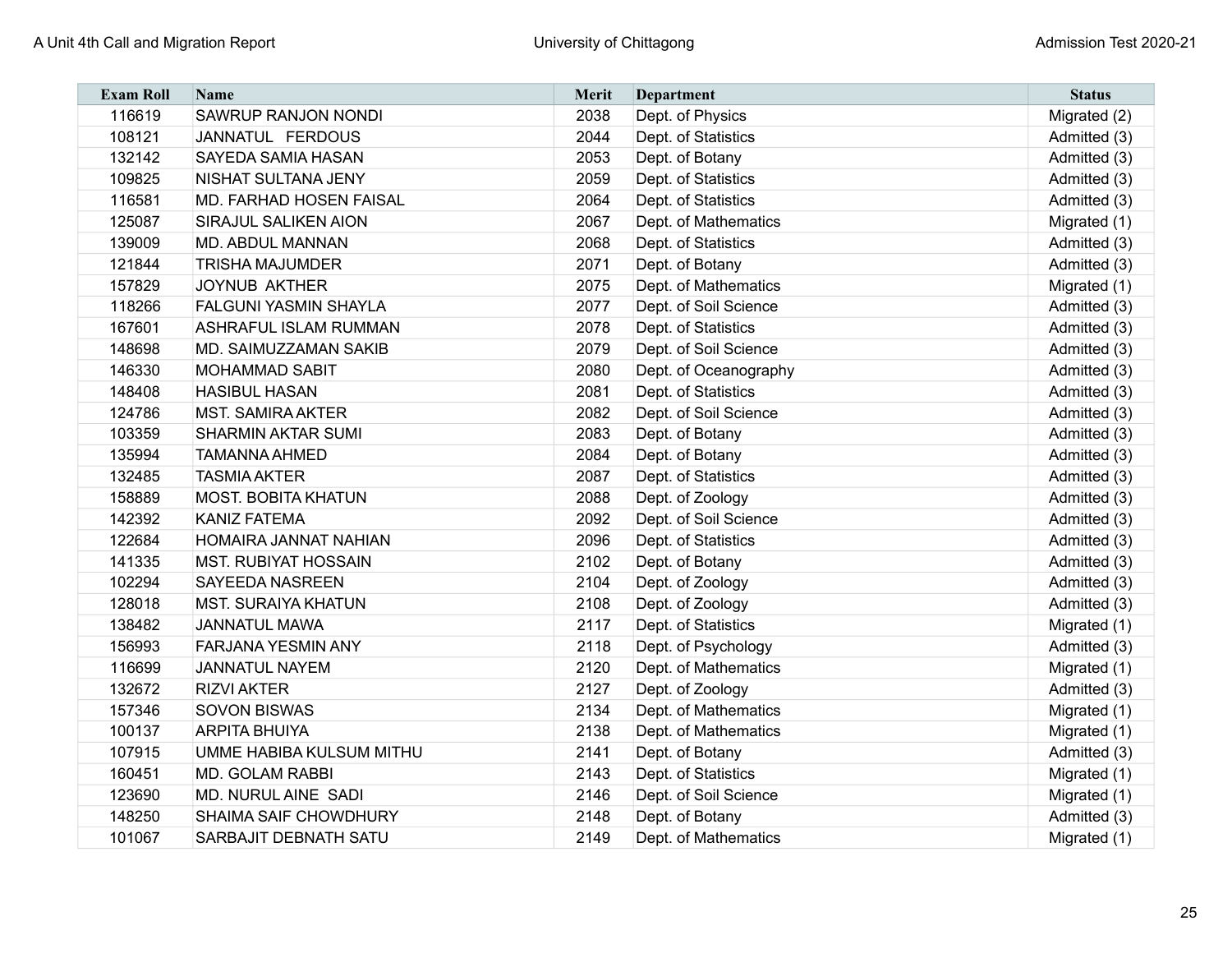| Exam Roll | Name | Merit | Department | Status |
|---|---|---|---|---|
| 116619 | SAWRUP RANJON NONDI | 2038 | Dept. of Physics | Migrated (2) |
| 108121 | JANNATUL FERDOUS | 2044 | Dept. of Statistics | Admitted (3) |
| 132142 | SAYEDA SAMIA HASAN | 2053 | Dept. of Botany | Admitted (3) |
| 109825 | NISHAT SULTANA JENY | 2059 | Dept. of Statistics | Admitted (3) |
| 116581 | MD. FARHAD HOSEN FAISAL | 2064 | Dept. of Statistics | Admitted (3) |
| 125087 | SIRAJUL SALIKEN AION | 2067 | Dept. of Mathematics | Migrated (1) |
| 139009 | MD. ABDUL MANNAN | 2068 | Dept. of Statistics | Admitted (3) |
| 121844 | TRISHA MAJUMDER | 2071 | Dept. of Botany | Admitted (3) |
| 157829 | JOYNUB AKTHER | 2075 | Dept. of Mathematics | Migrated (1) |
| 118266 | FALGUNI YASMIN SHAYLA | 2077 | Dept. of Soil Science | Admitted (3) |
| 167601 | ASHRAFUL ISLAM RUMMAN | 2078 | Dept. of Statistics | Admitted (3) |
| 148698 | MD. SAIMUZZAMAN SAKIB | 2079 | Dept. of Soil Science | Admitted (3) |
| 146330 | MOHAMMAD SABIT | 2080 | Dept. of Oceanography | Admitted (3) |
| 148408 | HASIBUL HASAN | 2081 | Dept. of Statistics | Admitted (3) |
| 124786 | MST. SAMIRA AKTER | 2082 | Dept. of Soil Science | Admitted (3) |
| 103359 | SHARMIN AKTAR SUMI | 2083 | Dept. of Botany | Admitted (3) |
| 135994 | TAMANNA AHMED | 2084 | Dept. of Botany | Admitted (3) |
| 132485 | TASMIA AKTER | 2087 | Dept. of Statistics | Admitted (3) |
| 158889 | MOST. BOBITA KHATUN | 2088 | Dept. of Zoology | Admitted (3) |
| 142392 | KANIZ FATEMA | 2092 | Dept. of Soil Science | Admitted (3) |
| 122684 | HOMAIRA JANNAT NAHIAN | 2096 | Dept. of Statistics | Admitted (3) |
| 141335 | MST. RUBIYAT HOSSAIN | 2102 | Dept. of Botany | Admitted (3) |
| 102294 | SAYEEDA NASREEN | 2104 | Dept. of Zoology | Admitted (3) |
| 128018 | MST. SURAIYA KHATUN | 2108 | Dept. of Zoology | Admitted (3) |
| 138482 | JANNATUL MAWA | 2117 | Dept. of Statistics | Migrated (1) |
| 156993 | FARJANA YESMIN ANY | 2118 | Dept. of Psychology | Admitted (3) |
| 116699 | JANNATUL NAYEM | 2120 | Dept. of Mathematics | Migrated (1) |
| 132672 | RIZVI AKTER | 2127 | Dept. of Zoology | Admitted (3) |
| 157346 | SOVON BISWAS | 2134 | Dept. of Mathematics | Migrated (1) |
| 100137 | ARPITA BHUIYA | 2138 | Dept. of Mathematics | Migrated (1) |
| 107915 | UMME HABIBA KULSUM MITHU | 2141 | Dept. of Botany | Admitted (3) |
| 160451 | MD. GOLAM RABBI | 2143 | Dept. of Statistics | Migrated (1) |
| 123690 | MD. NURUL AINE SADI | 2146 | Dept. of Soil Science | Migrated (1) |
| 148250 | SHAIMA SAIF CHOWDHURY | 2148 | Dept. of Botany | Admitted (3) |
| 101067 | SARBAJIT DEBNATH SATU | 2149 | Dept. of Mathematics | Migrated (1) |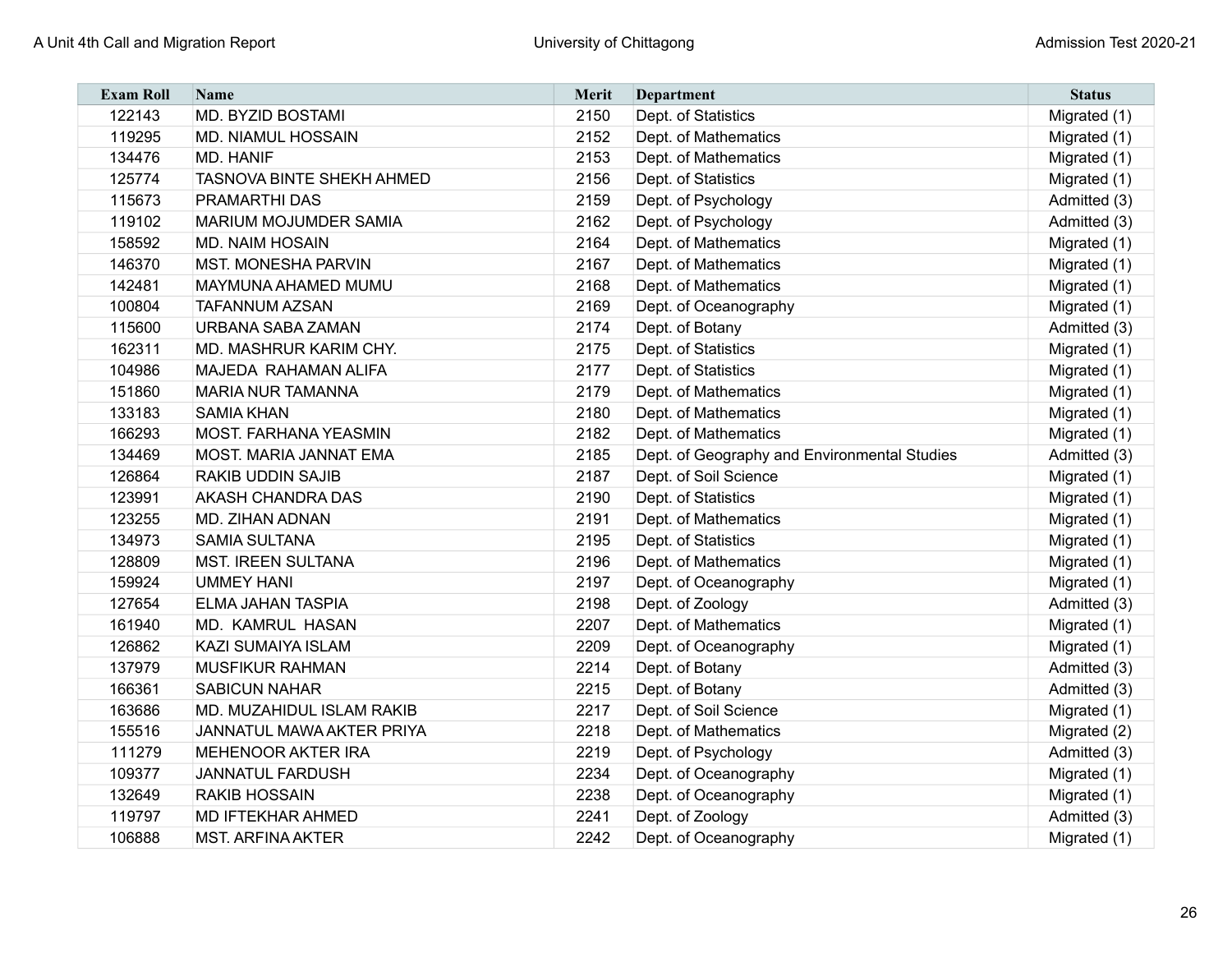| Exam Roll | Name | Merit | Department | Status |
|---|---|---|---|---|
| 122143 | MD. BYZID BOSTAMI | 2150 | Dept. of Statistics | Migrated (1) |
| 119295 | MD. NIAMUL HOSSAIN | 2152 | Dept. of Mathematics | Migrated (1) |
| 134476 | MD. HANIF | 2153 | Dept. of Mathematics | Migrated (1) |
| 125774 | TASNOVA BINTE SHEKH AHMED | 2156 | Dept. of Statistics | Migrated (1) |
| 115673 | PRAMARTHI DAS | 2159 | Dept. of Psychology | Admitted (3) |
| 119102 | MARIUM MOJUMDER SAMIA | 2162 | Dept. of Psychology | Admitted (3) |
| 158592 | MD. NAIM HOSAIN | 2164 | Dept. of Mathematics | Migrated (1) |
| 146370 | MST. MONESHA PARVIN | 2167 | Dept. of Mathematics | Migrated (1) |
| 142481 | MAYMUNA AHAMED MUMU | 2168 | Dept. of Mathematics | Migrated (1) |
| 100804 | TAFANNUM AZSAN | 2169 | Dept. of Oceanography | Migrated (1) |
| 115600 | URBANA SABA ZAMAN | 2174 | Dept. of Botany | Admitted (3) |
| 162311 | MD. MASHRUR KARIM CHY. | 2175 | Dept. of Statistics | Migrated (1) |
| 104986 | MAJEDA RAHAMAN ALIFA | 2177 | Dept. of Statistics | Migrated (1) |
| 151860 | MARIA NUR TAMANNA | 2179 | Dept. of Mathematics | Migrated (1) |
| 133183 | SAMIA KHAN | 2180 | Dept. of Mathematics | Migrated (1) |
| 166293 | MOST. FARHANA YEASMIN | 2182 | Dept. of Mathematics | Migrated (1) |
| 134469 | MOST. MARIA JANNAT EMA | 2185 | Dept. of Geography and Environmental Studies | Admitted (3) |
| 126864 | RAKIB UDDIN SAJIB | 2187 | Dept. of Soil Science | Migrated (1) |
| 123991 | AKASH CHANDRA DAS | 2190 | Dept. of Statistics | Migrated (1) |
| 123255 | MD. ZIHAN ADNAN | 2191 | Dept. of Mathematics | Migrated (1) |
| 134973 | SAMIA SULTANA | 2195 | Dept. of Statistics | Migrated (1) |
| 128809 | MST. IREEN SULTANA | 2196 | Dept. of Mathematics | Migrated (1) |
| 159924 | UMMEY HANI | 2197 | Dept. of Oceanography | Migrated (1) |
| 127654 | ELMA JAHAN TASPIA | 2198 | Dept. of Zoology | Admitted (3) |
| 161940 | MD. KAMRUL HASAN | 2207 | Dept. of Mathematics | Migrated (1) |
| 126862 | KAZI SUMAIYA ISLAM | 2209 | Dept. of Oceanography | Migrated (1) |
| 137979 | MUSFIKUR RAHMAN | 2214 | Dept. of Botany | Admitted (3) |
| 166361 | SABICUN NAHAR | 2215 | Dept. of Botany | Admitted (3) |
| 163686 | MD. MUZAHIDUL ISLAM RAKIB | 2217 | Dept. of Soil Science | Migrated (1) |
| 155516 | JANNATUL MAWA AKTER PRIYA | 2218 | Dept. of Mathematics | Migrated (2) |
| 111279 | MEHENOOR AKTER IRA | 2219 | Dept. of Psychology | Admitted (3) |
| 109377 | JANNATUL FARDUSH | 2234 | Dept. of Oceanography | Migrated (1) |
| 132649 | RAKIB HOSSAIN | 2238 | Dept. of Oceanography | Migrated (1) |
| 119797 | MD IFTEKHAR AHMED | 2241 | Dept. of Zoology | Admitted (3) |
| 106888 | MST. ARFINA AKTER | 2242 | Dept. of Oceanography | Migrated (1) |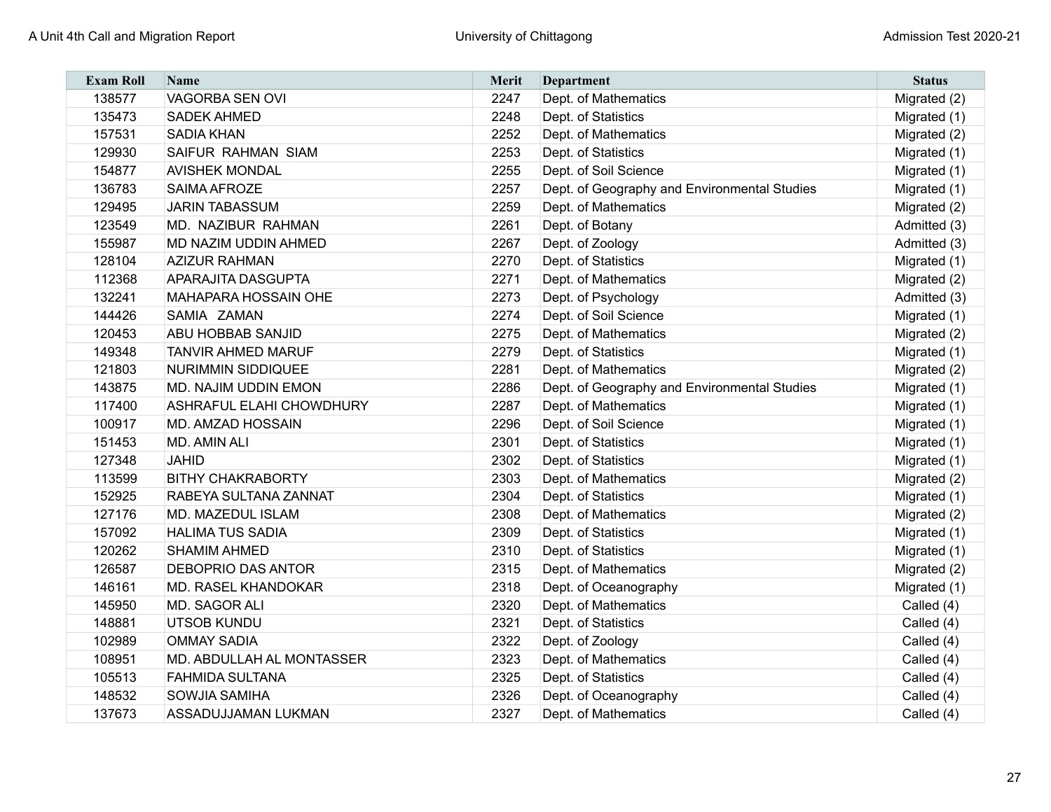| Exam Roll | Name | Merit | Department | Status |
|---|---|---|---|---|
| 138577 | VAGORBA SEN OVI | 2247 | Dept. of Mathematics | Migrated (2) |
| 135473 | SADEK AHMED | 2248 | Dept. of Statistics | Migrated (1) |
| 157531 | SADIA KHAN | 2252 | Dept. of Mathematics | Migrated (2) |
| 129930 | SAIFUR RAHMAN SIAM | 2253 | Dept. of Statistics | Migrated (1) |
| 154877 | AVISHEK MONDAL | 2255 | Dept. of Soil Science | Migrated (1) |
| 136783 | SAIMA AFROZE | 2257 | Dept. of Geography and Environmental Studies | Migrated (1) |
| 129495 | JARIN TABASSUM | 2259 | Dept. of Mathematics | Migrated (2) |
| 123549 | MD. NAZIBUR RAHMAN | 2261 | Dept. of Botany | Admitted (3) |
| 155987 | MD NAZIM UDDIN AHMED | 2267 | Dept. of Zoology | Admitted (3) |
| 128104 | AZIZUR RAHMAN | 2270 | Dept. of Statistics | Migrated (1) |
| 112368 | APARAJITA DASGUPTA | 2271 | Dept. of Mathematics | Migrated (2) |
| 132241 | MAHAPARA HOSSAIN OHE | 2273 | Dept. of Psychology | Admitted (3) |
| 144426 | SAMIA ZAMAN | 2274 | Dept. of Soil Science | Migrated (1) |
| 120453 | ABU HOBBAB SANJID | 2275 | Dept. of Mathematics | Migrated (2) |
| 149348 | TANVIR AHMED MARUF | 2279 | Dept. of Statistics | Migrated (1) |
| 121803 | NURIMMIN SIDDIQUEE | 2281 | Dept. of Mathematics | Migrated (2) |
| 143875 | MD. NAJIM UDDIN EMON | 2286 | Dept. of Geography and Environmental Studies | Migrated (1) |
| 117400 | ASHRAFUL ELAHI CHOWDHURY | 2287 | Dept. of Mathematics | Migrated (1) |
| 100917 | MD. AMZAD HOSSAIN | 2296 | Dept. of Soil Science | Migrated (1) |
| 151453 | MD. AMIN ALI | 2301 | Dept. of Statistics | Migrated (1) |
| 127348 | JAHID | 2302 | Dept. of Statistics | Migrated (1) |
| 113599 | BITHY CHAKRABORTY | 2303 | Dept. of Mathematics | Migrated (2) |
| 152925 | RABEYA SULTANA ZANNAT | 2304 | Dept. of Statistics | Migrated (1) |
| 127176 | MD. MAZEDUL ISLAM | 2308 | Dept. of Mathematics | Migrated (2) |
| 157092 | HALIMA TUS SADIA | 2309 | Dept. of Statistics | Migrated (1) |
| 120262 | SHAMIM AHMED | 2310 | Dept. of Statistics | Migrated (1) |
| 126587 | DEBOPRIO DAS ANTOR | 2315 | Dept. of Mathematics | Migrated (2) |
| 146161 | MD. RASEL KHANDOKAR | 2318 | Dept. of Oceanography | Migrated (1) |
| 145950 | MD. SAGOR ALI | 2320 | Dept. of Mathematics | Called (4) |
| 148881 | UTSOB KUNDU | 2321 | Dept. of Statistics | Called (4) |
| 102989 | OMMAY SADIA | 2322 | Dept. of Zoology | Called (4) |
| 108951 | MD. ABDULLAH AL MONTASSER | 2323 | Dept. of Mathematics | Called (4) |
| 105513 | FAHMIDA SULTANA | 2325 | Dept. of Statistics | Called (4) |
| 148532 | SOWJIA SAMIHA | 2326 | Dept. of Oceanography | Called (4) |
| 137673 | ASSADUJJAMAN LUKMAN | 2327 | Dept. of Mathematics | Called (4) |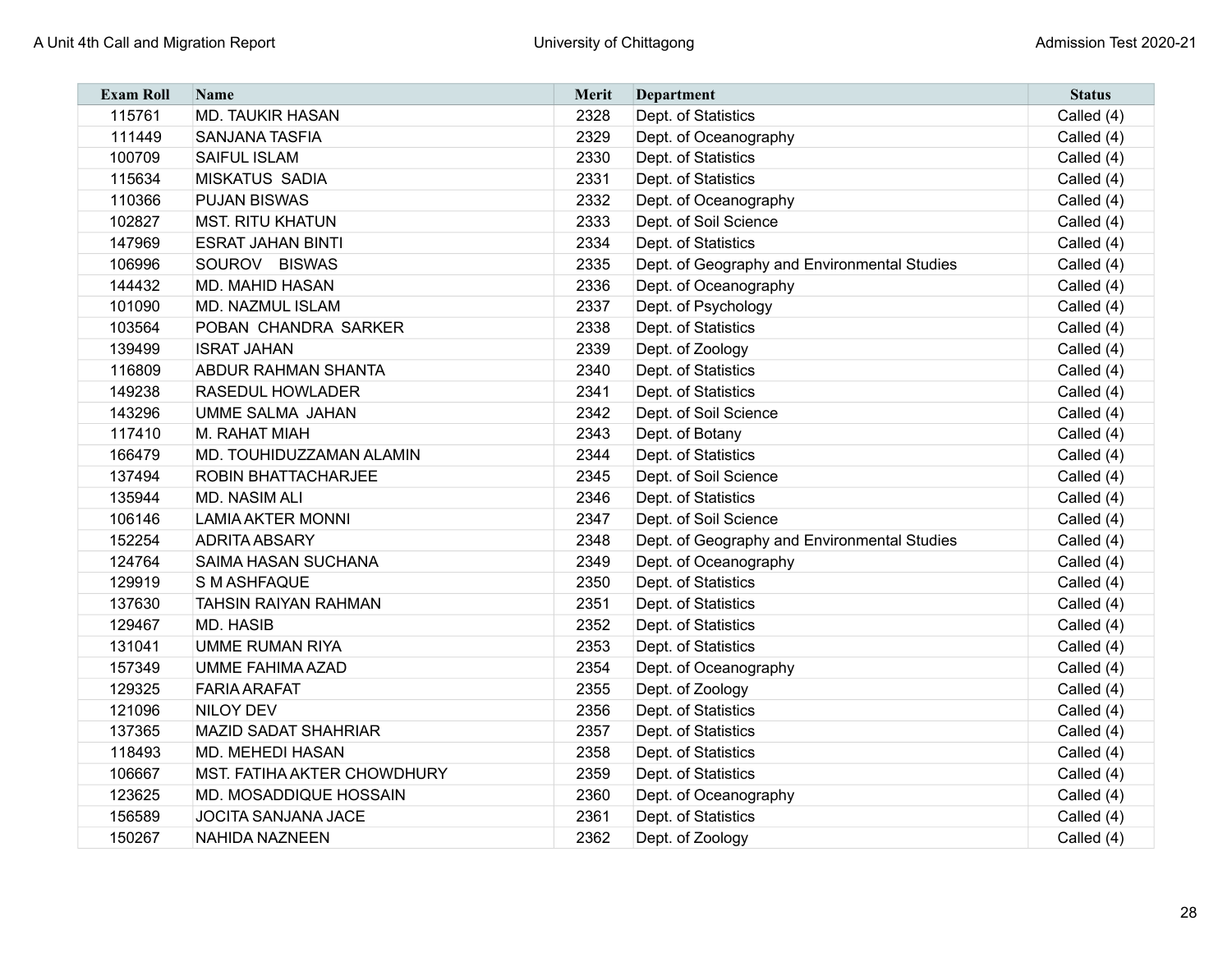| Exam Roll | Name | Merit | Department | Status |
|---|---|---|---|---|
| 115761 | MD. TAUKIR HASAN | 2328 | Dept. of Statistics | Called (4) |
| 111449 | SANJANA TASFIA | 2329 | Dept. of Oceanography | Called (4) |
| 100709 | SAIFUL ISLAM | 2330 | Dept. of Statistics | Called (4) |
| 115634 | MISKATUS SADIA | 2331 | Dept. of Statistics | Called (4) |
| 110366 | PUJAN BISWAS | 2332 | Dept. of Oceanography | Called (4) |
| 102827 | MST. RITU KHATUN | 2333 | Dept. of Soil Science | Called (4) |
| 147969 | ESRAT JAHAN BINTI | 2334 | Dept. of Statistics | Called (4) |
| 106996 | SOUROV BISWAS | 2335 | Dept. of Geography and Environmental Studies | Called (4) |
| 144432 | MD. MAHID HASAN | 2336 | Dept. of Oceanography | Called (4) |
| 101090 | MD. NAZMUL ISLAM | 2337 | Dept. of Psychology | Called (4) |
| 103564 | POBAN CHANDRA SARKER | 2338 | Dept. of Statistics | Called (4) |
| 139499 | ISRAT JAHAN | 2339 | Dept. of Zoology | Called (4) |
| 116809 | ABDUR RAHMAN SHANTA | 2340 | Dept. of Statistics | Called (4) |
| 149238 | RASEDUL HOWLADER | 2341 | Dept. of Statistics | Called (4) |
| 143296 | UMME SALMA JAHAN | 2342 | Dept. of Soil Science | Called (4) |
| 117410 | M. RAHAT MIAH | 2343 | Dept. of Botany | Called (4) |
| 166479 | MD. TOUHIDUZZAMAN ALAMIN | 2344 | Dept. of Statistics | Called (4) |
| 137494 | ROBIN BHATTACHARJEE | 2345 | Dept. of Soil Science | Called (4) |
| 135944 | MD. NASIM ALI | 2346 | Dept. of Statistics | Called (4) |
| 106146 | LAMIA AKTER MONNI | 2347 | Dept. of Soil Science | Called (4) |
| 152254 | ADRITA ABSARY | 2348 | Dept. of Geography and Environmental Studies | Called (4) |
| 124764 | SAIMA HASAN SUCHANA | 2349 | Dept. of Oceanography | Called (4) |
| 129919 | S M ASHFAQUE | 2350 | Dept. of Statistics | Called (4) |
| 137630 | TAHSIN RAIYAN RAHMAN | 2351 | Dept. of Statistics | Called (4) |
| 129467 | MD. HASIB | 2352 | Dept. of Statistics | Called (4) |
| 131041 | UMME RUMAN RIYA | 2353 | Dept. of Statistics | Called (4) |
| 157349 | UMME FAHIMA AZAD | 2354 | Dept. of Oceanography | Called (4) |
| 129325 | FARIA ARAFAT | 2355 | Dept. of Zoology | Called (4) |
| 121096 | NILOY DEV | 2356 | Dept. of Statistics | Called (4) |
| 137365 | MAZID SADAT SHAHRIAR | 2357 | Dept. of Statistics | Called (4) |
| 118493 | MD. MEHEDI HASAN | 2358 | Dept. of Statistics | Called (4) |
| 106667 | MST. FATIHA AKTER CHOWDHURY | 2359 | Dept. of Statistics | Called (4) |
| 123625 | MD. MOSADDIQUE HOSSAIN | 2360 | Dept. of Oceanography | Called (4) |
| 156589 | JOCITA SANJANA JACE | 2361 | Dept. of Statistics | Called (4) |
| 150267 | NAHIDA NAZNEEN | 2362 | Dept. of Zoology | Called (4) |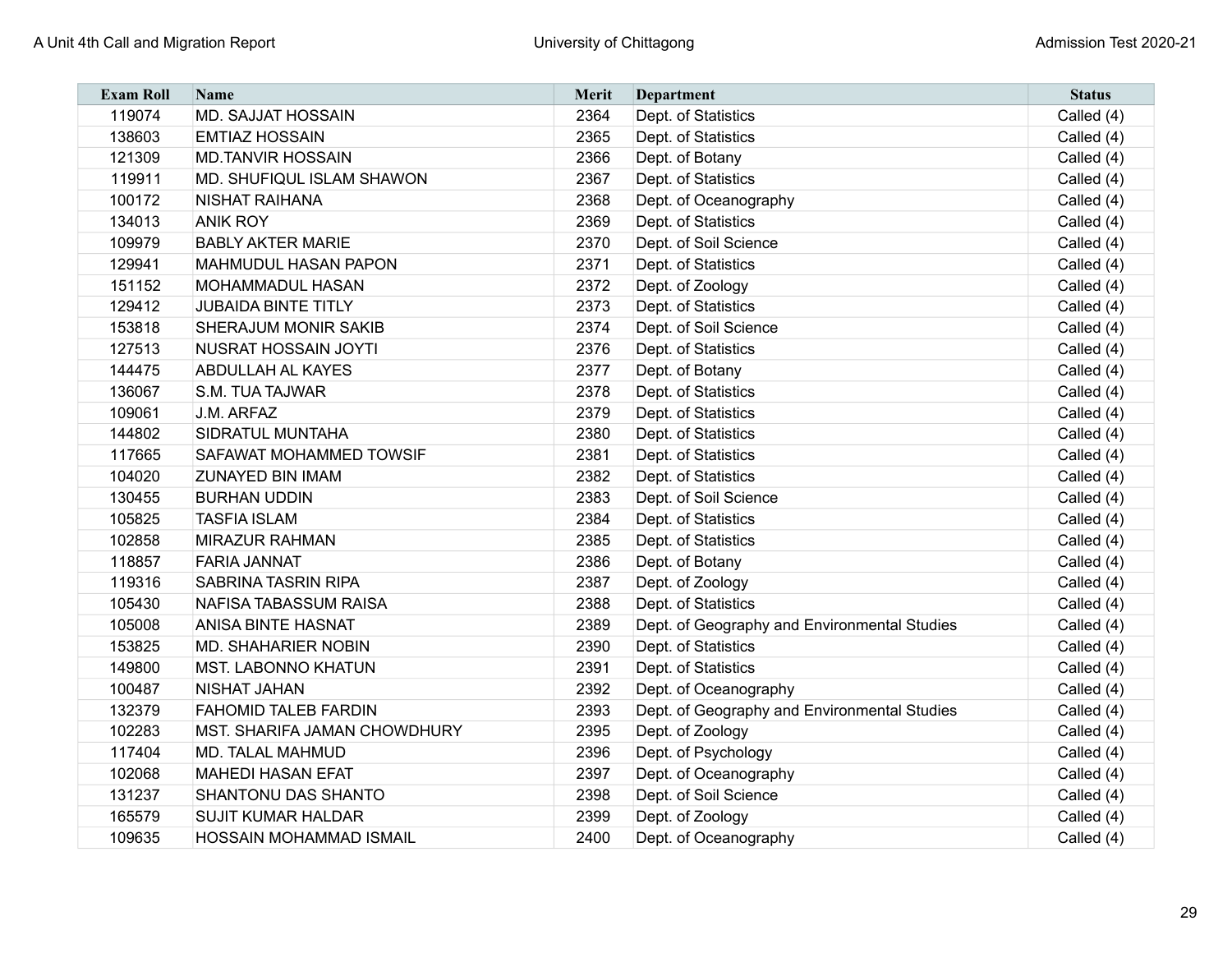| Exam Roll | Name | Merit | Department | Status |
|---|---|---|---|---|
| 119074 | MD. SAJJAT HOSSAIN | 2364 | Dept. of Statistics | Called (4) |
| 138603 | EMTIAZ HOSSAIN | 2365 | Dept. of Statistics | Called (4) |
| 121309 | MD.TANVIR HOSSAIN | 2366 | Dept. of Botany | Called (4) |
| 119911 | MD. SHUFIQUL ISLAM SHAWON | 2367 | Dept. of Statistics | Called (4) |
| 100172 | NISHAT RAIHANA | 2368 | Dept. of Oceanography | Called (4) |
| 134013 | ANIK ROY | 2369 | Dept. of Statistics | Called (4) |
| 109979 | BABLY AKTER MARIE | 2370 | Dept. of Soil Science | Called (4) |
| 129941 | MAHMUDUL HASAN PAPON | 2371 | Dept. of Statistics | Called (4) |
| 151152 | MOHAMMADUL HASAN | 2372 | Dept. of Zoology | Called (4) |
| 129412 | JUBAIDA BINTE TITLY | 2373 | Dept. of Statistics | Called (4) |
| 153818 | SHERAJUM MONIR SAKIB | 2374 | Dept. of Soil Science | Called (4) |
| 127513 | NUSRAT HOSSAIN JOYTI | 2376 | Dept. of Statistics | Called (4) |
| 144475 | ABDULLAH AL KAYES | 2377 | Dept. of Botany | Called (4) |
| 136067 | S.M. TUA TAJWAR | 2378 | Dept. of Statistics | Called (4) |
| 109061 | J.M. ARFAZ | 2379 | Dept. of Statistics | Called (4) |
| 144802 | SIDRATUL MUNTAHA | 2380 | Dept. of Statistics | Called (4) |
| 117665 | SAFAWAT MOHAMMED TOWSIF | 2381 | Dept. of Statistics | Called (4) |
| 104020 | ZUNAYED BIN IMAM | 2382 | Dept. of Statistics | Called (4) |
| 130455 | BURHAN UDDIN | 2383 | Dept. of Soil Science | Called (4) |
| 105825 | TASFIA ISLAM | 2384 | Dept. of Statistics | Called (4) |
| 102858 | MIRAZUR RAHMAN | 2385 | Dept. of Statistics | Called (4) |
| 118857 | FARIA JANNAT | 2386 | Dept. of Botany | Called (4) |
| 119316 | SABRINA TASRIN RIPA | 2387 | Dept. of Zoology | Called (4) |
| 105430 | NAFISA TABASSUM RAISA | 2388 | Dept. of Statistics | Called (4) |
| 105008 | ANISA BINTE HASNAT | 2389 | Dept. of Geography and Environmental Studies | Called (4) |
| 153825 | MD. SHAHARIER NOBIN | 2390 | Dept. of Statistics | Called (4) |
| 149800 | MST. LABONNO KHATUN | 2391 | Dept. of Statistics | Called (4) |
| 100487 | NISHAT JAHAN | 2392 | Dept. of Oceanography | Called (4) |
| 132379 | FAHOMID TALEB FARDIN | 2393 | Dept. of Geography and Environmental Studies | Called (4) |
| 102283 | MST. SHARIFA JAMAN CHOWDHURY | 2395 | Dept. of Zoology | Called (4) |
| 117404 | MD. TALAL MAHMUD | 2396 | Dept. of Psychology | Called (4) |
| 102068 | MAHEDI HASAN EFAT | 2397 | Dept. of Oceanography | Called (4) |
| 131237 | SHANTONU DAS SHANTO | 2398 | Dept. of Soil Science | Called (4) |
| 165579 | SUJIT KUMAR HALDAR | 2399 | Dept. of Zoology | Called (4) |
| 109635 | HOSSAIN MOHAMMAD ISMAIL | 2400 | Dept. of Oceanography | Called (4) |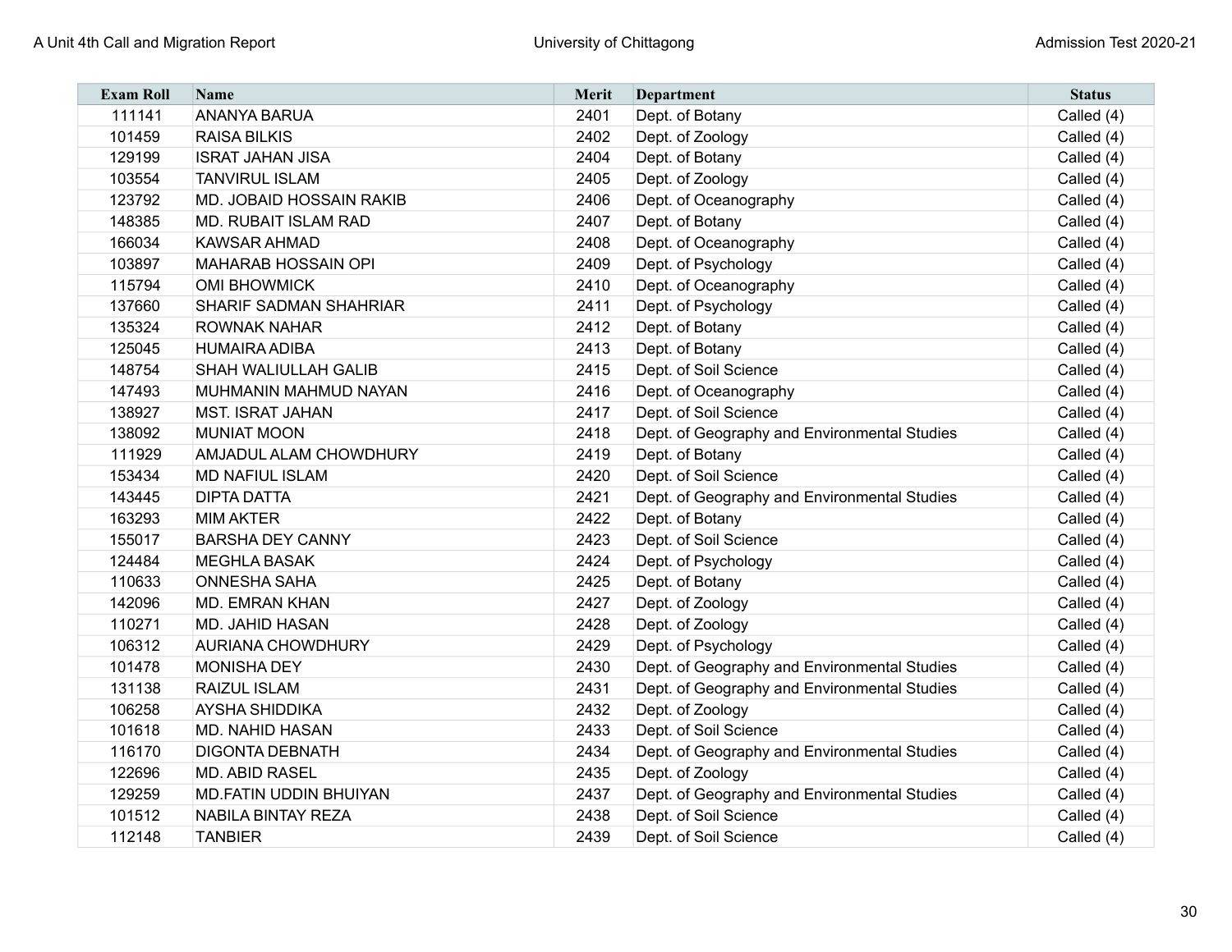| Exam Roll | Name | Merit | Department | Status |
|---|---|---|---|---|
| 111141 | ANANYA BARUA | 2401 | Dept. of Botany | Called (4) |
| 101459 | RAISA BILKIS | 2402 | Dept. of Zoology | Called (4) |
| 129199 | ISRAT JAHAN JISA | 2404 | Dept. of Botany | Called (4) |
| 103554 | TANVIRUL ISLAM | 2405 | Dept. of Zoology | Called (4) |
| 123792 | MD. JOBAID HOSSAIN RAKIB | 2406 | Dept. of Oceanography | Called (4) |
| 148385 | MD. RUBAIT ISLAM RAD | 2407 | Dept. of Botany | Called (4) |
| 166034 | KAWSAR AHMAD | 2408 | Dept. of Oceanography | Called (4) |
| 103897 | MAHARAB HOSSAIN OPI | 2409 | Dept. of Psychology | Called (4) |
| 115794 | OMI BHOWMICK | 2410 | Dept. of Oceanography | Called (4) |
| 137660 | SHARIF SADMAN SHAHRIAR | 2411 | Dept. of Psychology | Called (4) |
| 135324 | ROWNAK NAHAR | 2412 | Dept. of Botany | Called (4) |
| 125045 | HUMAIRA ADIBA | 2413 | Dept. of Botany | Called (4) |
| 148754 | SHAH WALIULLAH GALIB | 2415 | Dept. of Soil Science | Called (4) |
| 147493 | MUHMANIN MAHMUD NAYAN | 2416 | Dept. of Oceanography | Called (4) |
| 138927 | MST. ISRAT JAHAN | 2417 | Dept. of Soil Science | Called (4) |
| 138092 | MUNIAT MOON | 2418 | Dept. of Geography and Environmental Studies | Called (4) |
| 111929 | AMJADUL ALAM CHOWDHURY | 2419 | Dept. of Botany | Called (4) |
| 153434 | MD NAFIUL ISLAM | 2420 | Dept. of Soil Science | Called (4) |
| 143445 | DIPTA DATTA | 2421 | Dept. of Geography and Environmental Studies | Called (4) |
| 163293 | MIM AKTER | 2422 | Dept. of Botany | Called (4) |
| 155017 | BARSHA DEY CANNY | 2423 | Dept. of Soil Science | Called (4) |
| 124484 | MEGHLA BASAK | 2424 | Dept. of Psychology | Called (4) |
| 110633 | ONNESHA SAHA | 2425 | Dept. of Botany | Called (4) |
| 142096 | MD. EMRAN KHAN | 2427 | Dept. of Zoology | Called (4) |
| 110271 | MD. JAHID HASAN | 2428 | Dept. of Zoology | Called (4) |
| 106312 | AURIANA CHOWDHURY | 2429 | Dept. of Psychology | Called (4) |
| 101478 | MONISHA DEY | 2430 | Dept. of Geography and Environmental Studies | Called (4) |
| 131138 | RAIZUL ISLAM | 2431 | Dept. of Geography and Environmental Studies | Called (4) |
| 106258 | AYSHA SHIDDIKA | 2432 | Dept. of Zoology | Called (4) |
| 101618 | MD. NAHID HASAN | 2433 | Dept. of Soil Science | Called (4) |
| 116170 | DIGONTA DEBNATH | 2434 | Dept. of Geography and Environmental Studies | Called (4) |
| 122696 | MD. ABID RASEL | 2435 | Dept. of Zoology | Called (4) |
| 129259 | MD.FATIN UDDIN BHUIYAN | 2437 | Dept. of Geography and Environmental Studies | Called (4) |
| 101512 | NABILA BINTAY REZA | 2438 | Dept. of Soil Science | Called (4) |
| 112148 | TANBIER | 2439 | Dept. of Soil Science | Called (4) |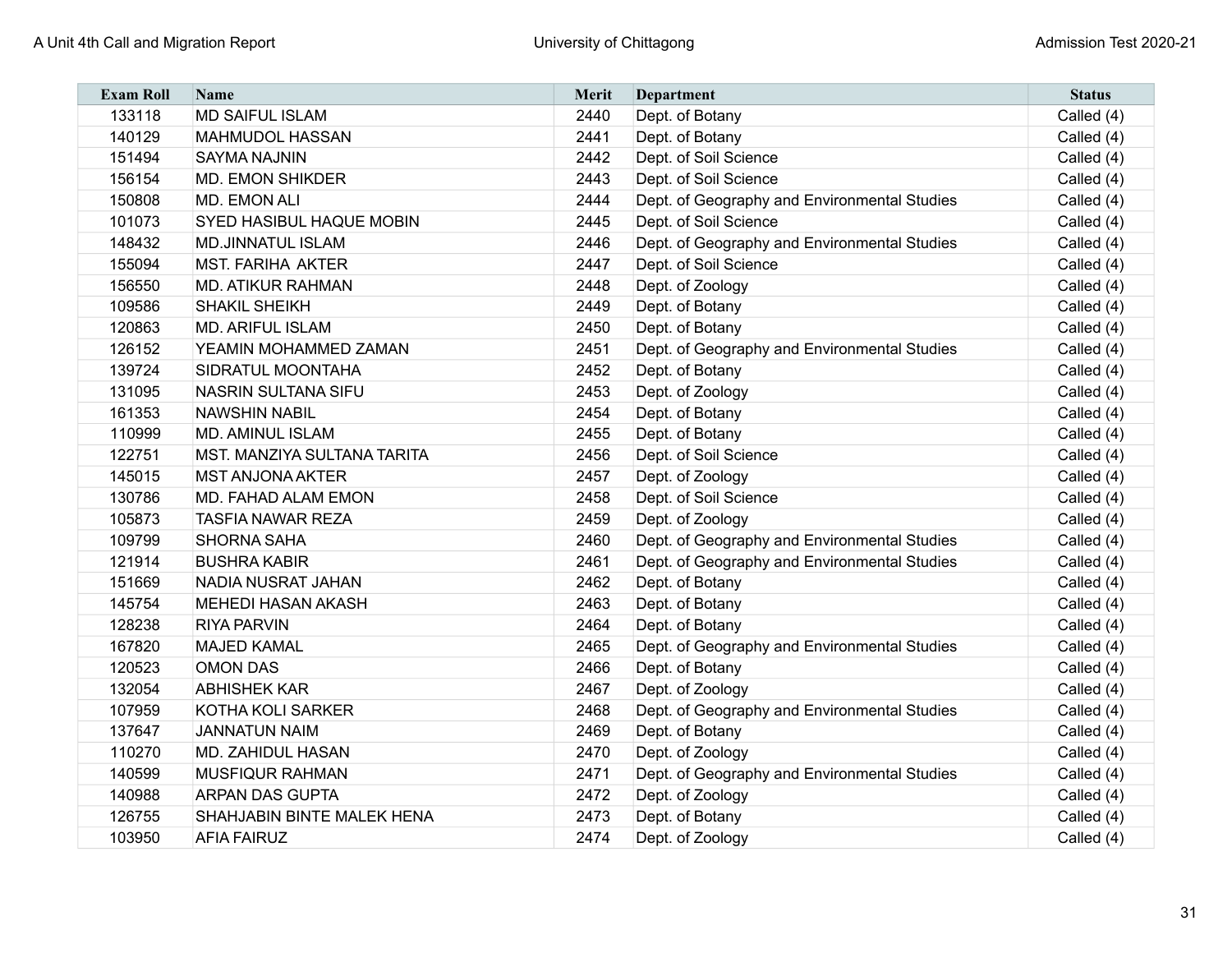| Exam Roll | Name | Merit | Department | Status |
|---|---|---|---|---|
| 133118 | MD SAIFUL ISLAM | 2440 | Dept. of Botany | Called (4) |
| 140129 | MAHMUDOL HASSAN | 2441 | Dept. of Botany | Called (4) |
| 151494 | SAYMA NAJNIN | 2442 | Dept. of Soil Science | Called (4) |
| 156154 | MD. EMON SHIKDER | 2443 | Dept. of Soil Science | Called (4) |
| 150808 | MD. EMON ALI | 2444 | Dept. of Geography and Environmental Studies | Called (4) |
| 101073 | SYED HASIBUL HAQUE MOBIN | 2445 | Dept. of Soil Science | Called (4) |
| 148432 | MD.JINNATUL ISLAM | 2446 | Dept. of Geography and Environmental Studies | Called (4) |
| 155094 | MST. FARIHA AKTER | 2447 | Dept. of Soil Science | Called (4) |
| 156550 | MD. ATIKUR RAHMAN | 2448 | Dept. of Zoology | Called (4) |
| 109586 | SHAKIL SHEIKH | 2449 | Dept. of Botany | Called (4) |
| 120863 | MD. ARIFUL ISLAM | 2450 | Dept. of Botany | Called (4) |
| 126152 | YEAMIN MOHAMMED ZAMAN | 2451 | Dept. of Geography and Environmental Studies | Called (4) |
| 139724 | SIDRATUL MOONTAHA | 2452 | Dept. of Botany | Called (4) |
| 131095 | NASRIN SULTANA SIFU | 2453 | Dept. of Zoology | Called (4) |
| 161353 | NAWSHIN NABIL | 2454 | Dept. of Botany | Called (4) |
| 110999 | MD. AMINUL ISLAM | 2455 | Dept. of Botany | Called (4) |
| 122751 | MST. MANZIYA SULTANA TARITA | 2456 | Dept. of Soil Science | Called (4) |
| 145015 | MST ANJONA AKTER | 2457 | Dept. of Zoology | Called (4) |
| 130786 | MD. FAHAD ALAM EMON | 2458 | Dept. of Soil Science | Called (4) |
| 105873 | TASFIA NAWAR REZA | 2459 | Dept. of Zoology | Called (4) |
| 109799 | SHORNA SAHA | 2460 | Dept. of Geography and Environmental Studies | Called (4) |
| 121914 | BUSHRA KABIR | 2461 | Dept. of Geography and Environmental Studies | Called (4) |
| 151669 | NADIA NUSRAT JAHAN | 2462 | Dept. of Botany | Called (4) |
| 145754 | MEHEDI HASAN AKASH | 2463 | Dept. of Botany | Called (4) |
| 128238 | RIYA PARVIN | 2464 | Dept. of Botany | Called (4) |
| 167820 | MAJED KAMAL | 2465 | Dept. of Geography and Environmental Studies | Called (4) |
| 120523 | OMON DAS | 2466 | Dept. of Botany | Called (4) |
| 132054 | ABHISHEK KAR | 2467 | Dept. of Zoology | Called (4) |
| 107959 | KOTHA KOLI SARKER | 2468 | Dept. of Geography and Environmental Studies | Called (4) |
| 137647 | JANNATUN NAIM | 2469 | Dept. of Botany | Called (4) |
| 110270 | MD. ZAHIDUL HASAN | 2470 | Dept. of Zoology | Called (4) |
| 140599 | MUSFIQUR RAHMAN | 2471 | Dept. of Geography and Environmental Studies | Called (4) |
| 140988 | ARPAN DAS GUPTA | 2472 | Dept. of Zoology | Called (4) |
| 126755 | SHAHJABIN BINTE MALEK HENA | 2473 | Dept. of Botany | Called (4) |
| 103950 | AFIA FAIRUZ | 2474 | Dept. of Zoology | Called (4) |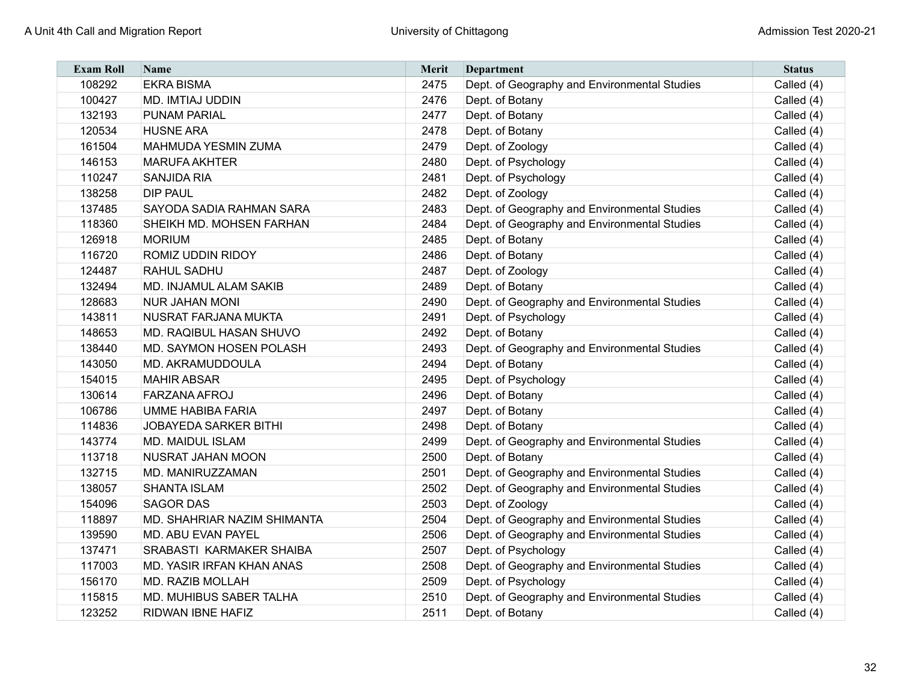| Exam Roll | Name | Merit | Department | Status |
|---|---|---|---|---|
| 108292 | EKRA BISMA | 2475 | Dept. of Geography and Environmental Studies | Called (4) |
| 100427 | MD. IMTIAJ UDDIN | 2476 | Dept. of Botany | Called (4) |
| 132193 | PUNAM PARIAL | 2477 | Dept. of Botany | Called (4) |
| 120534 | HUSNE ARA | 2478 | Dept. of Botany | Called (4) |
| 161504 | MAHMUDA YESMIN ZUMA | 2479 | Dept. of Zoology | Called (4) |
| 146153 | MARUFA AKHTER | 2480 | Dept. of Psychology | Called (4) |
| 110247 | SANJIDA RIA | 2481 | Dept. of Psychology | Called (4) |
| 138258 | DIP PAUL | 2482 | Dept. of Zoology | Called (4) |
| 137485 | SAYODA SADIA RAHMAN SARA | 2483 | Dept. of Geography and Environmental Studies | Called (4) |
| 118360 | SHEIKH MD. MOHSEN FARHAN | 2484 | Dept. of Geography and Environmental Studies | Called (4) |
| 126918 | MORIUM | 2485 | Dept. of Botany | Called (4) |
| 116720 | ROMIZ UDDIN RIDOY | 2486 | Dept. of Botany | Called (4) |
| 124487 | RAHUL SADHU | 2487 | Dept. of Zoology | Called (4) |
| 132494 | MD. INJAMUL ALAM SAKIB | 2489 | Dept. of Botany | Called (4) |
| 128683 | NUR JAHAN MONI | 2490 | Dept. of Geography and Environmental Studies | Called (4) |
| 143811 | NUSRAT FARJANA MUKTA | 2491 | Dept. of Psychology | Called (4) |
| 148653 | MD. RAQIBUL HASAN SHUVO | 2492 | Dept. of Botany | Called (4) |
| 138440 | MD. SAYMON HOSEN POLASH | 2493 | Dept. of Geography and Environmental Studies | Called (4) |
| 143050 | MD. AKRAMUDDOULA | 2494 | Dept. of Botany | Called (4) |
| 154015 | MAHIR ABSAR | 2495 | Dept. of Psychology | Called (4) |
| 130614 | FARZANA AFROJ | 2496 | Dept. of Botany | Called (4) |
| 106786 | UMME HABIBA FARIA | 2497 | Dept. of Botany | Called (4) |
| 114836 | JOBAYEDA SARKER BITHI | 2498 | Dept. of Botany | Called (4) |
| 143774 | MD. MAIDUL ISLAM | 2499 | Dept. of Geography and Environmental Studies | Called (4) |
| 113718 | NUSRAT JAHAN MOON | 2500 | Dept. of Botany | Called (4) |
| 132715 | MD. MANIRUZZAMAN | 2501 | Dept. of Geography and Environmental Studies | Called (4) |
| 138057 | SHANTA ISLAM | 2502 | Dept. of Geography and Environmental Studies | Called (4) |
| 154096 | SAGOR DAS | 2503 | Dept. of Zoology | Called (4) |
| 118897 | MD. SHAHRIAR NAZIM SHIMANTA | 2504 | Dept. of Geography and Environmental Studies | Called (4) |
| 139590 | MD. ABU EVAN PAYEL | 2506 | Dept. of Geography and Environmental Studies | Called (4) |
| 137471 | SRABASTI KARMAKER SHAIBA | 2507 | Dept. of Psychology | Called (4) |
| 117003 | MD. YASIR IRFAN KHAN ANAS | 2508 | Dept. of Geography and Environmental Studies | Called (4) |
| 156170 | MD. RAZIB MOLLAH | 2509 | Dept. of Psychology | Called (4) |
| 115815 | MD. MUHIBUS SABER TALHA | 2510 | Dept. of Geography and Environmental Studies | Called (4) |
| 123252 | RIDWAN IBNE HAFIZ | 2511 | Dept. of Botany | Called (4) |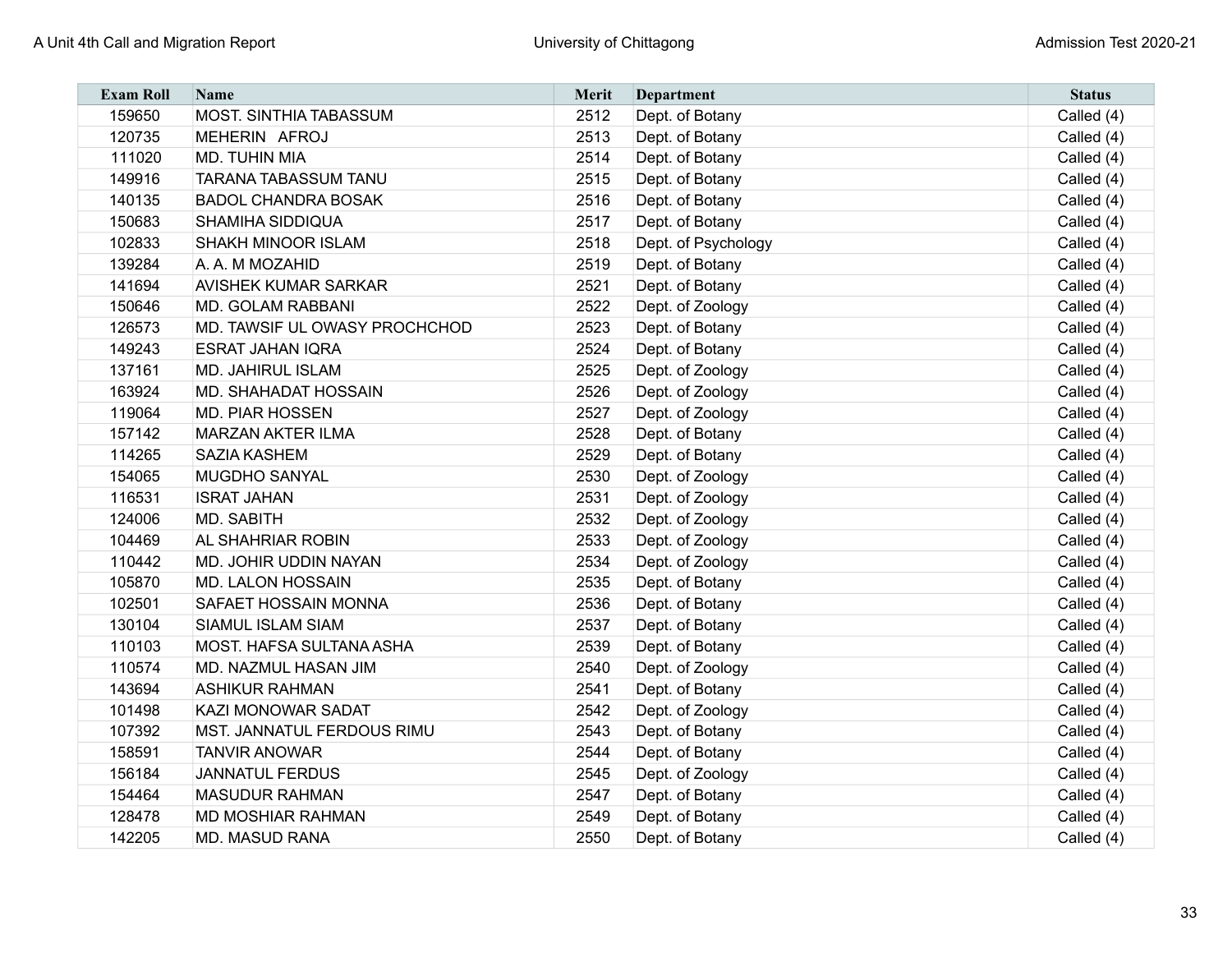| Exam Roll | Name | Merit | Department | Status |
|---|---|---|---|---|
| 159650 | MOST. SINTHIA TABASSUM | 2512 | Dept. of Botany | Called (4) |
| 120735 | MEHERIN AFROJ | 2513 | Dept. of Botany | Called (4) |
| 111020 | MD. TUHIN MIA | 2514 | Dept. of Botany | Called (4) |
| 149916 | TARANA TABASSUM TANU | 2515 | Dept. of Botany | Called (4) |
| 140135 | BADOL CHANDRA BOSAK | 2516 | Dept. of Botany | Called (4) |
| 150683 | SHAMIHA SIDDIQUA | 2517 | Dept. of Botany | Called (4) |
| 102833 | SHAKH MINOOR ISLAM | 2518 | Dept. of Psychology | Called (4) |
| 139284 | A. A. M MOZAHID | 2519 | Dept. of Botany | Called (4) |
| 141694 | AVISHEK KUMAR SARKAR | 2521 | Dept. of Botany | Called (4) |
| 150646 | MD. GOLAM RABBANI | 2522 | Dept. of Zoology | Called (4) |
| 126573 | MD. TAWSIF UL OWASY PROCHCHOD | 2523 | Dept. of Botany | Called (4) |
| 149243 | ESRAT JAHAN IQRA | 2524 | Dept. of Botany | Called (4) |
| 137161 | MD. JAHIRUL ISLAM | 2525 | Dept. of Zoology | Called (4) |
| 163924 | MD. SHAHADAT HOSSAIN | 2526 | Dept. of Zoology | Called (4) |
| 119064 | MD. PIAR HOSSEN | 2527 | Dept. of Zoology | Called (4) |
| 157142 | MARZAN AKTER ILMA | 2528 | Dept. of Botany | Called (4) |
| 114265 | SAZIA KASHEM | 2529 | Dept. of Botany | Called (4) |
| 154065 | MUGDHO SANYAL | 2530 | Dept. of Zoology | Called (4) |
| 116531 | ISRAT JAHAN | 2531 | Dept. of Zoology | Called (4) |
| 124006 | MD. SABITH | 2532 | Dept. of Zoology | Called (4) |
| 104469 | AL SHAHRIAR ROBIN | 2533 | Dept. of Zoology | Called (4) |
| 110442 | MD. JOHIR UDDIN NAYAN | 2534 | Dept. of Zoology | Called (4) |
| 105870 | MD. LALON HOSSAIN | 2535 | Dept. of Botany | Called (4) |
| 102501 | SAFAET HOSSAIN MONNA | 2536 | Dept. of Botany | Called (4) |
| 130104 | SIAMUL ISLAM SIAM | 2537 | Dept. of Botany | Called (4) |
| 110103 | MOST. HAFSA SULTANA ASHA | 2539 | Dept. of Botany | Called (4) |
| 110574 | MD. NAZMUL HASAN JIM | 2540 | Dept. of Zoology | Called (4) |
| 143694 | ASHIKUR RAHMAN | 2541 | Dept. of Botany | Called (4) |
| 101498 | KAZI MONOWAR SADAT | 2542 | Dept. of Zoology | Called (4) |
| 107392 | MST. JANNATUL FERDOUS RIMU | 2543 | Dept. of Botany | Called (4) |
| 158591 | TANVIR ANOWAR | 2544 | Dept. of Botany | Called (4) |
| 156184 | JANNATUL FERDUS | 2545 | Dept. of Zoology | Called (4) |
| 154464 | MASUDUR RAHMAN | 2547 | Dept. of Botany | Called (4) |
| 128478 | MD MOSHIAR RAHMAN | 2549 | Dept. of Botany | Called (4) |
| 142205 | MD. MASUD RANA | 2550 | Dept. of Botany | Called (4) |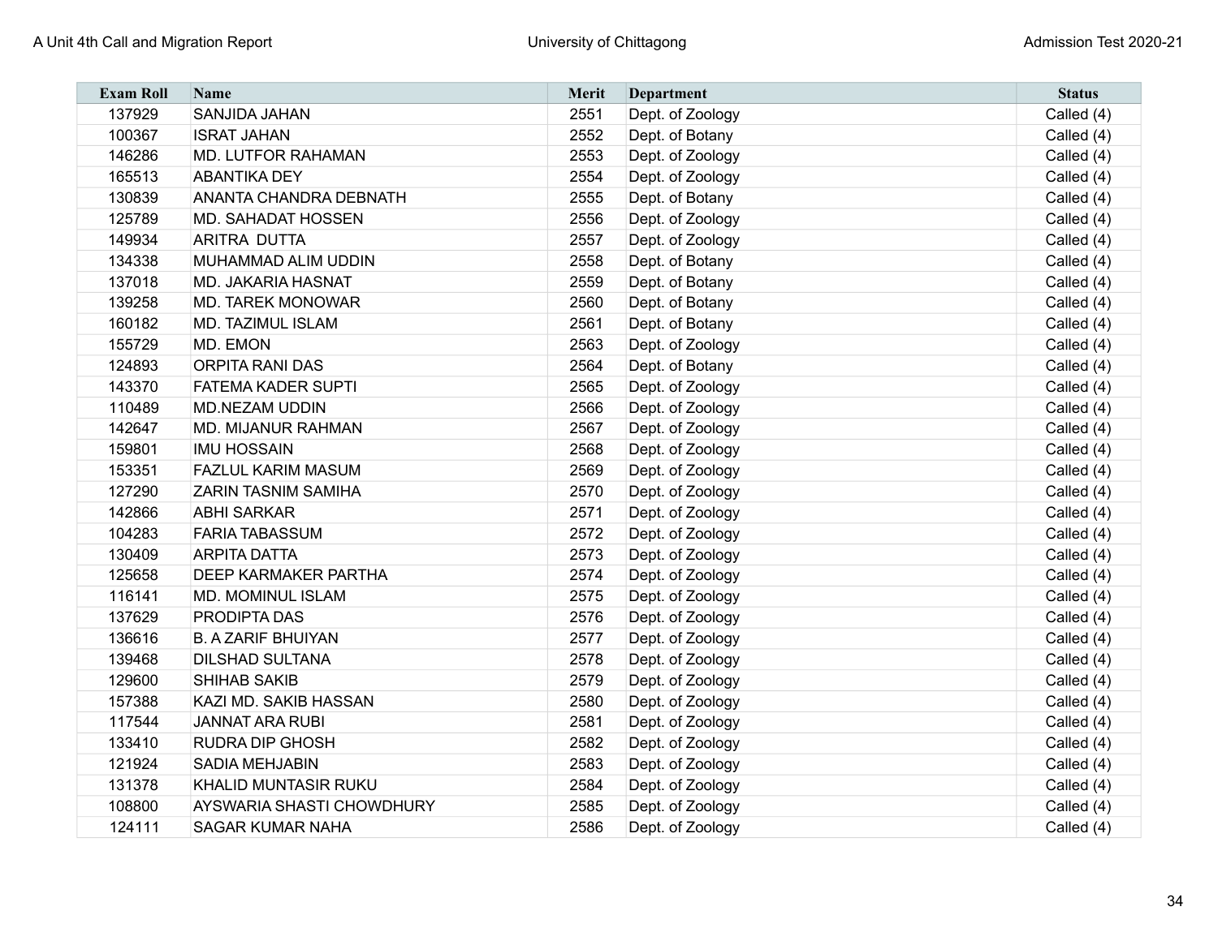| Exam Roll | Name | Merit | Department | Status |
|---|---|---|---|---|
| 137929 | SANJIDA JAHAN | 2551 | Dept. of Zoology | Called (4) |
| 100367 | ISRAT JAHAN | 2552 | Dept. of Botany | Called (4) |
| 146286 | MD. LUTFOR RAHAMAN | 2553 | Dept. of Zoology | Called (4) |
| 165513 | ABANTIKA DEY | 2554 | Dept. of Zoology | Called (4) |
| 130839 | ANANTA CHANDRA DEBNATH | 2555 | Dept. of Botany | Called (4) |
| 125789 | MD. SAHADAT HOSSEN | 2556 | Dept. of Zoology | Called (4) |
| 149934 | ARITRA DUTTA | 2557 | Dept. of Zoology | Called (4) |
| 134338 | MUHAMMAD ALIM UDDIN | 2558 | Dept. of Botany | Called (4) |
| 137018 | MD. JAKARIA HASNAT | 2559 | Dept. of Botany | Called (4) |
| 139258 | MD. TAREK MONOWAR | 2560 | Dept. of Botany | Called (4) |
| 160182 | MD. TAZIMUL ISLAM | 2561 | Dept. of Botany | Called (4) |
| 155729 | MD. EMON | 2563 | Dept. of Zoology | Called (4) |
| 124893 | ORPITA RANI DAS | 2564 | Dept. of Botany | Called (4) |
| 143370 | FATEMA KADER SUPTI | 2565 | Dept. of Zoology | Called (4) |
| 110489 | MD.NEZAM UDDIN | 2566 | Dept. of Zoology | Called (4) |
| 142647 | MD. MIJANUR RAHMAN | 2567 | Dept. of Zoology | Called (4) |
| 159801 | IMU HOSSAIN | 2568 | Dept. of Zoology | Called (4) |
| 153351 | FAZLUL KARIM MASUM | 2569 | Dept. of Zoology | Called (4) |
| 127290 | ZARIN TASNIM SAMIHA | 2570 | Dept. of Zoology | Called (4) |
| 142866 | ABHI SARKAR | 2571 | Dept. of Zoology | Called (4) |
| 104283 | FARIA TABASSUM | 2572 | Dept. of Zoology | Called (4) |
| 130409 | ARPITA DATTA | 2573 | Dept. of Zoology | Called (4) |
| 125658 | DEEP KARMAKER PARTHA | 2574 | Dept. of Zoology | Called (4) |
| 116141 | MD. MOMINUL ISLAM | 2575 | Dept. of Zoology | Called (4) |
| 137629 | PRODIPTA DAS | 2576 | Dept. of Zoology | Called (4) |
| 136616 | B. A ZARIF BHUIYAN | 2577 | Dept. of Zoology | Called (4) |
| 139468 | DILSHAD SULTANA | 2578 | Dept. of Zoology | Called (4) |
| 129600 | SHIHAB SAKIB | 2579 | Dept. of Zoology | Called (4) |
| 157388 | KAZI MD. SAKIB HASSAN | 2580 | Dept. of Zoology | Called (4) |
| 117544 | JANNAT ARA RUBI | 2581 | Dept. of Zoology | Called (4) |
| 133410 | RUDRA DIP GHOSH | 2582 | Dept. of Zoology | Called (4) |
| 121924 | SADIA MEHJABIN | 2583 | Dept. of Zoology | Called (4) |
| 131378 | KHALID MUNTASIR RUKU | 2584 | Dept. of Zoology | Called (4) |
| 108800 | AYSWARIA SHASTI CHOWDHURY | 2585 | Dept. of Zoology | Called (4) |
| 124111 | SAGAR KUMAR NAHA | 2586 | Dept. of Zoology | Called (4) |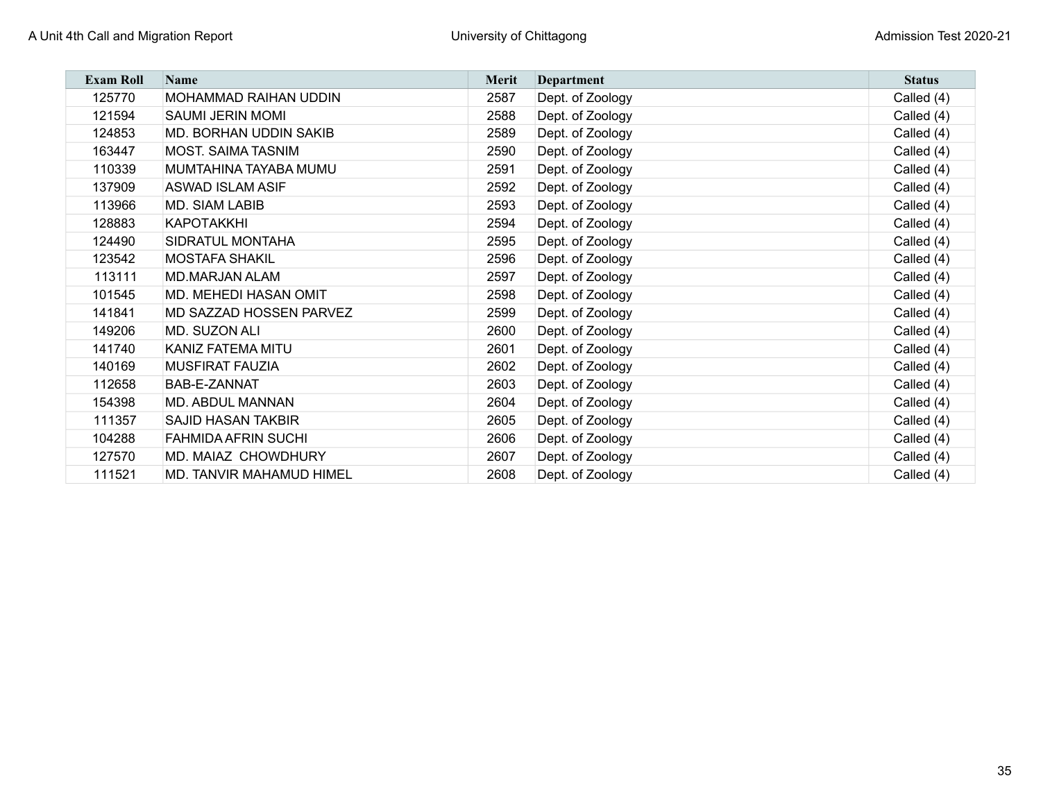| Exam Roll | Name | Merit | Department | Status |
|---|---|---|---|---|
| 125770 | MOHAMMAD RAIHAN UDDIN | 2587 | Dept. of Zoology | Called (4) |
| 121594 | SAUMI JERIN MOMI | 2588 | Dept. of Zoology | Called (4) |
| 124853 | MD. BORHAN UDDIN SAKIB | 2589 | Dept. of Zoology | Called (4) |
| 163447 | MOST. SAIMA TASNIM | 2590 | Dept. of Zoology | Called (4) |
| 110339 | MUMTAHINA TAYABA MUMU | 2591 | Dept. of Zoology | Called (4) |
| 137909 | ASWAD ISLAM ASIF | 2592 | Dept. of Zoology | Called (4) |
| 113966 | MD. SIAM LABIB | 2593 | Dept. of Zoology | Called (4) |
| 128883 | KAPOTAKKHI | 2594 | Dept. of Zoology | Called (4) |
| 124490 | SIDRATUL MONTAHA | 2595 | Dept. of Zoology | Called (4) |
| 123542 | MOSTAFA SHAKIL | 2596 | Dept. of Zoology | Called (4) |
| 113111 | MD.MARJAN ALAM | 2597 | Dept. of Zoology | Called (4) |
| 101545 | MD. MEHEDI HASAN OMIT | 2598 | Dept. of Zoology | Called (4) |
| 141841 | MD SAZZAD HOSSEN PARVEZ | 2599 | Dept. of Zoology | Called (4) |
| 149206 | MD. SUZON ALI | 2600 | Dept. of Zoology | Called (4) |
| 141740 | KANIZ FATEMA MITU | 2601 | Dept. of Zoology | Called (4) |
| 140169 | MUSFIRAT FAUZIA | 2602 | Dept. of Zoology | Called (4) |
| 112658 | BAB-E-ZANNAT | 2603 | Dept. of Zoology | Called (4) |
| 154398 | MD. ABDUL MANNAN | 2604 | Dept. of Zoology | Called (4) |
| 111357 | SAJID HASAN TAKBIR | 2605 | Dept. of Zoology | Called (4) |
| 104288 | FAHMIDA AFRIN SUCHI | 2606 | Dept. of Zoology | Called (4) |
| 127570 | MD. MAIAZ CHOWDHURY | 2607 | Dept. of Zoology | Called (4) |
| 111521 | MD. TANVIR MAHAMUD HIMEL | 2608 | Dept. of Zoology | Called (4) |